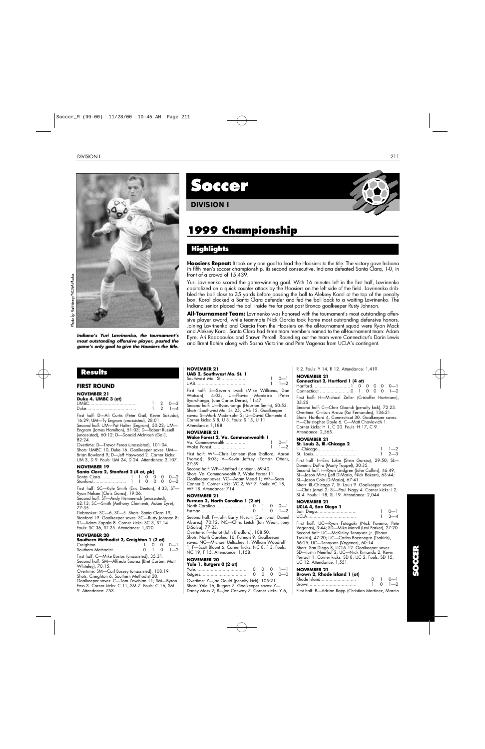# Soccer

## DIVISION I

# 1999 Championship

## Highlights

**Hoosiers Repeat:** It took only one goal to lead the Hoosiers to the title. The victory gave Indiana its fifth men's soccer championship, its second consecutive. Indiana defeated Santa Clara, 1-0, in front of a crowd of 15,439.

Yuri Lavrinenko scored the game-winning goal. With 16 minutes left in the first half, Lavrinenko capitalized on a quick counter attack by the Hoosiers on the left side of the field. Lavrinenko dribbled the ball close to 35 yards before passing the ball to Aleksey Korol at the top of the penalty box. Korol blocked a Santa Clara defender and fed the ball back to a waiting Lavrinenko. The Indiana senior placed the ball inside the far post past Bronco goalkeeper Rusty Johnson.

**All-Tournament Team:** Lavrinenko was honored with the tournament's most outstanding offensive player award, while teammate Nick Garcia took home most outstanding defensive honors. Joining Lavrinenko and Garcia from the Hoosiers on the all-tournament squad were Ryan Mack and Aleksey Korol. Santa Clara had three team members named to the all-tournament team: Adam Eyre, Ari Rodopoulos and Shawn Percell. Rounding out the team were Connecticut's Darin Lewis and Brent Rahim along with Sasha Victorine and Pete Vagenas from UCLA's contingent.

Photo by Pat Henry/NCAA Photos

*Indiana's Yuri Lavrinenko, the tournament's most outstanding offensive player, posted the game's only goal to give the Hoosiers the title.*

## Results

### FIRST ROUND

**NOVEMBER 21**
**Duke 4, UMBC 3 (ot)**

| | | | |
|---|---|---|---|
| UMBC | 1 | 2 | 0—3 |
| Duke | 1 | 2 | 1—4 |

First half: D—Ali Curtis (Peter Gail, Kevin Sakuda), 16:29; UM—Ty Engram (unassisted), 28:01.
Second half: UM—Pat Halter (Engram), 50:22; UM—Engram (James Hamilton), 51:03; D—Robert Russell (unassisted), 60:12; D—Donald McIntosh (Gail), 82:24.
Overtime: D—Trevor Perea (unassisted), 101:04.
Shots: UMBC 10, Duke 16. Goalkeeper saves: UM—Brian Rowland 9; D—Jeff Haywood 2. Corner kicks: UM 3, D 9. Fouls: UM 24, D 24. Attendance: 2,107.

**NOVEMBER 19**
**Santa Clara 2, Stanford 2 (4 ot, pk)**

| | | | | | |
|---|---|---|---|---|---|
| Santa Clara | 1 | 1 | 0 | 0 | 0—2 |
| Stanford | 1 | 1 | 0 | 0 | 0—2 |

First half: SC—Kyle Smith (Eric Denton), 4:33; ST—Ryan Nelsen (Chris Gores), 19:06.
Second half: ST—Andy Hemmerich (unassisted), 62:13; SC—Smith (Anthony Chimienti, Adam Eyre), 77:35.
Tiebreaker: SC—6, ST—5. Shots: Santa Clara 19, Stanford 19. Goalkeeper saves: SC—Rusty Johnson 8; ST—Adam Zapala 8. Corner kicks: SC 3, ST 14. Fouls: SC 36, ST 25. Attendance: 1,320.

**NOVEMBER 20**
**Southern Methodist 2, Creighton 1 (2 ot)**

| | | | | |
|---|---|---|---|---|
| Creighton | 1 | 0 | 0 | 0—1 |
| Southern Methodist | 0 | 1 | 0 | 1—2 |

First half: C—Mike Bustos (unassisted), 35:31.
Second half: SM—Alfredo Suarez (Bret Corbin, Matt Whiteley), 70:15.
Overtime: SM—Carl Bussey (unassisted), 108:19.
Shots: Creighton 6, Southern Methodist 20.
Goalkeeper saves: C—Tom Zawislan 11; SM—Byron Foss 3. Corner kicks: C 11, SM 7. Fouls: C 16, SM 9. Attendance: 753.

**NOVEMBER 21**
**UAB 2, Southwest Mo. St. 1**

| | | |
|---|---|---|
| Southwest Mo. St. | 1 | 0—1 |
| UAB | 1 | 1—2 |

First half: S—Severin Lwali (Mike Williams, Dan Watson), 4:03; U—Flavio Monteiro (Peter Byaruhanga, Juan Carlos Deras), 11:47.
Second half: U—Byaruhanga (Houston Smith), 50:53.
Shots: Southwest Mo. St. 25, UAB 12. Goalkeeper saves: S—Mark Modersohn 2; U—David Clemente 4. Corner kicks: S 8, U 3. Fouls: S 15, U 11. Attendance: 1,188.

**NOVEMBER 21**
**Wake Forest 2, Va. Commonwealth 1**

| | | |
|---|---|---|
| Va. Commonwealth | 1 | 0—1 |
| Wake Forest | 1 | 1—2 |

First half: WF—Chris Lonteen (Ben Stafford, Aaron Thomas), 8:03; V—Kevin Jeffrey (Roman Otten), 27:59.
Second half: WF—Stafford (Lonteen), 69:40.
Shots: Va. Commonwealth 9, Wake Forest 11.
Goalkeeper saves: VC—Adam Mead 1; WF—Sean Conner 2. Corner kicks: VC 2, WF 7. Fouls: VC 18, WF 18. Attendance: 714.

**NOVEMBER 21**
**Furman 2, North Carolina 1 (2 ot)**

| | | | | |
|---|---|---|---|---|
| North Carolina | 0 | 1 | 0 | 0—1 |
| Furman | 0 | 1 | 0 | 1—2 |

Second half: F—John Barry Nusum (Carl Junot, Daniel Alvarez), 70:12; NC—Chris Leitch (Jon Wean, Joey DiSalvo), 77:23.
Overtime: F—Junot (John Bradford), 108:50.
Shots: North Carolina 16, Furman 9. Goalkeeper saves: NC—Michael Ueltschey 1, William Woodruff 1; F—Scott Blount 6. Corner kicks: NC 8, F 3. Fouls: NC 19, F 15. Attendance: 1,158.

**NOVEMBER 20**
**Yale 1, Rutgers 0 (2 ot)**

| | | | | |
|---|---|---|---|---|
| Yale | 0 | 0 | 0 | 1—1 |
| Rutgers | 0 | 0 | 0 | 0—0 |

Overtime: Y—Jac Gould (penalty kick), 105:21.
Shots: Yale 16, Rutgers 7. Goalkeeper saves: Y—Danny Moss 2; R—Jon Conway 7. Corner kicks: Y 6, R 2. Fouls: Y 14, R 12. Attendance: 1,419.

**NOVEMBER 21**
**Connecticut 2, Hartford 1 (4 ot)**

| | | | | | | |
|---|---|---|---|---|---|---|
| Hartford | 1 | 0 | 0 | 0 | 0 | 0—1 |
| Connecticut | 0 | 1 | 0 | 0 | 0 | 1—2 |

First half: H—Michael Zeller (Cristoffer Hartmann), 35:25.
Second half: C—Chris Gbandi (penalty kick), 72:23.
Overtime: C—Luis Arauz (Rui Fernandes), 136:21.
Shots: Hartford 4, Connecticut 30. Goalkeeper saves: H—Christopher Doyle 6; C—Matt Chavlovich 1. Corner kicks: H 1, C 20. Fouls: H 17, C 9. Attendance: 2,565.

**NOVEMBER 21**
**St. Louis 3, Ill.-Chicago 2**

| | | |
|---|---|---|
| Ill.-Chicago | 1 | 1—2 |
| St. Louis | 1 | 2—3 |

First half: I—Eric Lukin (Stein Garcia), 29:50; SL—Dominic DaPra (Marty Tappel), 30:35.
Second half: I—Ryan Lindgren (John Collins), 46:49; SL—Jason Mims (Jeff DiMaria, Nick Bokern), 63:44; SL—Jason Cole (DiMaria), 67:41.
Shots: Ill.-Chicago 7, St. Louis 9. Goalkeeper saves: I—Chris Jamal 2, SL—Paul Nagy 4. Corner kicks: I 2, SL 4. Fouls: I 18, SL 19. Attendance: 2,044.

**NOVEMBER 21**
**UCLA 4, San Diego 1**

| | | |
|---|---|---|
| San Diego | 1 | 0—1 |
| UCLA | 1 | 3—4 |

First half: UC—Ryan Futagaki (Nick Paneno, Pete Vagenas), 3:44; SD—Mike Marvil (Levi Parker), 27:20.
Second half: UC—McKinley Tennyson Jr. (Shaun Tsakiris), 47:20; UC—Carlos Bocanegra (Tsakiris), 56:25; UC—Tennyson (Vagenas), 60:14.
Shots: San Diego 8, UCLA 12. Goalkeeper saves: SD—Justin Neerhof 2; UC—Nick Rimando 2, Kevin Perrault 1. Corner kicks: SD 8, UC 2. Fouls: SD 15, UC 12. Attendance: 1,551.

**NOVEMBER 21**
**Brown 2, Rhode Island 1 (ot)**

| | | | |
|---|---|---|---|
| Rhode Island | 0 | 1 | 0—1 |
| Brown | 1 | 0 | 1—2 |

First half: B—Adrian Rapp (Christian Martinez, Marcio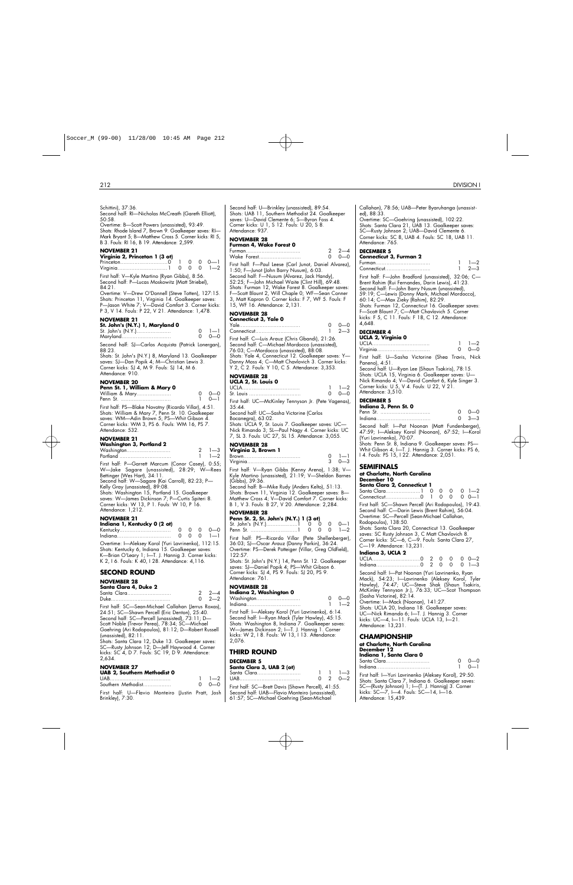Schittini), 37:36.
Second half: RI—Nicholas McCreath (Gareth Elliott), 50:58.
Overtime: B—Scott Powers (unassisted), 93:49.
Shots: Rhode Island 7, Brown 9. Goalkeeper saves: RI—Mark Bryant 5; B—Matthew Cross 5. Corner kicks: RI 5, B 3. Fouls: RI 16, B 19. Attendance: 2,599.

**NOVEMBER 21**
**Virginia 2, Princeton 1 (3 ot)**

| | | | | | |
|---|---|---|---|---|---|
| Princeton | 0 | 1 | 0 | 0 | 0—1 |
| Virginia | 1 | 0 | 0 | 0 | 1—2 |

First half: V—Kyle Martino (Ryan Gibbs), 8:56.
Second half: P—Lucas Moskowitz (Matt Striebel), 84:21.
Overtime: V—Drew O'Donnell (Steve Totten), 127:15.
Shots: Princeton 11, Virginia 14. Goalkeeper saves: P—Jason White 7; V—David Comfort 3. Corner kicks: P 3, V 14. Fouls: P 22, V 21. Attendance: 1,478.

**NOVEMBER 21**
**St. John's (N.Y.) 1, Maryland 0**

| | | |
|---|---|---|
| St. John's (N.Y.) | 0 | 1—1 |
| Maryland | 0 | 0—0 |

Second half: SJ—Carlos Acquista (Patrick Lonergan), 88:23.
Shots: St. John's (N.Y.) 8, Maryland 13. Goalkeeper saves: SJ—Dan Popik 4; M—Christian Lewis 3. Corner kicks: SJ 4, M 9. Fouls: SJ 14, M 6. Attendance: 910.

**NOVEMBER 20**
**Penn St. 1, William & Mary 0**

| | | |
|---|---|---|
| William & Mary | 0 | 0—0 |
| Penn St. | 1 | 0—1 |

First half: PS—Blake Novotny (Ricardo Villar), 4:51.
Shots: William & Mary 7, Penn St. 10. Goalkeeper saves: WM—Adin Brown 5; PS—Whit Gibson 4. Corner kicks: WM 3, PS 6. Fouls: WM 16, PS 7. Attendance: 532.

**NOVEMBER 21**
**Washington 3, Portland 2**

| | | |
|---|---|---|
| Washington | 2 | 1—3 |
| Portland | 1 | 1—2 |

First half: P—Garrett Marcum (Conor Casey), 0:55; W—Jake Sagare (unassisted), 28:29; W—Rees Bettinger (Wes Hart), 34:11.
Second half: W—Sagare (Kai Carroll), 82:23; P—Kelly Gray (unassisted), 89:08.
Shots: Washington 15, Portland 15. Goalkeeper saves: W—James Dickinson 7; P—Curtis Spiteri 8. Corner kicks: W 13, P 1. Fouls: W 10, P 16. Attendance: 1,212.

**NOVEMBER 21**
**Indiana 1, Kentucky 0 (2 ot)**

| | | | | |
|---|---|---|---|---|
| Kentucky | 0 | 0 | 0 | 0—0 |
| Indiana | 0 | 0 | 0 | 1—1 |

Overtime: I—Aleksey Korol (Yuri Lavrinenko), 112:15.
Shots: Kentucky 6, Indiana 15. Goalkeeper saves: K—Brian O'Leary 1; I—T. J. Hannig 3. Corner kicks: K 2, I 6. Fouls: K 40, I 28. Attendance: 4,116.

## SECOND ROUND

**NOVEMBER 28**
**Santa Clara 4, Duke 2**

| | | |
|---|---|---|
| Santa Clara | 2 | 2—4 |
| Duke | 0 | 2—2 |

First half: SC—Sean-Michael Callahan (Jerrus Roxas), 24:51; SC—Shawn Percell (Eric Denton), 25:40.
Second half: SC—Percell (unassisted), 73:11; D—Scott Noble (Trevor Perea), 78:34; SC—Michael Goehring (Ari Rodopoulos), 81:12; D—Robert Russell (unassisted), 82:11.
Shots: Santa Clara 12, Duke 13. Goalkeeper saves: SC—Rusty Johnson 12; D—Jeff Haywood 4. Corner kicks: SC 4, D 7. Fouls: SC 19, D 9. Attendance: 2,634.

**NOVEMBER 27**
**UAB 2, Southern Methodist 0**

| | | |
|---|---|---|
| UAB | 1 | 1—2 |
| Southern Methodist | 0 | 0—0 |

First half: U—Flavio Monteiro (Justin Pratt, Josh Brinkley), 7:30.
Second half: U—Brinkley (unassisted), 89:54.
Shots: UAB 11, Southern Methodist 24. Goalkeeper saves: U—David Clemente 6; S—Byron Foss 4. Corner kicks: U 1, S 12. Fouls: U 20, S 8. Attendance: 937.

**NOVEMBER 28**
**Furman 4, Wake Forest 0**

| | | |
|---|---|---|
| Furman | 2 | 2—4 |
| Wake Forest | 0 | 0—0 |

First half: F—Paul Leese (Carl Junot, Daniel Alvarez), 1:50; F—Junot (John Barry Nusum), 6:03.
Second half: F—Nusum (Alvarez, Jack Handy), 52:25; F—John Michael Waite (Clint Hill), 69:48.
Shots: Furman 12, Wake Forest 8. Goalkeeper saves: F—Scott Blount 2, Will Chaple 0; WF—Sean Conner 3, Matt Kapron 0. Corner kicks: F 7, WF 5. Fouls: F 15, WF 16. Attendance: 2,131.

**NOVEMBER 28**
**Connecticut 3, Yale 0**

| | | |
|---|---|---|
| Yale | 0 | 0—0 |
| Connecticut | 1 | 2—3 |

First half: C—Luis Arauz (Chris Gbandi), 21:26.
Second half: C—Michael Mordocco (unassisted), 76:03; C—Mordocco (unassisted), 88:08.
Shots: Yale 4, Connecticut 12. Goalkeeper saves: Y—Danny Moss 4; C—Matt Chavlovich 3. Corner kicks: Y 2, C 2. Fouls: Y 10, C 5. Attendance: 3,353.

**NOVEMBER 28**
**UCLA 2, St. Louis 0**

| | | |
|---|---|---|
| UCLA | 1 | 1—2 |
| St. Louis | 0 | 0—0 |

First half: UC—McKinley Tennyson Jr. (Pete Vagenas), 35:44.
Second half: UC—Sasha Victorine (Carlos Bocanegra), 63:02.
Shots: UCLA 9, St. Louis 7. Goalkeeper saves: UC—Nick Rimando 3; SL—Paul Nagy 4. Corner kicks: UC 7, SL 3. Fouls: UC 27, SL 15. Attendance: 3,055.

**NOVEMBER 28**
**Virginia 3, Brown 1**

| | | |
|---|---|---|
| Brown | 0 | 1—1 |
| Virginia | 3 | 0—3 |

First half: V—Ryan Gibbs (Kenny Arena), 1:38; V—Kyle Martino (unassisted), 21:19; V—Sheldon Barnes (Gibbs), 39:36.
Second half: B—Mike Rudy (Anders Kelto), 51:13.
Shots: Brown 11, Virginia 12. Goalkeeper saves: B—Matthew Cross 4; V—David Comfort 7. Corner kicks: B 1, V 3. Fouls: B 27, V 20. Attendance: 2,284.

**NOVEMBER 28**
**Penn St. 2, St. John's (N.Y.) 1 (3 ot)**

| | | | | | |
|---|---|---|---|---|---|
| St. John's (N.Y.) | 1 | 0 | 0 | 0 | 0—1 |
| Penn St. | 1 | 0 | 0 | 0 | 1—2 |

First half: PS—Ricardo Villar (Pete Shellenberger), 36:03; SJ—Oscar Arauz (Danny Parkin), 36:24.
Overtime: PS—Derek Potteiger (Villar, Greg Oldfield), 122:57.
Shots: St. John's (N.Y.) 14, Penn St. 12. Goalkeeper saves: SJ—Daniel Popik 4; PS—Whit Gibson 6. Corner kicks: SJ 4, PS 9. Fouls: SJ 20, PS 9. Attendance: 761.

**NOVEMBER 28**
**Indiana 2, Washington 0**

| | | |
|---|---|---|
| Washington | 0 | 0—0 |
| Indiana | 1 | 1—2 |

First half: I—Aleksey Korol (Yuri Lavrinenko), 6:14.
Second half: I—Ryan Mack (Tyler Hawley), 45:15.
Shots: Washington 8, Indiana 7. Goalkeeper saves: W—James Dickinson 2; I—T. J. Hannig 1. Corner kicks: W 2, I 8. Fouls: W 13, I 13. Attendance: 2,076.

## THIRD ROUND

**DECEMBER 5**
**Santa Clara 3, UAB 2 (ot)**

| | | | |
|---|---|---|---|
| Santa Clara | 1 | 1 | 1—3 |
| UAB | 0 | 2 | 0—2 |

First half: SC—Brett Davis (Shawn Percell), 41:55.
Second half: UAB—Flavio Monteiro (unassisted), 61:57; SC—Michael Goehring (Sean-Michael Callahan), 78:56; UAB—Peter Byaruhanga (unassisted), 88:33.
Overtime: SC—Goehring (unassisted), 102:22.
Shots: Santa Clara 21, UAB 13. Goalkeeper saves: SC—Rusty Johnson 2; UAB—David Clemente 6. Corner kicks: SC 8, UAB 4. Fouls: SC 18, UAB 11. Attendance: 765.

**DECEMBER 5**
**Connecticut 3, Furman 2**

| | | |
|---|---|---|
| Furman | 1 | 1—2 |
| Connecticut | 1 | 2—3 |

First half: F—John Bradford (unassisted), 32:06; C—Brent Rahim (Rui Fernandes, Darin Lewis), 41:23.
Second half: F—John Barry Nusum (unassisted), 59:19; C—Lewis (Donny Mark, Michael Mordocco), 60:14; C—Max Zieky (Rahim), 82:29.
Shots: Furman 12, Connecticut 16. Goalkeeper saves: F—Scott Blount 7; C—Matt Chavlovich 5. Corner kicks: F 5, C 11. Fouls: F 18, C 12. Attendance: 4,648.

**DECEMBER 4**
**UCLA 2, Virginia 0**

| | | |
|---|---|---|
| UCLA | 1 | 1—2 |
| Virginia | 0 | 0—0 |

First half: U—Sasha Victorine (Shea Travis, Nick Paneno), 4:51.
Second half: U—Ryan Lee (Shaun Tsakiris), 78:15.
Shots: UCLA 15, Virginia 6. Goalkeeper saves: U—Nick Rimando 4; V—David Comfort 6, Kyle Singer 3. Corner kicks: U 5, V 4. Fouls: U 22, V 21. Attendance: 3,510.

**DECEMBER 5**
**Indiana 3, Penn St. 0**

| | | |
|---|---|---|
| Penn St. | 0 | 0—0 |
| Indiana | 0 | 3—3 |

Second half: I—Pat Noonan (Matt Fundenberger), 47:59; I—Aleksey Korol (Noonan), 67:52; I—Korol (Yuri Lavrinenko), 70:07.
Shots: Penn St. 8, Indiana 9. Goalkeeper saves: PS—Whit Gibson 4; I—T. J. Hannig 3. Corner kicks: PS 6, I 4. Fouls: PS 15, I 22. Attendance: 2,051.

## SEMIFINALS

**at Charlotte, North Carolina**
**December 10**
**Santa Clara 2, Connecticut 1**

| | | | | | |
|---|---|---|---|---|---|
| Santa Clara | 1 | 0 | 0 | 0 | 1—2 |
| Connecticut | 0 | 1 | 0 | 0 | 0—1 |

First half: SC—Shawn Percell (Ari Rodopoulos), 19:43.
Second half: C—Darin Lewis (Brent Rahim), 56:04.
Overtime: SC—Percell (Sean-Michael Callahan, Rodopoulos), 138:50.
Shots: Santa Clara 20, Connecticut 13. Goalkeeper saves: SC Rusty Johnson 3, C Matt Chavlovich 8. Corner kicks: SC—6, C—9. Fouls: Santa Clara 27, C—19. Attendance: 13,231.

**Indiana 3, UCLA 2**

| | | | | | |
|---|---|---|---|---|---|
| UCLA | 0 | 2 | 0 | 0 | 0—2 |
| Indiana | 0 | 2 | 0 | 0 | 1—3 |

Second half: I—Pat Noonan (Yuri Lavrinenko, Ryan Mack), 54:23; I—Lavrinenko (Aleksey Korol, Tyler Hawley), 74:47; UC—Steve Shak (Shaun Tsakiris, McKinley Tennyson Jr.), 76:33; UC—Scot Thompson (Sasha Victorine), 82:14.
Overtime: I—Mack (Noonan), 141:27.
Shots: UCLA 20, Indiana 18. Goalkeeper saves: UC—Nick Rimando 6; I—T. J. Hannig 3. Corner kicks: UC—4, I—11. Fouls: UCLA 13, I—21. Attendance: 13,231.

## CHAMPIONSHIP

**at Charlotte, North Carolina**
**December 12**
**Indiana 1, Santa Clara 0**

| | | |
|---|---|---|
| Santa Clara | 0 | 0—0 |
| Indiana | 1 | 0—1 |

First half: I—Yuri Lavrinenko (Aleksey Korol), 29:50.
Shots: Santa Clara 7, Indiana 6. Goalkeeper saves: SC—(Rusty Johnson) 1; I—(T. J. Hannig) 3. Corner kicks: SC—7, I—4. Fouls: SC—14, I—16. Attendance: 15,439.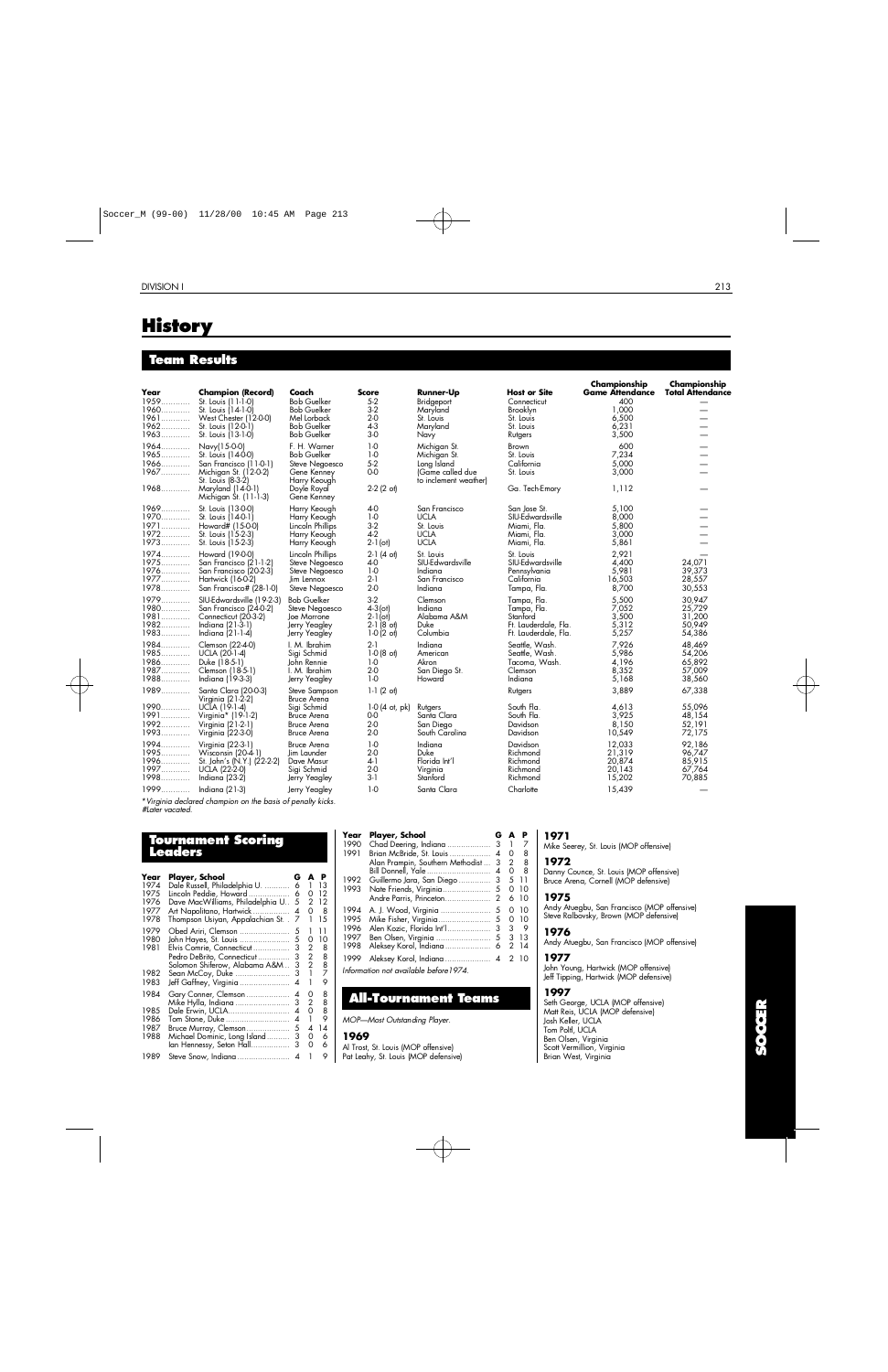# History

## Team Results

| Year | Champion (Record) | Coach | Score | Runner-Up | Host or Site | Championship Game Attendance | Championship Total Attendance |
|---|---|---|---|---|---|---|---|
| 1959 | St. Louis (11-1-0) | Bob Guelker | 5-2 | Bridgeport | Connecticut | 400 | — |
| 1960 | St. Louis (14-1-0) | Bob Guelker | 3-2 | Maryland | Brooklyn | 1,000 | — |
| 1961 | West Chester (12-0-0) | Mel Lorback | 2-0 | St. Louis | St. Louis | 6,500 | — |
| 1962 | St. Louis (12-0-1) | Bob Guelker | 4-3 | Maryland | St. Louis | 6,231 | — |
| 1963 | St. Louis (13-1-0) | Bob Guelker | 3-0 | Navy | Rutgers | 3,500 | — |
| 1964 | Navy(15-0-0) | F. H. Warner | 1-0 | Michigan St. | Brown | 600 | — |
| 1965 | St. Louis (14-0-0) | Bob Guelker | 1-0 | Michigan St. | St. Louis | 7,234 | — |
| 1966 | San Francisco (11-0-1) | Steve Negoesco | 5-2 | Long Island | California | 5,000 | — |
| 1967 | Michigan St. (12-0-2) St. Louis (8-3-2) | Gene Kenney Harry Keough | 0-0 | (Game called due to inclement weather) | St. Louis | 3,000 | — |
| 1968 | Maryland (14-0-1) Michigan St. (11-1-3) | Doyle Royal Gene Kenney | 2-2 (2 ot) | | Ga. Tech-Emory | 1,112 | — |
| 1969 | St. Louis (13-0-0) | Harry Keough | 4-0 | San Francisco | San Jose St. | 5,100 | — |
| 1970 | St. Louis (14-0-1) | Harry Keough | 1-0 | UCLA | SIU-Edwardsville | 8,000 | — |
| 1971 | Howard# (15-0-0) | Lincoln Phillips | 3-2 | St. Louis | Miami, Fla. | 5,800 | — |
| 1972 | St. Louis (15-2-3) | Harry Keough | 4-2 | UCLA | Miami, Fla. | 3,000 | — |
| 1973 | St. Louis (15-2-3) | Harry Keough | 2-1 (ot) | UCLA | Miami, Fla. | 5,861 | — |
| 1974 | Howard (19-0-0) | Lincoln Phillips | 2-1 (4 ot) | St. Louis | St. Louis | 2,921 | — |
| 1975 | San Francisco (21-1-2) | Steve Negoesco | 4-0 | SIU-Edwardsville | SIU-Edwardsville | 4,400 | 24,071 |
| 1976 | San Francisco (20-2-3) | Steve Negoesco | 1-0 | Indiana | Pennsylvania | 5,981 | 39,373 |
| 1977 | Hartwick (16-0-2) | Jim Lennox | 2-1 | San Francisco | California | 16,503 | 28,557 |
| 1978 | San Francisco# (28-1-0) | Steve Negoesco | 2-0 | Indiana | Tampa, Fla. | 8,700 | 30,553 |
| 1979 | SIU-Edwardsville (19-2-3) | Bob Guelker | 3-2 | Clemson | Tampa, Fla. | 5,500 | 30,947 |
| 1980 | San Francisco (24-0-2) | Steve Negoesco | 4-3 (ot) | Indiana | Tampa, Fla. | 7,052 | 25,729 |
| 1981 | Connecticut (20-3-2) | Joe Morrone | 2-1 (ot) | Alabama A&M | Stanford | 3,500 | 31,200 |
| 1982 | Indiana (21-3-1) | Jerry Yeagley | 2-1 (8 ot) | Duke | Ft. Lauderdale, Fla. | 5,312 | 50,949 |
| 1983 | Indiana (21-1-4) | Jerry Yeagley | 1-0 (2 ot) | Columbia | Ft. Lauderdale, Fla. | 5,257 | 54,386 |
| 1984 | Clemson (22-4-0) | I. M. Ibrahim | 2-1 | Indiana | Seattle, Wash. | 7,926 | 48,469 |
| 1985 | UCLA (20-1-4) | Sigi Schmid | 1-0 (8 ot) | American | Seattle, Wash. | 5,986 | 54,206 |
| 1986 | Duke (18-5-1) | John Rennie | 1-0 | Akron | Tacoma, Wash. | 4,196 | 65,892 |
| 1987 | Clemson (18-5-1) | I. M. Ibrahim | 2-0 | San Diego St. | Clemson | 8,352 | 57,009 |
| 1988 | Indiana (19-3-3) | Jerry Yeagley | 1-0 | Howard | Indiana | 5,168 | 38,560 |
| 1989 | Santa Clara (20-0-3) Virginia (21-2-2) | Steve Sampson Bruce Arena | 1-1 (2 ot) | | Rutgers | 3,889 | 67,338 |
| 1990 | UCLA (19-1-4) | Sigi Schmid | 1-0 (4 ot, pk) | Rutgers | South Fla. | 4,613 | 55,096 |
| 1991 | Virginia* (19-1-2) | Bruce Arena | 0-0 | Santa Clara | South Fla. | 3,925 | 48,154 |
| 1992 | Virginia (21-2-1) | Bruce Arena | 2-0 | San Diego | Davidson | 8,150 | 52,191 |
| 1993 | Virginia (22-3-0) | Bruce Arena | 2-0 | South Carolina | Davidson | 10,549 | 72,175 |
| 1994 | Virginia (22-3-1) | Bruce Arena | 1-0 | Indiana | Davidson | 12,033 | 92,186 |
| 1995 | Wisconsin (20-4-1) | Jim Launder | 2-0 | Duke | Richmond | 21,319 | 96,747 |
| 1996 | St. John's (N.Y.) (22-2-2) | Dave Masur | 4-1 | Florida Int'l | Richmond | 20,874 | 85,915 |
| 1997 | UCLA (22-2-0) | Sigi Schmid | 2-0 | Virginia | Richmond | 20,143 | 67,764 |
| 1998 | Indiana (23-2) | Jerry Yeagley | 3-1 | Stanford | Richmond | 15,202 | 70,885 |
| 1999 | Indiana (21-3) | Jerry Yeagley | 1-0 | Santa Clara | Charlotte | 15,439 | — |

*Virginia declared champion on the basis of penalty kicks.
#Later vacated.

## Tournament Scoring Leaders

| Year | Player, School | G | A | P |
|---|---|---|---|---|
| 1974 | Dale Russell, Philadelphia U. | 6 | 1 | 13 |
| 1975 | Lincoln Peddie, Howard | 6 | 0 | 12 |
| 1976 | Dave MacWilliams, Philadelphia U. | 5 | 2 | 12 |
| 1977 | Art Napolitano, Hartwick | 4 | 0 | 8 |
| 1978 | Thompson Usiyan, Appalachian St. | 7 | 1 | 15 |
| 1979 | Obed Ariri, Clemson | 5 | 1 | 11 |
| 1980 | John Hayes, St. Louis | 5 | 0 | 10 |
| 1981 | Elvis Comrie, Connecticut | 3 | 2 | 8 |
| | Pedro DeBrito, Connecticut | 3 | 2 | 8 |
| | Solomon Shiferow, Alabama A&M | 3 | 2 | 8 |
| 1982 | Sean McCoy, Duke | 3 | 1 | 7 |
| 1983 | Jeff Gaffney, Virginia | 4 | 1 | 9 |
| 1984 | Gary Conner, Clemson | 4 | 0 | 8 |
| | Mike Hylla, Indiana | 3 | 2 | 8 |
| 1985 | Dale Erwin, UCLA | 4 | 0 | 8 |
| 1986 | Tom Stone, Duke | 4 | 1 | 9 |
| 1987 | Bruce Murray, Clemson | 5 | 4 | 14 |
| 1988 | Michael Dominic, Long Island | 3 | 0 | 6 |
| | Ian Hennessy, Seton Hall | 3 | 0 | 6 |
| 1989 | Steve Snow, Indiana | 4 | 1 | 9 |
| 1990 | Chad Deering, Indiana | 3 | 1 | 7 |
| 1991 | Brian McBride, St. Louis | 4 | 0 | 8 |
| | Alan Prampin, Southern Methodist | 3 | 2 | 8 |
| | Bill Donnell, Yale | 4 | 0 | 8 |
| 1992 | Guillermo Jara, San Diego | 3 | 5 | 11 |
| 1993 | Nate Friends, Virginia | 5 | 0 | 10 |
| | Andre Parris, Princeton | 2 | 6 | 10 |
| 1994 | A. J. Wood, Virginia | 5 | 0 | 10 |
| 1995 | Mike Fisher, Virginia | 5 | 0 | 10 |
| 1996 | Alen Kozic, Florida Int'l | 3 | 3 | 9 |
| 1997 | Ben Olsen, Virginia | 5 | 3 | 13 |
| 1998 | Aleksey Korol, Indiana | 6 | 2 | 14 |
| 1999 | Aleksey Korol, Indiana | 4 | 2 | 10 |

*Information not available before1974.*

## All-Tournament Teams

*MOP—Most Outstanding Player.*

### 1969
Al Trost, St. Louis (MOP offensive)
Pat Leahy, St. Louis (MOP defensive)

### 1971
Mike Seerey, St. Louis (MOP offensive)

### 1972
Danny Counce, St. Louis (MOP offensive)
Bruce Arena, Cornell (MOP defensive)

### 1975
Andy Atuegbu, San Francisco (MOP offensive)
Steve Ralbovsky, Brown (MOP defensive)

### 1976
Andy Atuegbu, San Francisco (MOP offensive)

### 1977
John Young, Hartwick (MOP offensive)
Jeff Tipping, Hartwick (MOP defensive)

### 1997
Seth George, UCLA (MOP offensive)
Matt Reis, UCLA (MOP defensive)
Josh Keller, UCLA
Tom Poltl, UCLA
Ben Olsen, Virginia
Scott Vermillion, Virginia
Brian West, Virginia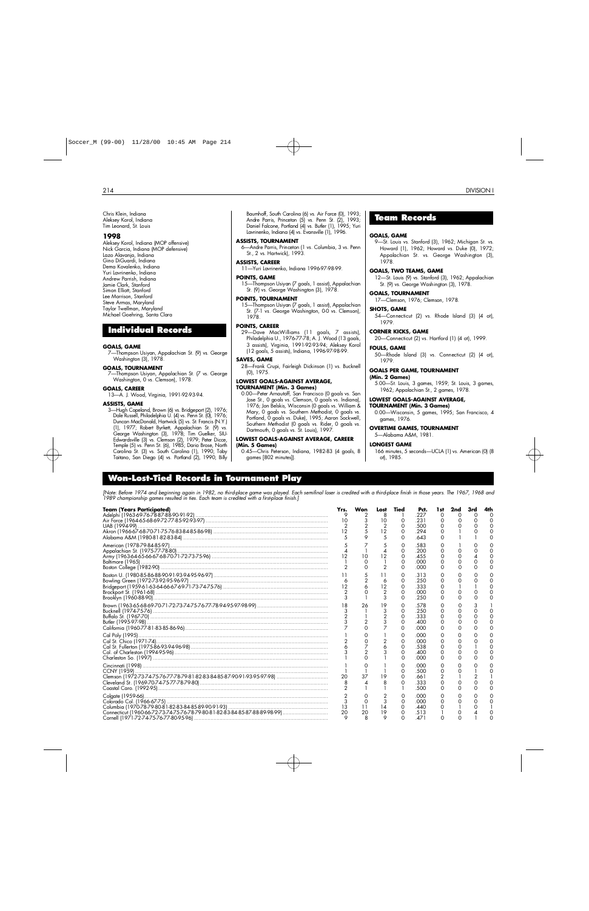Chris Klein, Indiana
Aleksey Korol, Indiana
Tim Leonard, St. Louis

### 1998

Aleksey Korol, Indiana (MOP offensive)
Nick Garcia, Indiana (MOP defensive)
Lazo Alavanja, Indiana
Gino DiGuardi, Indiana
Dema Kovalenko, Indiana
Yuri Lavrinenko, Indiana
Andrew Parrish, Indiana
Jamie Clark, Stanford
Simon Elliott, Stanford
Lee Morrison, Stanford
Steve Armas, Maryland
Taylor Twellman, Maryland
Michael Goehring, Santa Clara

## Individual Records

**GOALS, GAME**
7—Thompson Usiyan, Appalachian St. (9) vs. George Washington (3), 1978.

**GOALS, TOURNAMENT**
7—Thompson Usiyan, Appalachian St. (7 vs. George Washington, 0 vs. Clemson), 1978.

**GOALS, CAREER**
13—A. J. Wood, Virginia, 1991-92-93-94.

**ASSISTS, GAME**
3—Hugh Copeland, Brown (6) vs. Bridgeport (2), 1976; Dale Russell, Philadelphia U. (4) vs. Penn St. (0), 1976; Duncan MacDonald, Hartwick (5) vs. St. Francis (N.Y.) (1), 1977; Robert Byrkett, Appalachian St. (9) vs. George Washington (3), 1978; Tim Guelker, SIU-Edwardsville (3) vs. Clemson (2), 1979; Peter Dicce, Temple (5) vs. Penn St. (6), 1985; Dario Brose, North Carolina St. (3) vs. South Carolina (1), 1990; Toby Taitano, San Diego (4) vs. Portland (2), 1990; Billy Baumhoff, South Carolina (6) vs. Air Force (0), 1993; Andre Parris, Princeton (5) vs. Penn St. (2), 1993; Daniel Falcone, Portland (4) vs. Butler (1), 1995; Yuri Lavrinenko, Indiana (4) vs. Evansville (1), 1996.

**ASSISTS, TOURNAMENT**
6—Andre Parris, Princeton (1 vs. Columbia, 3 vs. Penn St., 2 vs. Hartwick), 1993.

**ASSISTS, CAREER**
11—Yuri Lavrinenko, Indiana 1996-97-98-99.

**POINTS, GAME**
15—Thompson Usiyan (7 goals, 1 assist), Appalachian St. (9) vs. George Washington (3), 1978.

**POINTS, TOURNAMENT**
15—Thompson Usiyan (7 goals, 1 assist), Appalachian St. (7-1 vs. George Washington, 0-0 vs. Clemson), 1978.

**POINTS, CAREER**
29—Dave MacWilliams (11 goals, 7 assists), Philadelphia U., 1976-77-78; A. J. Wood (13 goals, 3 assists), Virginia, 1991-92-93-94; Aleksey Korol (12 goals, 5 assists), Indiana, 1996-97-98-99.

**SAVES, GAME**
28—Frank Crupi, Fairleigh Dickinson (1) vs. Bucknell (0), 1975.

**LOWEST GOALS-AGAINST AVERAGE, TOURNAMENT (Min. 3 Games)**
0.00—Peter Arnautoff, San Francisco (0 goals vs. San Jose St., 0 goals vs. Clemson, 0 goals vs. Indiana), 1976; Jon Belskis, Wisconsin (0 goals vs. William & Mary, 0 goals vs. Southern Methodist, 0 goals vs. Portland, 0 goals vs. Duke), 1995; Aaron Sockwell, Southern Methodist (0 goals vs. Rider, 0 goals vs. Dartmouth, 0 goals vs. St. Louis), 1997.

**LOWEST GOALS-AGAINST AVERAGE, CAREER (Min. 5 Games)**
0.45—Chris Peterson, Indiana, 1982-83 (4 goals, 8 games [802 minutes]).

## Team Records

**GOALS, GAME**
9—St. Louis vs. Stanford (3), 1962; Michigan St. vs. Howard (1), 1962; Howard vs. Duke (0), 1972; Appalachian St. vs. George Washington (3), 1978.

**GOALS, TWO TEAMS, GAME**
12—St. Louis (9) vs. Stanford (3), 1962; Appalachian St. (9) vs. George Washington (3), 1978.

**GOALS, TOURNAMENT**
17—Clemson, 1976; Clemson, 1978.

**SHOTS, GAME**
54—Connecticut (2) vs. Rhode Island (3) (4 ot), 1979.

**CORNER KICKS, GAME**
20—Connecticut (2) vs. Hartford (1) (4 ot), 1999.

**FOULS, GAME**
50—Rhode Island (3) vs. Connecticut (2) (4 ot), 1979.

**GOALS PER GAME, TOURNAMENT (Min. 2 Games)**
5.00—St. Louis, 3 games, 1959; St. Louis, 3 games, 1962; Appalachian St., 2 games, 1978.

**LOWEST GOALS-AGAINST AVERAGE, TOURNAMENT (Min. 3 Games)**
0.00—Wisconsin, 5 games, 1995; San Francisco, 4 games, 1976.

**OVERTIME GAMES, TOURNAMENT**
5—Alabama A&M, 1981.

**LONGEST GAME**
166 minutes, 5 seconds—UCLA (1) vs. American (0) (8 ot), 1985.

## Won-Lost-Tied Records in Tournament Play

*[Note: Before 1974 and beginning again in 1982, no third-place game was played. Each semifinal loser is credited with a third-place finish in those years. The 1967, 1968 and 1989 championship games resulted in ties. Each team is credited with a first-place finish.]*

| Team (Years Participated) | Yrs. | Won | Lost | Tied | Pct. | 1st | 2nd | 3rd | 4th |
|---|---|---|---|---|---|---|---|---|---|
| Adelphi (1963-69-76-78-87-88-90-91-92) | 9 | 2 | 8 | 1 | .227 | 0 | 0 | 0 | 0 |
| Air Force (1964-65-68-69-72-77-85-92-93-97) | 10 | 3 | 10 | 0 | .231 | 0 | 0 | 0 | 0 |
| UAB (1994-99) | 2 | 2 | 2 | 0 | .500 | 0 | 0 | 0 | 0 |
| Akron (1966-67-68-70-71-75-76-83-84-85-86-98) | 12 | 5 | 12 | 0 | .294 | 0 | 1 | 0 | 0 |
| Alabama A&M (1980-81-82-83-84) | 5 | 9 | 5 | 0 | .643 | 0 | 1 | 1 | 0 |
| American (1978-79-84-85-97) | 5 | 7 | 5 | 0 | .583 | 0 | 1 | 0 | 0 |
| Appalachian St. (1975-77-78-80) | 4 | 1 | 4 | 0 | .200 | 0 | 0 | 0 | 0 |
| Army (1963-64-65-66-67-68-70-71-72-73-75-96) | 12 | 10 | 12 | 0 | .455 | 0 | 0 | 4 | 0 |
| Baltimore (1965) | 1 | 0 | 1 | 0 | .000 | 0 | 0 | 0 | 0 |
| Boston College (1982-90) | 2 | 0 | 2 | 0 | .000 | 0 | 0 | 0 | 0 |
| Boston U. (1980-85-86-88-90-91-93-94-95-96-97) | 11 | 5 | 11 | 0 | .313 | 0 | 0 | 0 | 0 |
| Bowling Green (1972-73-92-95-96-97) | 6 | 2 | 6 | 0 | .250 | 0 | 0 | 0 | 0 |
| Bridgeport (1959-61-63-64-66-67-69-71-73-74-75-76) | 12 | 6 | 12 | 0 | .333 | 0 | 1 | 1 | 0 |
| Brockport St. (1961-68) | 2 | 0 | 2 | 0 | .000 | 0 | 0 | 0 | 0 |
| Brooklyn (1960-88-90) | 3 | 1 | 3 | 0 | .250 | 0 | 0 | 0 | 0 |
| Brown (1963-65-68-69-70-71-72-73-74-75-76-77-78-94-95-97-98-99) | 18 | 26 | 19 | 0 | .578 | 0 | 0 | 3 | 1 |
| Bucknell (1974-75-76) | 3 | 1 | 3 | 0 | .250 | 0 | 0 | 0 | 0 |
| Buffalo St. (1967-70) | 2 | 1 | 2 | 0 | .333 | 0 | 0 | 0 | 0 |
| Butler (1995-97-98) | 3 | 2 | 3 | 0 | .400 | 0 | 0 | 0 | 0 |
| California (1960-77-81-83-85-86-96) | 7 | 0 | 7 | 0 | .000 | 0 | 0 | 0 | 0 |
| Cal Poly (1995) | 1 | 0 | 1 | 0 | .000 | 0 | 0 | 0 | 0 |
| Cal St. Chico (1971-74) | 2 | 0 | 2 | 0 | .000 | 0 | 0 | 0 | 0 |
| Cal St. Fullerton (1975-86-93-94-96-98) | 6 | 7 | 6 | 0 | .538 | 0 | 0 | 1 | 0 |
| Col. of Charleston (1994-95-96) | 3 | 2 | 3 | 0 | .400 | 0 | 0 | 0 | 0 |
| Charleston So. (1997) | 1 | 0 | 1 | 0 | .000 | 0 | 0 | 0 | 0 |
| Cincinnati (1998) | 1 | 0 | 1 | 0 | .000 | 0 | 0 | 0 | 0 |
| CCNY (1959) | 1 | 1 | 1 | 0 | .500 | 0 | 0 | 1 | 0 |
| Clemson (1972-73-74-75-76-77-78-79-81-82-83-84-85-87-90-91-93-95-97-98) | 20 | 37 | 19 | 0 | .661 | 2 | 1 | 2 | 1 |
| Cleveland St. (1969-70-74-75-77-78-79-80) | 8 | 4 | 8 | 0 | .333 | 0 | 0 | 0 | 0 |
| Coastal Caro. (1992-95) | 2 | 1 | 1 | 1 | .500 | 0 | 0 | 0 | 0 |
| Colgate (1959-66) | 2 | 0 | 2 | 0 | .000 | 0 | 0 | 0 | 0 |
| Colorado Col. (1966-67-75) | 3 | 0 | 3 | 0 | .000 | 0 | 0 | 0 | 0 |
| Columbia (1970-78-79-80-81-82-83-84-85-89-90-91-93) | 13 | 11 | 14 | 0 | .440 | 0 | 1 | 0 | 1 |
| Connecticut (1960-66-72-73-74-75-76-78-79-80-81-82-83-84-85-87-88-89-98-99) | 20 | 20 | 19 | 0 | .513 | 1 | 0 | 4 | 0 |
| Cornell (1971-72-74-75-76-77-80-95-96) | 9 | 8 | 9 | 0 | .471 | 0 | 0 | 1 | 0 |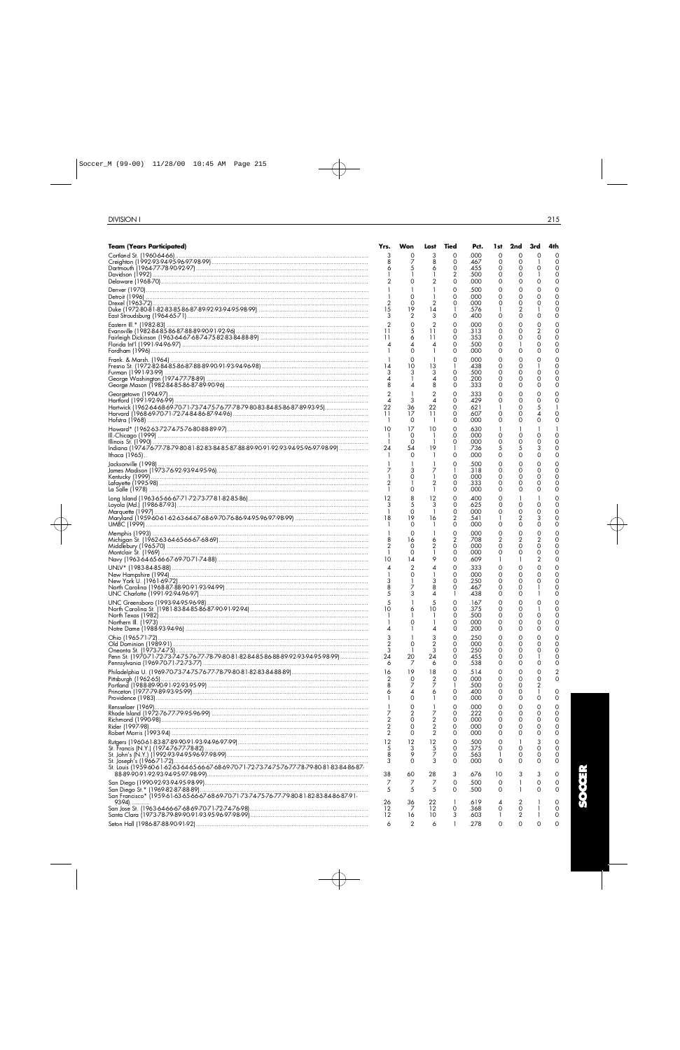| Team (Years Participated) | Yrs. | Won | Lost | Tied | Pct. | 1st | 2nd | 3rd | 4th |
|---|---|---|---|---|---|---|---|---|---|
| Cortland St. (1960-64-66) | 3 | 0 | 3 | 0 | .000 | 0 | 0 | 0 | 0 |
| Creighton (1992-93-94-95-96-97-98-99) | 8 | 7 | 8 | 0 | .467 | 0 | 0 | 1 | 0 |
| Dartmouth (1964-77-78-90-92-97) | 6 | 5 | 6 | 0 | .455 | 0 | 0 | 0 | 0 |
| Davidson (1992) | 1 | 1 | 1 | 2 | .500 | 0 | 0 | 1 | 0 |
| Delaware (1968-70) | 2 | 0 | 2 | 0 | .000 | 0 | 0 | 0 | 0 |
| Denver (1970) | 1 | 1 | 1 | 0 | .500 | 0 | 0 | 0 | 0 |
| Detroit (1996) | 1 | 0 | 1 | 0 | .000 | 0 | 0 | 0 | 0 |
| Drexel (1963-72) | 2 | 0 | 2 | 0 | .000 | 0 | 0 | 0 | 0 |
| Duke (1972-80-81-82-83-85-86-87-89-92-93-94-95-98-99) | 15 | 19 | 14 | 1 | .576 | 1 | 2 | 1 | 0 |
| East Stroudsburg (1964-65-71) | 3 | 2 | 3 | 0 | .400 | 0 | 0 | 0 | 0 |
| Eastern Ill.* (1982-83) | 2 | 0 | 2 | 0 | .000 | 0 | 0 | 0 | 0 |
| Evansville (1982-84-85-86-87-88-89-90-91-92-96) | 11 | 5 | 11 | 0 | .313 | 0 | 0 | 2 | 0 |
| Fairleigh Dickinson (1963-64-67-68-74-75-82-83-84-88-89) | 11 | 6 | 11 | 0 | .353 | 0 | 0 | 0 | 0 |
| Florida Int'l (1991-94-96-97) | 4 | 4 | 4 | 0 | .500 | 0 | 1 | 0 | 0 |
| Fordham (1996) | 1 | 0 | 1 | 0 | .000 | 0 | 0 | 0 | 0 |
| Frank. & Marsh. (1964) | 1 | 0 | 1 | 0 | .000 | 0 | 0 | 0 | 0 |
| Fresno St. (1972-82-84-85-86-87-88-89-90-91-93-94-96-98) | 14 | 10 | 13 | 1 | .438 | 0 | 0 | 1 | 0 |
| Furman (1991-93-99) | 3 | 3 | 3 | 0 | .500 | 0 | 0 | 0 | 0 |
| George Washington (1974-77-78-89) | 4 | 1 | 4 | 0 | .200 | 0 | 0 | 0 | 0 |
| George Mason (1982-84-85-86-87-89-90-96) | 8 | 4 | 8 | 0 | .333 | 0 | 0 | 0 | 0 |
| Georgetown (1994-97) | 2 | 1 | 2 | 0 | .333 | 0 | 0 | 0 | 0 |
| Hartford (1991-92-96-99) | 4 | 3 | 4 | 0 | .429 | 0 | 0 | 0 | 0 |
| Hartwick (1962-64-68-69-70-71-73-74-75-76-77-78-79-80-83-84-85-86-87-89-93-95) | 22 | 36 | 22 | 0 | .621 | 1 | 0 | 5 | 1 |
| Harvard (1968-69-70-71-72-74-84-86-87-94-96) | 11 | 17 | 11 | 0 | .607 | 0 | 0 | 4 | 0 |
| Hofstra (1968) | 1 | 0 | 1 | 0 | .000 | 0 | 0 | 0 | 0 |
| Howard* (1962-63-72-74-75-76-80-88-89-97) | 10 | 17 | 10 | 0 | .630 | 1 | 1 | 1 | 1 |
| Ill.-Chicago (1999) | 1 | 0 | 1 | 0 | .000 | 0 | 0 | 0 | 0 |
| Illinois St. (1990) | 1 | 0 | 1 | 0 | .000 | 0 | 0 | 0 | 0 |
| Indiana (1974-76-77-78-79-80-81-82-83-84-85-87-88-89-90-91-92-93-94-95-96-97-98-99) | 24 | 54 | 19 | 1 | .736 | 5 | 5 | 3 | 0 |
| Ithaca (1965) | 1 | 0 | 1 | 0 | .000 | 0 | 0 | 0 | 0 |
| Jacksonville (1998) | 1 | 1 | 1 | 0 | .500 | 0 | 0 | 0 | 0 |
| James Madison (1973-76-92-93-94-95-96) | 7 | 3 | 7 | 1 | .318 | 0 | 0 | 0 | 0 |
| Kentucky (1999) | 1 | 0 | 1 | 0 | .000 | 0 | 0 | 0 | 0 |
| Lafayette (1995-98) | 2 | 1 | 2 | 0 | .333 | 0 | 0 | 0 | 0 |
| La Salle (1978) | 1 | 0 | 1 | 0 | .000 | 0 | 0 | 0 | 0 |
| Long Island (1963-65-66-67-71-72-73-77-81-82-85-86) | 12 | 8 | 12 | 0 | .400 | 0 | 1 | 1 | 0 |
| Loyola (Md.) (1986-87-93) | 3 | 5 | 3 | 0 | .625 | 0 | 0 | 0 | 0 |
| Marquette (1997) | 1 | 0 | 1 | 0 | .000 | 0 | 0 | 0 | 0 |
| Maryland (1959-60-61-62-63-64-67-68-69-70-76-86-94-95-96-97-98-99) | 18 | 19 | 16 | 2 | .541 | 1 | 2 | 3 | 0 |
| UMBC (1999) | 1 | 0 | 1 | 0 | .000 | 0 | 0 | 0 | 0 |
| Memphis (1993) | 1 | 0 | 1 | 0 | .000 | 0 | 0 | 0 | 0 |
| Michigan St. (1962-63-64-65-66-67-68-69) | 8 | 16 | 6 | 2 | .708 | 2 | 2 | 2 | 0 |
| Middlebury (1965-70) | 2 | 0 | 2 | 0 | .000 | 0 | 0 | 0 | 0 |
| Montclair St. (1969) | 1 | 0 | 1 | 0 | .000 | 0 | 0 | 0 | 0 |
| Navy (1963-64-65-66-67-69-70-71-74-88) | 10 | 14 | 9 | 0 | .609 | 1 | 1 | 2 | 0 |
| UNLV* (1983-84-85-88) | 4 | 2 | 4 | 0 | .333 | 0 | 0 | 0 | 0 |
| New Hampshire (1994) | 1 | 0 | 1 | 0 | .000 | 0 | 0 | 0 | 0 |
| New York U. (1961-69-72) | 3 | 1 | 3 | 0 | .250 | 0 | 0 | 0 | 0 |
| North Carolina (1968-87-88-90-91-93-94-99) | 8 | 7 | 8 | 0 | .467 | 0 | 0 | 1 | 0 |
| UNC Charlotte (1991-92-94-96-97) | 5 | 3 | 4 | 1 | .438 | 0 | 0 | 1 | 0 |
| UNC Greensboro (1993-94-95-96-98) | 5 | 1 | 5 | 0 | .167 | 0 | 0 | 0 | 0 |
| North Carolina St. (1981-83-84-85-86-87-90-91-92-94) | 10 | 6 | 10 | 0 | .375 | 0 | 0 | 1 | 0 |
| North Texas (1982) | 1 | 1 | 1 | 0 | .500 | 0 | 0 | 0 | 0 |
| Northern Ill. (1973) | 1 | 0 | 1 | 0 | .000 | 0 | 0 | 0 | 0 |
| Notre Dame (1988-93-94-96) | 4 | 1 | 4 | 0 | .200 | 0 | 0 | 0 | 0 |
| Ohio (1965-71-72) | 3 | 1 | 3 | 0 | .250 | 0 | 0 | 0 | 0 |
| Old Dominion (1989-91) | 2 | 0 | 2 | 0 | .000 | 0 | 0 | 0 | 0 |
| Oneonta St. (1973-74-75) | 3 | 1 | 3 | 0 | .250 | 0 | 0 | 0 | 0 |
| Penn St. (1970-71-72-73-74-75-76-77-78-79-80-81-82-84-85-86-88-89-92-93-94-95-98-99) | 24 | 20 | 24 | 0 | .455 | 0 | 0 | 1 | 0 |
| Pennsylvania (1969-70-71-72-73-77) | 6 | 7 | 6 | 0 | .538 | 0 | 0 | 0 | 0 |
| Philadelphia U. (1969-70-73-74-75-76-77-78-79-80-81-82-83-84-88-89) | 16 | 19 | 18 | 0 | .514 | 0 | 0 | 0 | 2 |
| Pittsburgh (1962-65) | 2 | 0 | 2 | 0 | .000 | 0 | 0 | 0 | 0 |
| Portland (1988-89-90-91-92-93-95-99) | 8 | 7 | 7 | 1 | .500 | 0 | 0 | 2 | |
| Princeton (1977-79-89-93-95-99) | 6 | 4 | 6 | 0 | .400 | 0 | 0 | 1 | 0 |
| Providence (1983) | 1 | 0 | 1 | 0 | .000 | 0 | 0 | 0 | 0 |
| Rensselaer (1969) | 1 | 0 | 1 | 0 | .000 | 0 | 0 | 0 | 0 |
| Rhode Island (1972-76-77-79-95-96-99) | 7 | 2 | 7 | 0 | .222 | 0 | 0 | 0 | 0 |
| Richmond (1990-98) | 2 | 0 | 2 | 0 | .000 | 0 | 0 | 0 | 0 |
| Rider (1997-98) | 2 | 0 | 2 | 0 | .000 | 0 | 0 | 0 | 0 |
| Robert Morris (1993-94) | 2 | 0 | 2 | 0 | .000 | 0 | 0 | 0 | 0 |
| Rutgers (1960-61-83-87-89-90-91-93-94-96-97-99) | 12 | 12 | 12 | 0 | .500 | 0 | 1 | 3 | 0 |
| St. Francis (N.Y.) (1974-76-77-78-82) | 5 | 3 | 5 | 0 | .375 | 0 | 0 | 0 | 0 |
| St. John's (N.Y.) (1992-93-94-95-96-97-98-99) | 8 | 9 | 7 | 0 | .563 | 1 | 0 | 0 | 0 |
| St. Joseph's (1966-71-72) | 3 | 0 | 3 | 0 | .000 | 0 | 0 | 0 | 0 |
| St. Louis (1959-60-61-62-63-64-65-66-67-68-69-70-71-72-73-74-75-76-77-78-79-80-81-83-84-86-87-88-89-90-91-92-93-94-95-97-98-99) | 38 | 60 | 28 | 3 | .676 | 10 | 3 | 3 | 0 |
| San Diego (1990-92-93-94-95-98-99) | 7 | 7 | 7 | 0 | .500 | 0 | 1 | 0 | 0 |
| San Diego St.* (1969-82-87-88-89) | 5 | 5 | 5 | 0 | .500 | 0 | 1 | 0 | 0 |
| San Francisco* (1959-61-63-65-66-67-68-69-70-71-73-74-75-76-77-79-80-81-82-83-84-86-87-91-93-94) | 26 | 36 | 22 | 1 | .619 | 4 | 2 | 1 | 0 |
| San Jose St. (1963-64-66-67-68-69-70-71-72-74-76-98) | 12 | 7 | 12 | 0 | .368 | 0 | 0 | 1 | 0 |
| Santa Clara (1973-78-79-89-90-91-93-95-96-97-98-99) | 12 | 16 | 10 | 3 | .603 | 1 | 2 | 1 | 0 |
| Seton Hall (1986-87-88-90-91-92) | 6 | 2 | 6 | 1 | .278 | 0 | 0 | 0 | 0 |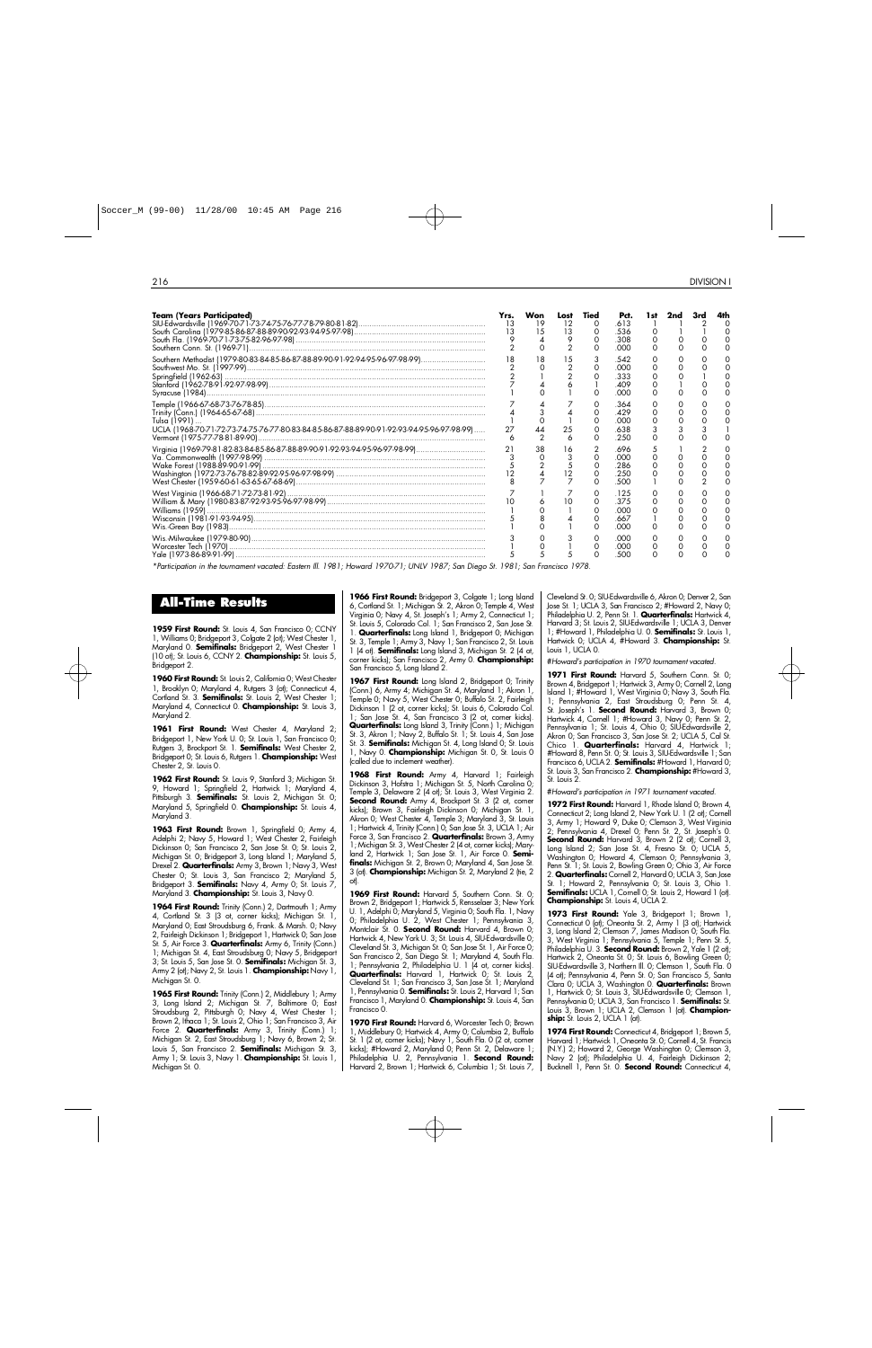| Team (Years Participated) | Yrs. | Won | Lost | Tied | Pct. | 1st | 2nd | 3rd | 4th |
|---|---|---|---|---|---|---|---|---|---|
| SIU-Edwardsville (1969-70-71-73-74-75-76-77-78-79-80-81-82) | 13 | 19 | 12 | 0 | .613 | 1 | 1 | 2 | 0 |
| South Carolina (1979-85-86-87-88-89-90-92-93-94-95-97-98) | 13 | 15 | 13 | 0 | .536 | 0 | 1 | 1 | 0 |
| South Fla. (1969-70-71-73-75-82-96-97-98) | 9 | 4 | 9 | 0 | .308 | 0 | 0 | 0 | 0 |
| Southern Conn. St. (1969-71) | 2 | 0 | 2 | 0 | .000 | 0 | 0 | 0 | 0 |
| Southern Methodist (1979-80-83-84-85-86-87-88-89-90-91-92-94-95-96-97-98-99) | 18 | 18 | 15 | 3 | .542 | 0 | 0 | 0 | 0 |
| Southwest Mo. St. (1997-99) | 2 | 0 | 2 | 0 | .000 | 0 | 0 | 0 | 0 |
| Springfield (1962-63) | 2 | 1 | 2 | 0 | .333 | 0 | 0 | 1 | 0 |
| Stanford (1962-78-91-92-97-98-99) | 7 | 4 | 6 | 1 | .409 | 0 | 1 | 0 | 0 |
| Syracuse (1984) | 1 | 0 | 1 | 0 | .000 | 0 | 0 | 0 | 0 |
| Temple (1966-67-68-73-76-78-85) | 7 | 4 | 7 | 0 | .364 | 0 | 0 | 0 | 0 |
| Trinity (Conn.) (1964-65-67-68) | 4 | 3 | 4 | 0 | .429 | 0 | 0 | 0 | 0 |
| Tulsa (1991) | 1 | 0 | 1 | 0 | .000 | 0 | 0 | 0 | 0 |
| UCLA (1968-70-71-72-73-74-75-76-77-80-83-84-85-86-87-88-89-90-91-92-93-94-95-96-97-98-99) | 27 | 44 | 25 | 0 | .638 | 3 | 3 | 3 | 1 |
| Vermont (1975-77-78-81-89-90) | 6 | 2 | 6 | 0 | .250 | 0 | 0 | 0 | 0 |
| Virginia (1969-79-81-82-83-84-85-86-87-88-89-90-91-92-93-94-95-96-97-98-99) | 21 | 38 | 16 | 2 | .696 | 5 | 1 | 2 | 0 |
| Va. Commonwealth (1997-98-99) | 3 | 0 | 3 | 0 | .000 | 0 | 0 | 0 | 0 |
| Wake Forest (1988-89-90-91-99) | 5 | 2 | 5 | 0 | .286 | 0 | 0 | 0 | 0 |
| Washington (1972-73-76-78-82-89-92-95-96-97-98-99) | 12 | 4 | 12 | 0 | .250 | 0 | 0 | 0 | 0 |
| West Chester (1959-60-61-63-65-67-68-69) | 8 | 7 | 7 | 0 | .500 | 1 | 0 | 2 | 0 |
| West Virginia (1966-68-71-72-73-81-92) | 7 | 1 | 7 | 0 | .125 | 0 | 0 | 0 | 0 |
| William & Mary (1980-83-87-92-93-95-96-97-98-99) | 10 | 6 | 10 | 0 | .375 | 0 | 0 | 0 | 0 |
| Williams (1959) | 1 | 0 | 1 | 0 | .000 | 0 | 0 | 0 | 0 |
| Wisconsin (1981-91-93-94-95) | 5 | 8 | 4 | 0 | .667 | 1 | 0 | 0 | 0 |
| Wis.-Green Bay (1983) | 1 | 0 | 1 | 0 | .000 | 0 | 0 | 0 | 0 |
| Wis.-Milwaukee (1979-80-90) | 3 | 0 | 3 | 0 | .000 | 0 | 0 | 0 | 0 |
| Worcester Tech (1970) | 1 | 0 | 1 | 0 | .000 | 0 | 0 | 0 | 0 |
| Yale (1973-86-89-91-99) | 5 | 5 | 5 | 0 | .500 | 0 | 0 | 0 | 0 |

*Participation in the tournament vacated: Eastern Ill. 1981; Howard 1970-71; UNLV 1987; San Diego St. 1981; San Francisco 1978.

## All-Time Results

**1959 First Round:** St. Louis 4, San Francisco 0; CCNY 1, Williams 0; Bridgeport 3, Colgate 2 (ot); West Chester 1, Maryland 0. **Semifinals:** Bridgeport 2, West Chester 1 (10 ot); St. Louis 6, CCNY 2. **Championship:** St. Louis 5, Bridgeport 2.

**1960 First Round:** St. Louis 2, California 0; West Chester 1, Brooklyn 0; Maryland 4, Rutgers 3 (ot); Connecticut 4, Cortland St. 3. **Semifinals:** St. Louis 2, West Chester 1; Maryland 4, Connecticut 0. **Championship:** St. Louis 3, Maryland 2.

**1961 First Round:** West Chester 4, Maryland 2; Bridgeport 1, New York U. 0; St. Louis 1, San Francisco 0; Rutgers 3, Brockport St. 1. **Semifinals:** West Chester 2, Bridgeport 0; St. Louis 6, Rutgers 1. **Championship:** West Chester 2, St. Louis 0.

**1962 First Round:** St. Louis 9, Stanford 3; Michigan St. 9, Howard 1; Springfield 2, Hartwick 1; Maryland 4, Pittsburgh 3. **Semifinals:** St. Louis 2, Michigan St. 0; Maryland 5, Springfield 0. **Championship:** St. Louis 4, Maryland 3.

**1963 First Round:** Brown 1, Springfield 0; Army 4, Adelphi 2; Navy 5, Howard 1; West Chester 2, Fairleigh Dickinson 0; San Francisco 2, San Jose St. 0; St. Louis 2, Michigan St. 0; Bridgeport 3, Long Island 1; Maryland 5, Drexel 2. **Quarterfinals:** Army 3, Brown 1; Navy 3, West Chester 0; St. Louis 3, San Francisco 2; Maryland 5, Bridgeport 3. **Semifinals:** Navy 4, Army 0; St. Louis 7, Maryland 3. **Championship:** St. Louis 3, Navy 0.

**1964 First Round:** Trinity (Conn.) 2, Dartmouth 1; Army 4, Cortland St. 3 (3 ot, corner kicks); Michigan St. 1, Maryland 0; East Stroudsburg 6, Frank. & Marsh. 0; Navy 2, Fairleigh Dickinson 1; Bridgeport 1, Hartwick 0; San Jose St. 5, Air Force 3. **Quarterfinals:** Army 6, Trinity (Conn.) 1; Michigan St. 4, East Stroudsburg 0; Navy 5, Bridgeport 3; St. Louis 5, San Jose St. 0. **Semifinals:** Michigan St. 3, Army 2 (ot); Navy 2, St. Louis 1. **Championship:** Navy 1, Michigan St. 0.

**1965 First Round:** Trinity (Conn.) 2, Middlebury 1; Army 3, Long Island 2; Michigan St. 7, Baltimore 0; East Stroudsburg 2, Pittsburgh 0; Navy 4, West Chester 1; Brown 2, Ithaca 1; St. Louis 2, Ohio 1; San Francisco 3, Air Force 2. **Quarterfinals:** Army 3, Trinity (Conn.) 1; Michigan St. 2, East Stroudsburg 1; Navy 6, Brown 2; St. Louis 5, San Francisco 2. **Semifinals:** Michigan St. 3, Army 1; St. Louis 3, Navy 1. **Championship:** St. Louis 1, Michigan St. 0.

**1966 First Round:** Bridgeport 3, Colgate 1; Long Island 6, Cortland St. 1; Michigan St. 2, Akron 0; Temple 4, West Virginia 0; Navy 4, St. Joseph's 1; Army 2, Connecticut 1; St. Louis 5, Colorado Col. 1; San Francisco 2, San Jose St. 1. **Quarterfinals:** Long Island 1, Bridgeport 0; Michigan St. 3, Temple 1; Army 3, Navy 1; San Francisco 2, St. Louis 1 (4 ot). **Semifinals:** Long Island 3, Michigan St. 2 (4 ot, corner kicks); San Francisco 2, Army 0. **Championship:** San Francisco 5, Long Island 2.

**1967 First Round:** Long Island 2, Bridgeport 0; Trinity (Conn.) 6, Army 4; Michigan St. 4, Maryland 1; Akron 1, Temple 0; Navy 5, West Chester 0; Buffalo St. 2, Fairleigh Dickinson 1 (2 ot, corner kicks); St. Louis 6, Colorado Col. 1; San Jose St. 4, San Francisco 3 (2 ot, corner kicks). **Quarterfinals:** Long Island 3, Trinity (Conn.) 1; Michigan St. 3, Akron 1; Navy 2, Buffalo St. 1; St. Louis 4, San Jose St. 3. **Semifinals:** Michigan St. 4, Long Island 0; St. Louis 1, Navy 0. **Championship:** Michigan St. 0, St. Louis 0 (called due to inclement weather).

**1968 First Round:** Army 4, Harvard 1; Fairleigh Dickinson 3, Hofstra 1; Michigan St. 5, North Carolina 0; Temple 3, Delaware 2 (4 ot); St. Louis 3, West Virginia 2. **Second Round:** Army 4, Brockport St. 3 (2 ot, corner kicks); Brown 3, Fairleigh Dickinson 0; Michigan St. 1, Akron 0; West Chester 4, Temple 3; Maryland 3, St. Louis 1; Hartwick 4, Trinity (Conn.) 0; San Jose St. 3, UCLA 1; Air Force 3, San Francisco 2. **Quarterfinals:** Brown 3, Army 1; Michigan St. 3, West Chester 2 (4 ot, corner kicks); Maryland 2, Hartwick 1; San Jose St. 1, Air Force 0. **Semifinals:** Michigan St. 2, Brown 0; Maryland 4, San Jose St. 3 (ot). **Championship:** Michigan St. 2, Maryland 2 (tie, 2 ot).

**1969 First Round:** Harvard 5, Southern Conn. St. 0; Brown 2, Bridgeport 1; Hartwick 5, Rensselaer 3; New York U. 1, Adelphi 0; Maryland 5, Virginia 0; South Fla. 1, Navy 0; Philadelphia U. 2, West Chester 1; Pennsylvania 3, Montclair St. 0. **Second Round:** Harvard 4, Brown 0; Hartwick 4, New York U. 3; St. Louis 4, SIU-Edwardsville 0; Cleveland St. 3, Michigan St. 0; San Jose St. 1, Air Force 0; San Francisco 2, San Diego St. 1; Maryland 4, South Fla. 1; Pennsylvania 2, Philadelphia U. 1 (4 ot, corner kicks). **Quarterfinals:** Harvard 1, Hartwick 0; St. Louis 2, Cleveland St. 1; San Francisco 3, San Jose St. 1; Maryland 1, Pennsylvania 0. **Semifinals:** St. Louis 2, Harvard 1; San Francisco 1, Maryland 0. **Championship:** St. Louis 4, San Francisco 0.

**1970 First Round:** Harvard 6, Worcester Tech 0; Brown 1, Middlebury 0; Hartwick 4, Army 0; Columbia 2, Buffalo St. 1 (2 ot, corner kicks); Navy 1, South Fla. 0 (2 ot, corner kicks); #Howard 2, Maryland 0; Penn St. 2, Delaware 1; Philadelphia U. 2, Pennsylvania 1. **Second Round:** Harvard 2, Brown 1; Hartwick 6, Columbia 1; St. Louis 7, Cleveland St. 0; SIU-Edwardsville 6, Akron 0; Denver 2, San Jose St. 1; UCLA 3, San Francisco 2; #Howard 2, Navy 0; Philadelphia U. 2, Penn St. 1. **Quarterfinals:** Hartwick 4, Harvard 3; St. Louis 2, SIU-Edwardsville 1; UCLA 3, Denver 1; #Howard 1, Philadelphia U. 0. **Semifinals:** St. Louis 1, Hartwick 0; UCLA 4, #Howard 3. **Championship:** St. Louis 1, UCLA 0.

*#Howard's participation in 1970 tournament vacated.*

**1971 First Round:** Harvard 5, Southern Conn. St. 0; Brown 4, Bridgeport 1; Hartwick 3, Army 0; Cornell 2, Long Island 1; #Howard 1, West Virginia 0; Navy 3, South Fla. 1; Pennsylvania 2, East Stroudsburg 0; Penn St. 4, St. Joseph's 1. **Second Round:** Harvard 3, Brown 0; Hartwick 4, Cornell 1; #Howard 3, Navy 0; Penn St. 2, Pennsylvania 1; St. Louis 4, Ohio 0; SIU-Edwardsville 2, Akron 0; San Francisco 3, San Jose St. 2; UCLA 5, Cal St. Chico 1. **Quarterfinals:** Harvard 4, Hartwick 1; #Howard 8, Penn St. 0; St. Louis 3, SIU-Edwardsville 1; San Francisco 6, UCLA 2. **Semifinals:** #Howard 1, Harvard 0; St. Louis 3, San Francisco 2. **Championship:** #Howard 3, St. Louis 2.

*#Howard's participation in 1971 tournament vacated.*

**1972 First Round:** Harvard 1, Rhode Island 0; Brown 4, Connecticut 2; Long Island 2, New York U. 1 (2 ot); Cornell 3, Army 1; Howard 9, Duke 0; Clemson 3, West Virginia 2; Pennsylvania 4, Drexel 0; Penn St. 2, St. Joseph's 0. **Second Round:** Harvard 3, Brown 2 (2 ot); Cornell 3, Long Island 2; San Jose St. 4, Fresno St. 0; UCLA 5, Washington 0; Howard 4, Clemson 0; Pennsylvania 3, Penn St. 1; St. Louis 2, Bowling Green 0; Ohio 3, Air Force 2. **Quarterfinals:** Cornell 2, Harvard 0; UCLA 3, San Jose St. 1; Howard 2, Pennsylvania 0; St. Louis 3, Ohio 1. **Semifinals:** UCLA 1, Cornell 0; St. Louis 2, Howard 1 (ot). **Championship:** St. Louis 4, UCLA 2.

**1973 First Round:** Yale 3, Bridgeport 1; Brown 1, Connecticut 0 (ot); Oneonta St. 2, Army 1 (3 ot); Hartwick 3, Long Island 2; Clemson 7, James Madison 0; South Fla. 3, West Virginia 1; Pennsylvania 5, Temple 1; Penn St. 5, Philadelphia U. 3. **Second Round:** Brown 2, Yale 1 (2 ot); Hartwick 2, Oneonta St. 0; St. Louis 6, Bowling Green 0; SIU-Edwardsville 3, Northern Ill. 0; Clemson 1, South Fla. 0 (4 ot); Pennsylvania 4, Penn St. 0; San Francisco 5, Santa Clara 0; UCLA 3, Washington 0. **Quarterfinals:** Brown 1, Hartwick 0; St. Louis 3, SIU-Edwardsville 0; Clemson 1, Pennsylvania 0; UCLA 3, San Francisco 1. **Semifinals:** St. Louis 3, Brown 1; UCLA 2, Clemson 1 (ot). **Championship:** St. Louis 2, UCLA 1 (ot).

**1974 First Round:** Connecticut 4, Bridgeport 1; Brown 5, Harvard 1; Hartwick 1, Oneonta St. 0; Cornell 4, St. Francis (N.Y.) 2; Howard 2, George Washington 0; Clemson 3, Navy 2 (ot); Philadelphia U. 4, Fairleigh Dickinson 2; Bucknell 1, Penn St. 0. **Second Round:** Connecticut 4,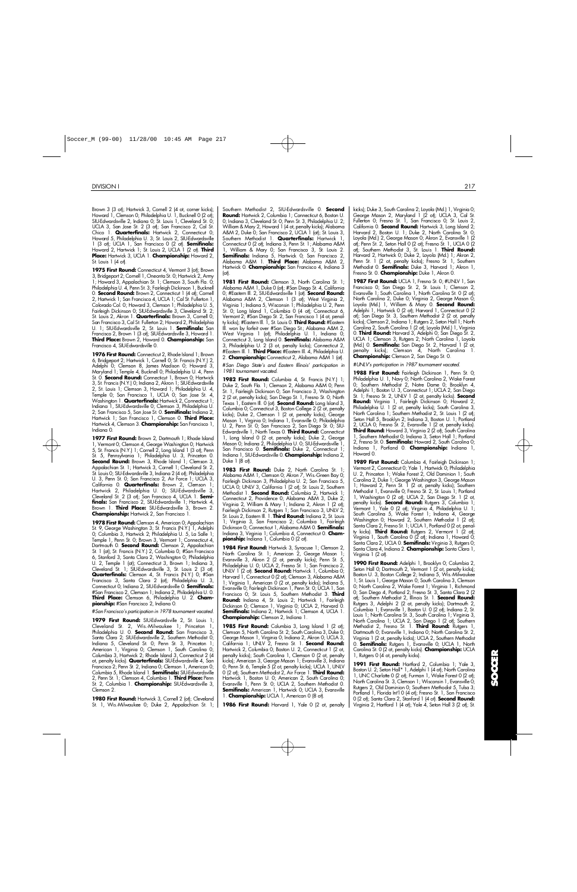Brown 3 (3 ot); Hartwick 3, Cornell 2 (4 ot, corner kicks); Howard 1, Clemson 0; Philadelphia U. 1, Bucknell 0 (2 ot); SIU-Edwardsville 2, Indiana 0; St. Louis 1, Cleveland St. 0; UCLA 3, San Jose St. 2 (3 ot); San Francisco 2, Cal St. Chico 1. **Quarterfinals:** Hartwick 2, Connecticut 0; Howard 5, Philadelphia U. 3; St. Louis 2, SIU-Edwardsville 1 (3 ot); UCLA 1, San Francisco 0 (2 ot). **Semifinals:** Howard 2, Hartwick 1; St. Louis 2, UCLA 1 (2 ot). **Third Place:** Hartwick 3, UCLA 1. **Championship:** Howard 2, St. Louis 1 (4 ot).

**1975 First Round:** Connecticut 4, Vermont 3 (ot); Brown 3, Bridgeport 2; Cornell 1, Oneonta St. 0; Hartwick 2, Army 1; Howard 3, Appalachian St. 1; Clemson 3, South Fla. 0; Philadelphia U. 4, Penn St. 3; Fairleigh Dickinson 1, Bucknell 0. **Second Round:** Brown 2, Connecticut 1 (4 ot); Cornell 2, Hartwick 1; San Francisco 4, UCLA 1; Cal St. Fullerton 1, Colorado Col. 0; Howard 3, Clemson 1; Philadelphia U. 5, Fairleigh Dickinson 0; SIU-Edwardsville 3, Cleveland St. 2; St. Louis 2, Akron 1. **Quarterfinals:** Brown 3, Cornell 0; San Francisco 3, Cal St. Fullerton 2; Howard 2, Philadelphia U. 1; SIU-Edwardsville 2, St. Louis 1. **Semifinals:** San Francisco 2, Brown 1 (3 ot); SIU-Edwardsville 3, Howard 1. **Third Place:** Brown 2, Howard 0. **Championship:** San Francisco 4, SIU-Edwardsville 0.

**1976 First Round:** Connecticut 2, Rhode Island 1; Brown 6, Bridgeport 2; Hartwick 1, Cornell 0; St. Francis (N.Y.) 2, Adelphi 0; Clemson 8, James Madison 0; Howard 3, Maryland 1; Temple 4, Bucknell 0; Philadelphia U. 4, Penn St. 0. **Second Round:** Connecticut 1, Brown 0; Hartwick 3, St. Francis (N.Y.) 0; Indiana 2, Akron 1; SIU-Edwardsville 2, St. Louis 1; Clemson 3, Howard 1; Philadelphia U. 4, Temple 0; San Francisco 1, UCLA 0; San Jose St. 4, Washington 1. **Quarterfinals:** Hartwick 2, Connecticut 1; Indiana 1, SIU-Edwardsville 0; Clemson 3, Philadelphia U. 2; San Francisco 5, San Jose St. 0. **Semifinals:** Indiana 2, Hartwick 1; San Francisco 1, Clemson 0. **Third Place:** Hartwick 4, Clemson 3. **Championship:** San Francisco 1, Indiana 0.

**1977 First Round:** Brown 2, Dartmouth 1; Rhode Island 1, Vermont 0; Clemson 4, George Washington 0; Hartwick 5, St. Francis (N.Y.) 1; Cornell 2, Long Island 1 (3 ot); Penn St. 5, Pennsylvania 1; Philadelphia U. 3, Princeton 0. **Second Round:** Brown 3, Rhode Island 1; Clemson 3, Appalachian St. 1; Hartwick 3, Cornell 1; Cleveland St. 2, St. Louis 0; SIU-Edwardsville 3, Indiana 2 (4 ot); Philadelphia U. 3, Penn St. 0; San Francisco 2, Air Force 1; UCLA 3, California 0. **Quarterfinals:** Brown 2, Clemson 1; Hartwick 2, Philadelphia U. 0; SIU-Edwardsville 3, Cleveland St. 2 (3 ot); San Francisco 4, UCLA 1. **Semifinals:** San Francisco 2, SIU-Edwardsville 1; Hartwick 4, Brown 1. **Third Place:** SIU-Edwardsville 3, Brown 2. **Championship:** Hartwick 2, San Francisco 1.

**1978 First Round:** Clemson 4, American 0; Appalachian St. 9, George Washington 3; St. Francis (N.Y.) 1, Adelphi 0; Columbia 3, Hartwick 2; Philadelphia U. 5, La Salle 1; Temple 1, Penn St. 0; Brown 3, Vermont 1; Connecticut 4, Dartmouth 0. **Second Round:** Clemson 2, Appalachian St. 1 (ot); St. Francis (N.Y.) 2, Columbia 0; #San Francisco 6, Stanford 3; Santa Clara 2, Washington 0; Philadelphia U. 2, Temple 1 (ot); Connecticut 3, Brown 1; Indiana 3, Cleveland St. 1; SIU-Edwardsville 3, St. Louis 2 (3 ot). **Quarterfinals:** Clemson 4, St. Francis (N.Y.) 0; #San Francisco 3, Santa Clara 2 (ot); Philadelphia U. 3, Connecticut 0; Indiana 2, SIU-Edwardsville 0. **Semifinals:** #San Francisco 2, Clemson 1; Indiana 2, Philadelphia U. 0. **Third Place:** Clemson 6, Philadelphia U. 2. **Championship:** #San Francisco 2, Indiana 0.

*#San Francisco's participation in 1978 tournament vacated.*

**1979 First Round:** SIU-Edwardsville 2, St. Louis 1; Cleveland St. 2, Wis.-Milwaukee 1; Princeton 1, Philadelphia U. 0. **Second Round:** San Francisco 3, Santa Clara 2; SIU-Edwardsville 2, Southern Methodist 0; Indiana 5, Cleveland St. 0; Penn St. 3, Princeton 1; American 1, Virginia 0; Clemson 1, South Carolina 0; Columbia 3, Hartwick 2; Rhode Island 3, Connecticut 2 (4 ot, penalty kicks). **Quarterfinals:** SIU-Edwardsville 4, San Francisco 2; Penn St. 2, Indiana 0; Clemson 1, American 0; Columbia 5, Rhode Island 1. **Semifinals:** SIU-Edwardsville 2, Penn St. 1; Clemson 4, Columbia 1. **Third Place:** Penn St. 2, Columbia 1. **Championship:** SIU-Edwardsville 3, Clemson 2.

**1980 First Round:** Hartwick 3, Cornell 2 (ot); Cleveland St. 1, Wis.-Milwaukee 0; Duke 2, Appalachian St. 1; Southern Methodist 2, SIU-Edwardsville 0. **Second Round:** Hartwick 2, Columbia 1; Connecticut 6, Boston U. 0; Indiana 3, Cleveland St. 0; Penn St. 3, Philadelphia U. 2; William & Mary 2, Howard 1 (4 ot, penalty kicks); Alabama A&M 2, Duke 0; San Francisco 2, UCLA 1 (ot); St. Louis 3, Southern Methodist 1. **Quarterfinals:** Hartwick 1, Connecticut 0 (2 ot); Indiana 3, Penn St. 1; Alabama A&M 1, William & Mary 0; San Francisco 3, St. Louis 2. **Semifinals:** Indiana 5, Hartwick 0; San Francisco 2, Alabama A&M 1. **Third Place:** Alabama A&M 2, Hartwick 0. **Championship:** San Francisco 4, Indiana 3 (ot).

**1981 First Round:** Clemson 3, North Carolina St. 1; Alabama A&M 1, Duke 0 (ot); #San Diego St. 4, California 0; #Eastern Ill. 2, SIU-Edwardsville 1 (ot). **Second Round:** Alabama A&M 2, Clemson 1 (3 ot); West Virginia 2, Virginia 1; Indiana 5, Wisconsin 1; Philadelphia U. 2, Penn St. 0; Long Island 1, Columbia 0 (4 ot); Connecticut 6, Vermont 2; #San Diego St. 2, San Francisco 1 (4 ot, penalty kicks); #Eastern Ill. 1, St. Louis 0. **Third Round:** #Eastern Ill. won by forfeit over #San Diego St.; Alabama A&M 2, West Virginia 1 (ot); Philadelphia U. 1, Indiana 0; Connecticut 3, Long Island 0. **Semifinals:** Alabama A&M 3, Philadelphia U. 2 (3 ot, penalty kicks); Connecticut 2, #Eastern Ill. 1. **Third Place:** #Eastern Ill. 4, Philadelphia U. 2. **Championship:** Connecticut 2, Alabama A&M 1 (ot).

*#San Diego State's and Eastern Illinois' participation in 1981 tournament vacated.*

**1982 First Round:** Columbia 4, St. Francis (N.Y.) 1; Duke 2, South Fla. 1; Clemson 2, Alabama A&M 0; Penn St. 1, Fairleigh Dickinson 0; San Francisco 3, Washington 2 (2 ot, penalty kicks); San Diego St. 1, Fresno St. 0; North Texas 1, Eastern Ill. 0 (ot). **Second Round:** Long Island 3, Columbia 0; Connecticut 3, Boston College 2 (2 ot, penalty kicks); Duke 2, Clemson 1 (2 ot, penalty kicks); George Mason 1, Virginia 0; Indiana 1, Evansville 0; Philadelphia U. 2, Penn St. 0; San Francisco 2, San Diego St. 0; SIU-Edwardsville 1, North Texas 0. **Third Round:** Connecticut 1, Long Island 0 (2 ot, penalty kicks); Duke 2, George Mason 0; Indiana 2, Philadelphia U. 0; SIU-Edwardsville 1, San Francisco 0. **Semifinals:** Duke 2, Connecticut 1; Indiana 1, SIU-Edwardsville 0. **Championship:** Indiana 2, Duke 1 (8 ot).

**1983 First Round:** Duke 2, North Carolina St. 1; Alabama A&M 1, Clemson 0; Akron 7, Wis.-Green Bay 0; Fairleigh Dickinson 3, Philadelphia U. 2; San Francisco 5, UCLA 0; UNLV 3, California 1 (2 ot); St. Louis 2, Southern Methodist 1. **Second Round:** Columbia 2, Hartwick 1; Connecticut 2, Providence 0; Alabama A&M 3, Duke 2; Virginia 2, William & Mary 1; Indiana 2, Akron 1 (2 ot); Fairleigh Dickinson 2, Rutgers 1; San Francisco 3, UNLV 2; St. Louis 2, Eastern Ill. 1. **Third Round:** Indiana 2, St. Louis 1; Virginia 3, San Francisco 2; Columbia 1, Fairleigh Dickinson 0; Connecticut 1, Alabama A&M 0. **Semifinals:** Indiana 3, Virginia 1; Columbia 4, Connecticut 0. **Championship:** Indiana 1, Columbia 0 (2 ot).

**1984 First Round:** Hartwick 3, Syracuse 1; Clemson 2, North Carolina St. 1; American 2, George Mason 1; Evansville 3, Akron 2 (2 ot, penalty kicks); Penn St. 5, Philadelphia U. 0; UCLA 2, Fresno St. 1; San Francisco 2, UNLV 1 (2 ot). **Second Round:** Hartwick 1, Columbia 0; Harvard 1, Connecticut 0 (2 ot); Clemson 3, Alabama A&M 1; Virginia 1, American 0 (2 ot, penalty kicks); Indiana 5, Evansville 0; Fairleigh Dickinson 1, Penn St. 0; UCLA 1, San Francisco 0; St. Louis 5, Southern Methodist 3. **Third Round:** Indiana 4, St. Louis 2; Hartwick 1, Fairleigh Dickinson 0; Clemson 1, Virginia 0; UCLA 2, Harvard 0. **Semifinals:** Indiana 2, Hartwick 1; Clemson 4, UCLA 1. **Championship:** Clemson 2, Indiana 1.

**1985 First Round:** Columbia 3, Long Island 1 (2 ot); Clemson 5, North Carolina St. 2; South Carolina 3, Duke 0; George Mason 1, Virginia 0; Indiana 2, Akron 0; UCLA 3, California 1; UNLV 2, Fresno St. 1. **Second Round:** Hartwick 2, Columbia 0; Boston U. 2, Connecticut 1 (2 ot, penalty kicks); South Carolina 1, Clemson 0 (2 ot, penalty kicks); American 3, George Mason 1; Evansville 3, Indiana 0; Penn St. 6, Temple 5 (2 ot, penalty kicks); UCLA 1, UNLV 0 (2 ot); Southern Methodist 2, Air Force 1. **Third Round:** Hartwick 1, Boston U. 0; American 2, South Carolina 0; Evansville 1, Penn St. 0; UCLA 2, Southern Methodist 0. **Semifinals:** American 1, Hartwick 0; UCLA 3, Evansville 1. **Championship:** UCLA 1, American 0 (8 ot).

**1986 First Round:** Harvard 1, Yale 0 (2 ot, penalty kicks); Duke 3, South Carolina 2; Loyola (Md.) 1, Virginia 0; George Mason 2, Maryland 1 (2 ot); UCLA 3, Cal St. Fullerton 0; Fresno St. 1, San Francisco 0; St. Louis 2, California 0. **Second Round:** Hartwick 3, Long Island 2; Harvard 2, Boston U. 1; Duke 2, North Carolina St. 0; Loyola (Md.) 2, George Mason 0; Akron 2, Evansville 1 (2 ot); Penn St. 2, Seton Hall 0 (2 ot); Fresno St. 1, UCLA 0 (2 ot); Southern Methodist 3, St. Louis 1. **Third Round:** Harvard 2, Hartwick 0; Duke 2, Loyola (Md.) 1; Akron 2, Penn St. 1 (2 ot, penalty kicks); Fresno St. 1, Southern Methodist 0. **Semifinals:** Duke 3, Harvard 1; Akron 1, Fresno St. 0. **Championship:** Duke 1, Akron 0.

**1987 First Round:** UCLA 1, Fresno St. 0; #UNLV 1, San Francisco 0; San Diego St. 2, St. Louis 1; Clemson 2, Evansville 1; South Carolina 1, North Carolina St. 0 (2 ot); North Carolina 2, Duke 0; Virginia 2, George Mason 0; Loyola (Md.) 1, William & Mary 0. **Second Round:** Adelphi 1, Hartwick 0 (2 ot); Harvard 1, Connecticut 0 (2 ot); San Diego St. 3, Southern Methodist 2 (2 ot, penalty kicks); Clemson 2, Indiana 1; Rutgers 2, Seton Hall 1; North Carolina 2, South Carolina 1 (2 ot); Loyola (Md.) 1, Virginia 0. **Third Round:** Harvard 3, Adelphi 0; San Diego St. 2, UCLA 1; Clemson 3, Rutgers 2; North Carolina 1, Loyola (Md.) 0. **Semifinals:** San Diego St. 2, Harvard 1 (2 ot, penalty kicks); Clemson 4, North Carolina 1. **Championship:** Clemson 2, San Diego St. 0.

*#UNLV's participation in 1987 tournament vacated.*

**1988 First Round:** Fairleigh Dickinson 1, Penn St. 0; Philadelphia U. 1, Navy 0; North Carolina 2, Wake Forest 0; Southern Methodist 2, Notre Dame 0; Brooklyn 4, Adelphi 1; Boston U. 3, Connecticut 1; UCLA 2, San Diego St. 1; Fresno St. 2, UNLV 1 (2 ot, penalty kicks). **Second Round:** Virginia 1, Fairleigh Dickinson 0; Howard 2, Philadelphia U. 1 (2 ot, penalty kicks); South Carolina 3, North Carolina 1; Southern Methodist 2, St. Louis 1 (2 ot); Seton Hall 5, Brooklyn 2; Indiana 3, Boston U. 1; Portland 2, UCLA 0; Fresno St. 2, Evansville 1 (2 ot, penalty kicks). **Third Round:** Howard 3, Virginia 2 (2 ot); South Carolina 1, Southern Methodist 0; Indiana 3, Seton Hall 1; Portland 2, Fresno St. 0. **Semifinals:** Howard 2, South Carolina 0; Indiana 1, Portland 0. **Championship:** Indiana 1, Howard 0.

**1989 First Round:** Columbia 4, Fairleigh Dickinson 1; Vermont 2, Connecticut 0; Yale 1, Hartwick 0; Philadelphia U. 2, Princeton 1; Wake Forest 2, Old Dominion 1; South Carolina 2, Duke 1; George Washington 3, George Mason 1; Howard 2, Penn St. 1 (2 ot, penalty kicks); Southern Methodist 4, Evansville 0; Fresno St. 2, St. Louis 1; Portland 1, Washington 0 (2 ot); UCLA 2, San Diego St. 1 (2 ot, penalty kicks). **Second Round:** Rutgers 3, Columbia 1; Vermont 1, Yale 0 (2 ot); Virginia 4, Philadelphia U. 1; South Carolina 5, Wake Forest 1; Indiana 4, George Washington 0; Howard 2, Southern Methodist 1 (2 ot); Santa Clara 2, Fresno St. 1; UCLA 1, Portland 0 (2 ot, penalty kicks). **Third Round:** Rutgers 2, Vermont 1 (2 ot); Virginia 1, South Carolina 0 (2 ot); Indiana 1, Howard 0; Santa Clara 2, UCLA 0. **Semifinals:** Virginia 3, Rutgers 0; Santa Clara 4, Indiana 2. **Championship:** Santa Clara 1, Virginia 1 (2 ot).

**1990 First Round:** Adelphi 1, Brooklyn 0; Columbia 2, Seton Hall 0; Dartmouth 2, Vermont 1 (2 ot, penalty kicks); Boston U. 3, Boston College 2; Indiana 5, Wis.-Milwaukee 1; St. Louis 1, George Mason 0; South Carolina 3, Clemson 0; North Carolina 2, Wake Forest 1; Virginia 1, Richmond 0; San Diego 4, Portland 2; Fresno St. 3, Santa Clara 2 (2 ot); Southern Methodist 2, Illinois St. 1. **Second Round:** Rutgers 3, Adelphi 2 (2 ot, penalty kicks); Dartmouth 2, Columbia 1; Evansville 1, Boston U. 0 (2 ot); Indiana 2, St. Louis 1; North Carolina St. 3, South Carolina 1; Virginia 3, North Carolina 1; UCLA 2, San Diego 1 (2 ot); Southern Methodist 2, Fresno St. 1. **Third Round:** Rutgers 1, Dartmouth 0; Evansville 1, Indiana 0; North Carolina St. 2, Virginia 1 (2 ot, penalty kicks); UCLA 2, Southern Methodist 0. **Semifinals:** Rutgers 1, Evansville 0; UCLA 1, North Carolina St. 0 (2 ot, penalty kicks). **Championship:** UCLA 1, Rutgers 0 (4 ot, penalty kicks).

**1991 First Round:** Hartford 2, Columbia 1; Yale 3, Boston U. 2; Seton Hall* 1, Adelphi 1 (4 ot); North Carolina 1, UNC Charlotte 0 (2 ot); Furman 1, Wake Forest 0 (2 ot); North Carolina St. 3, Clemson 1; Wisconsin 1, Evansville 0; Rutgers 2, Old Dominion 0; Southern Methodist 5, Tulsa 3; Portland 1, Florida Int'l 0 (4 ot); Fresno St. 1, San Francisco 0 (2 ot); Santa Clara 2, Stanford 1 (4 ot). **Second Round:** Virginia 2, Hartford 1 (4 ot); Yale 4, Seton Hall 3 (2 ot); St.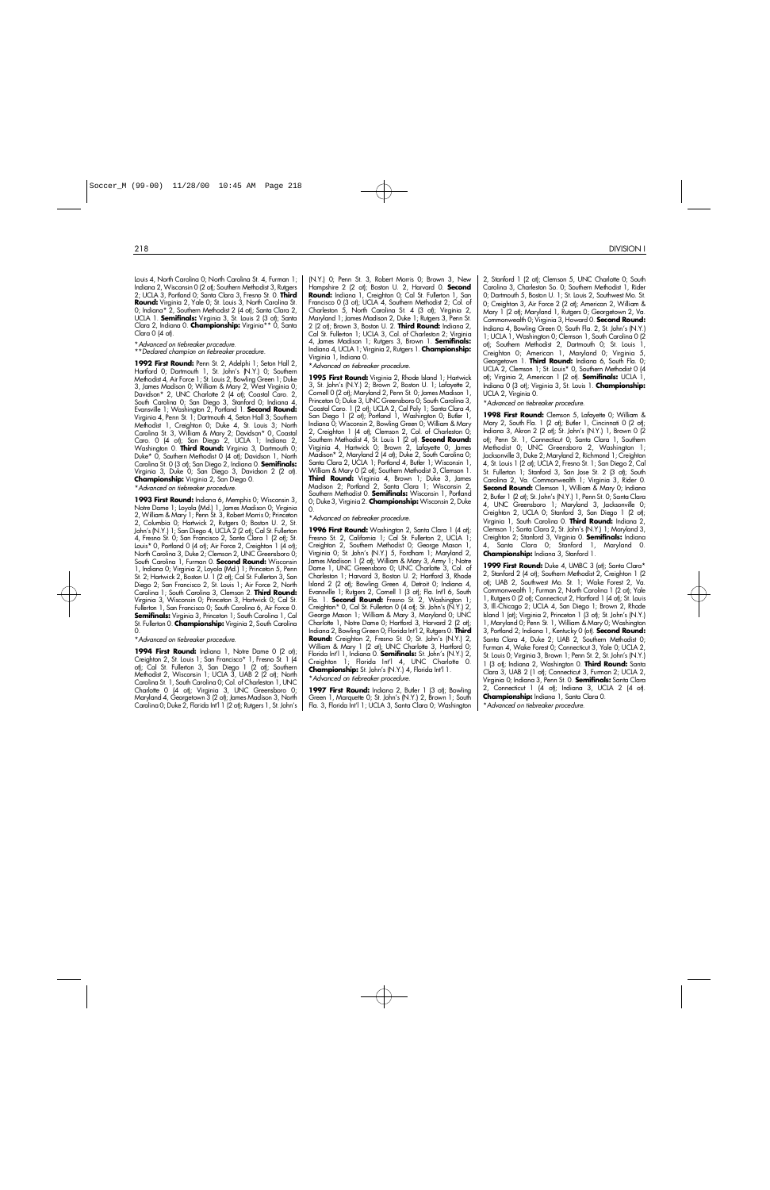Louis 4, North Carolina 0; North Carolina St. 4, Furman 1; Indiana 2, Wisconsin 0 (2 ot); Southern Methodist 3, Rutgers 2; UCLA 3, Portland 0; Santa Clara 3, Fresno St. 0. **Third Round:** Virginia 2, Yale 0; St. Louis 3, North Carolina St. 0; Indiana* 2, Southern Methodist 2 (4 ot); Santa Clara 2, UCLA 1. **Semifinals:** Virginia 3, St. Louis 2 (3 ot); Santa Clara 2, Indiana 0. **Championship:** Virginia** 0, Santa Clara 0 (4 ot).

*\*Advanced on tiebreaker procedure.*
*\*\*Declared champion on tiebreaker procedure.*

**1992 First Round:** Penn St. 2, Adelphi 1; Seton Hall 2, Hartford 0; Dartmouth 1, St. John's (N.Y.) 0; Southern Methodist 4, Air Force 1; St. Louis 2, Bowling Green 1; Duke 3, James Madison 0; William & Mary 2, West Virginia 0; Davidson* 2, UNC Charlotte 2 (4 ot); Coastal Caro. 2, South Carolina 0; San Diego 3, Stanford 0; Indiana 4, Evansville 1; Washington 2, Portland 1. **Second Round:** Virginia 4, Penn St. 1; Dartmouth 4, Seton Hall 3; Southern Methodist 1, Creighton 0; Duke 4, St. Louis 3; North Carolina St. 3, William & Mary 2; Davidson* 0, Coastal Caro. 0 (4 ot); San Diego 2, UCLA 1; Indiana 2, Washington 0. **Third Round:** Virginia 3, Dartmouth 0; Duke* 0, Southern Methodist 0 (4 ot); Davidson 1, North Carolina St. 0 (3 ot); San Diego 2, Indiana 0. **Semifinals:** Virginia 3, Duke 0; San Diego 3, Davidson 2 (2 ot). **Championship:** Virginia 2, San Diego 0.

*\*Advanced on tiebreaker procedure.*

**1993 First Round:** Indiana 6, Memphis 0; Wisconsin 3, Notre Dame 1; Loyola (Md.) 1, James Madison 0; Virginia 2, William & Mary 1; Penn St. 3, Robert Morris 0; Princeton 2, Columbia 0; Hartwick 2, Rutgers 0; Boston U. 2, St. John's (N.Y.) 1; San Diego 4, UCLA 2 (2 ot); Cal St. Fullerton 4, Fresno St. 0; San Francisco 2, Santa Clara 1 (2 ot); St. Louis* 0, Portland 0 (4 ot); Air Force 2, Creighton 1 (4 ot); North Carolina 3, Duke 2; Clemson 2, UNC Greensboro 0; South Carolina 1, Furman 0. **Second Round:** Wisconsin 1, Indiana 0; Virginia 2, Loyola (Md.) 1; Princeton 5, Penn St. 2; Hartwick 2, Boston U. 1 (2 ot); Cal St. Fullerton 3, San Diego 2; San Francisco 2, St. Louis 1; Air Force 2, North Carolina 1; South Carolina 3, Clemson 2. **Third Round:** Virginia 3, Wisconsin 0; Princeton 3, Hartwick 0; Cal St. Fullerton 1, San Francisco 0; South Carolina 6, Air Force 0. **Semifinals:** Virginia 3, Princeton 1; South Carolina 1, Cal St. Fullerton 0. **Championship:** Virginia 2, South Carolina 0.

*\*Advanced on tiebreaker procedure.*

**1994 First Round:** Indiana 1, Notre Dame 0 (2 ot); Creighton 2, St. Louis 1; San Francisco* 1, Fresno St. 1 (4 ot); Cal St. Fullerton 3, San Diego 1 (2 ot); Southern Methodist 2, Wisconsin 1; UCLA 3, UAB 2 (2 ot); North Carolina St. 1, South Carolina 0; Col. of Charleston 1, UNC Charlotte 0 (4 ot); Virginia 3, UNC Greensboro 0; Maryland 4, Georgetown 3 (2 ot); James Madison 3, North Carolina 0; Duke 2, Florida Int'l 1 (2 ot); Rutgers 1, St. John's (N.Y.) 0; Penn St. 3, Robert Morris 0; Brown 3, New Hampshire 2 (2 ot); Boston U. 2, Harvard 0. **Second Round:** Indiana 1, Creighton 0; Cal St. Fullerton 1, San Francisco 0 (3 ot); UCLA 4, Southern Methodist 2; Col. of Charleston 5, North Carolina St. 4 (3 ot); Virginia 2, Maryland 1; James Madison 2, Duke 1; Rutgers 3, Penn St. 2 (2 ot); Brown 3, Boston U. 2. **Third Round:** Indiana 2, Cal St. Fullerton 1; UCLA 3, Col. of Charleston 2; Virginia 4, James Madison 1; Rutgers 3, Brown 1. **Semifinals:** Indiana 4, UCLA 1; Virginia 2, Rutgers 1. **Championship:** Virginia 1, Indiana 0.

*\*Advanced on tiebreaker procedure.*

**1995 First Round:** Virginia 2, Rhode Island 1; Hartwick 3, St. John's (N.Y.) 2; Brown 2, Boston U. 1; Lafayette 2, Cornell 0 (2 ot); Maryland 2, Penn St. 0; James Madison 1, Princeton 0; Duke 3, UNC Greensboro 0; South Carolina 3, Coastal Caro. 1 (2 ot); UCLA 2, Cal Poly 1; Santa Clara 4, San Diego 1 (2 ot); Portland 1, Washington 0; Butler 1, Indiana 0; Wisconsin 2, Bowling Green 0; William & Mary 2, Creighton 1 (4 ot); Clemson 2, Col. of Charleston 0; Southern Methodist 4, St. Louis 1 (2 ot). **Second Round:** Virginia 4, Hartwick 0; Brown 2, Lafayette 2; James Madison* 2, Maryland 2 (4 ot); Duke 2, South Carolina 0; Santa Clara 2, UCLA 1; Portland 4, Butler 1; Wisconsin 1, William & Mary 0 (2 ot); Southern Methodist 3, Clemson 1. **Third Round:** Virginia 4, Brown 1; Duke 3, James Madison 2; Portland 2, Santa Clara 1; Wisconsin 2, Southern Methodist 0. **Semifinals:** Wisconsin 1, Portland 0; Duke 3, Virginia 2. **Championship:** Wisconsin 2, Duke 0.

*\*Advanced on tiebreaker procedure.*

**1996 First Round:** Washington 2, Santa Clara 1 (4 ot); Fresno St. 2, California 1; Cal St. Fullerton 2, UCLA 1; Creighton 2, Southern Methodist 0; George Mason 1, Virginia 0; St. John's (N.Y.) 5, Fordham 1; Maryland 2, James Madison 1 (2 ot); William & Mary 3, Army 1; Notre Dame 1, UNC Greensboro 0; UNC Charlotte 3, Col. of Charleston 1; Harvard 3, Boston U. 2; Hartford 3, Rhode Island 2 (2 ot); Bowling Green 4, Detroit 0; Indiana 4, Evansville 1; Rutgers 2, Cornell 1 (3 ot); Fla. Int'l 6, South Fla. 1. **Second Round:** Fresno St. 2, Washington 1; Creighton* 0, Cal St. Fullerton 0 (4 ot); St. John's (N.Y.) 2, George Mason 1; William & Mary 3, Maryland 0; UNC Charlotte 1, Notre Dame 0; Hartford 3, Harvard 2 (2 ot); Indiana 2, Bowling Green 0; Florida Int'l 2, Rutgers 0. **Third Round:** Creighton 2, Fresno St. 0; St. John's (N.Y.) 2, William & Mary 1 (2 ot); UNC Charlotte 3, Hartford 0; Florida Int'l 1, Indiana 0. **Semifinals:** St. John's (N.Y.) 2, Creighton 1; Florida Int'l 4, UNC Charlotte 0. **Championship:** St. John's (N.Y.) 4, Florida Int'l 1.

*\*Advanced on tiebreaker procedure.*

**1997 First Round:** Indiana 2, Butler 1 (3 ot); Bowling Green 1, Marquette 0; St. John's (N.Y.) 2, Brown 1; South Fla. 3, Florida Int'l 2; UCLA 3, Santa Clara 0; Washington 2, Stanford 1 (2 ot); Clemson 5, UNC Charlotte 0; South Carolina 3, Charleston So. 0; Southern Methodist 1, Rider 0; Dartmouth 5, Boston U. 1; St. Louis 2, Southwest Mo. St. 0; Creighton 3, Air Force 2 (2 ot); American 2, William & Mary 1 (2 ot); Maryland 1, Rutgers 0; Georgetown 2, Va. Commonwealth 0; Virginia 3, Howard 0. **Second Round:** Indiana 4, Bowling Green 0; South Fla. 2, St. John's (N.Y.) 1; UCLA 1, Washington 0; Clemson 1, South Carolina 0 (2 ot); Southern Methodist 2, Dartmouth 0; St. Louis 1, Creighton 0; American 1, Maryland 0; Virginia 5, Georgetown 1. **Third Round:** Indiana 6, South Fla. 0; UCLA 2, Clemson 1; St. Louis* 0, Southern Methodist 0 (4 ot); Virginia 2, American 1 (2 ot). **Semifinals:** UCLA 1, Indiana 0 (3 ot); Virginia 3, St. Louis 1. **Championship:** UCLA 2, Virginia 0.

*\*Advanced on tiebreaker procedure.*

**1998 First Round:** Clemson 5, Lafayette 0; William & Mary 2, South Fla. 1 (2 ot); Butler 1, Cincinnati 0 (2 ot); Indiana 3, Akron 2 (2 ot); St. John's (N.Y.) 1, Brown 0 (2 ot); Penn St. 1, Connecticut 0; Santa Clara 1, Southern Methodist 0; UNC Greensboro 2, Washington 1; Jacksonville 3, Duke 2; Maryland 2, Richmond 1; Creighton 4, St. Louis 1 (2 ot); UCLA 2, Fresno St. 1; San Diego 2, Cal St. Fullerton 1; Stanford 3, San Jose St. 2 (3 ot); South Carolina 2, Va. Commonwealth 1; Virginia 3, Rider 0. **Second Round:** Clemson 1, William & Mary 0; Indiana 2, Butler 1 (2 ot); St. John's (N.Y.) 1, Penn St. 0; Santa Clara 4, UNC Greensboro 1; Maryland 1, Jacksonville 0; Creighton 2, UCLA 0; Stanford 3, San Diego 1 (2 ot); Virginia 1, South Carolina 0. **Third Round:** Indiana 2, Clemson 1; Santa Clara 2, St. John's (N.Y.) 1; Maryland 3, Creighton 2; Stanford 3, Virginia 0. **Semifinals:** Indiana 4, Santa Clara 0; Stanford 1, Maryland 0. **Championship:** Indiana 3, Stanford 1.

**1999 First Round:** Duke 4, UMBC 3 (ot); Santa Clara* 2, Stanford 2 (4 ot); Southern Methodist 2, Creighton 1 (2 ot); UAB 2, Southwest Mo. St. 1; Wake Forest 2, Va. Commonwealth 1; Furman 4, North Carolina 1 (2 ot); Yale 1, Rutgers 0 (2 ot); Connecticut 2, Hartford 1 (4 ot); St. Louis 3, Ill.-Chicago 2; UCLA 4, San Diego 1; Brown 2, Rhode Island 1 (ot); Virginia 2, Princeton 1 (3 ot); St. John's (N.Y.) 1, Maryland 0; Penn St. 1, William & Mary 0; Washington 3, Portland 2; Indiana 1, Kentucky 0 (ot). **Second Round:** Santa Clara 4, Duke 2; UAB 2, Southern Methodist 0; Furman 4, Wake Forest 0; Connecticut 3, Yale 0; UCLA 2, St. Louis 0; Virginia 3, Brown 1; Penn St. 2, St. John's (N.Y.) 1 (3 ot); Indiana 2, Washington 0. **Third Round:** Santa Clara 3, UAB 2 (1 ot); Connecticut 3, Furman 2; UCLA 2, Virginia 0; Indiana 3, Penn St. 0. **Semifinals:** Santa Clara 2, Connecticut 1 (4 ot); Indiana 3, UCLA 2 (4 ot). **Championship:** Indiana 1, Santa Clara 0.

*\*Advanced on tiebreaker procedure.*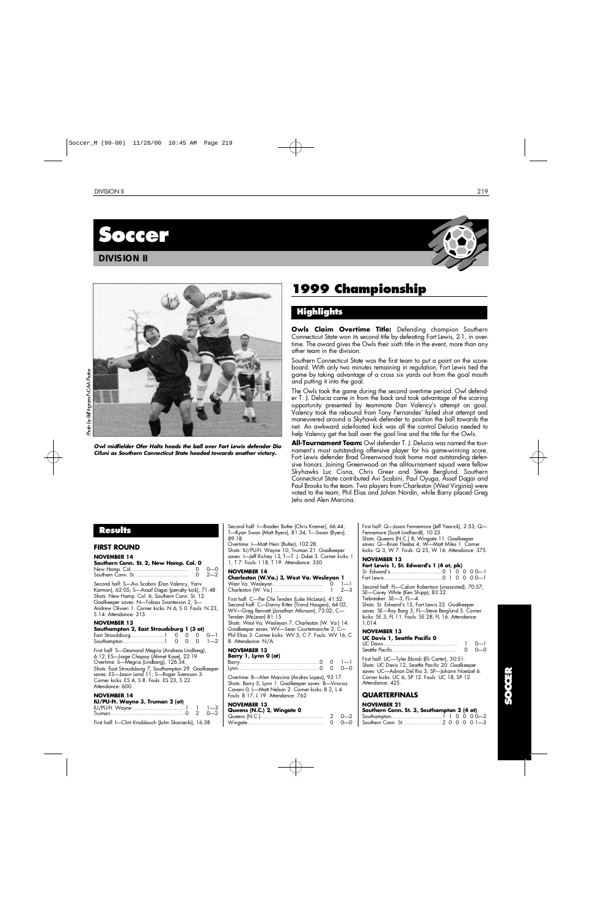# Soccer

## DIVISION II

*Owl midfielder Ofer Holtz heads the ball over Fort Lewis defender Dio Cifuni as Southern Connecticut State headed towards another victory.*

Photo by Bill Ingram/NCAA Photos

# 1999 Championship

## Highlights

**Owls Claim Overtime Title:** Defending champion Southern Connecticut State won its second title by defeating Fort Lewis, 2-1, in overtime. The award gives the Owls their sixth title in the event, more than any other team in the division.

Southern Connecticut State was the first team to put a point on the scoreboard. With only two minutes remaining in regulation, Fort Lewis tied the game by taking advantage of a cross six yards out from the goal mouth and putting it into the goal.

The Owls took the game during the second overtime period. Owl defender T. J. Delucia came in from the back and took advantage of the scoring opportunity presented by teammate Dan Valency's attempt on goal. Valency took the rebound from Tony Fernandes' failed shot attempt and maneuvered around a Skyhawk defender to position the ball towards the net. An awkward side-footed kick was all the control Delucia needed to help Valency get the ball over the goal line and the title for the Owls.

**All-Tournament Team:** Owl defender T. J. Delucia was named the tournament's most outstanding offensive player for his game-winning score. Fort Lewis defender Brad Greenwood took home most outstanding defensive honors. Joining Greenwood on the all-tournament squad were fellow Skyhawks Luc Cisna, Chris Greer and Steve Berglund. Southern Connecticut State contributed Avi Scabini, Paul Oyuga, Assaf Dagai and Paul Brooks to the team. Two players from Charleston (West Virginia) were voted to the team; Phil Elias and Johan Nordin, while Barry placed Greg Jehs and Alen Marcina.

## Results

### FIRST ROUND

**NOVEMBER 14**
**Southern Conn. St. 2, New Hamp. Col. 0**

| | | |
|---|---|---|
| New Hamp. Col. | 0 | 0—0 |
| Southern Conn. St. | 0 | 2—2 |

Second half: S—Avi Scabini (Dan Valency, Yariv Karmon), 62:05; S—Assaf Dagai (penalty kick), 71:48.
Shots: New Hamp. Col. 6, Southern Conn. St. 12. Goalkeeper saves: N—Tobias Svantesson 2; S—Andrew Olivieri 1. Corner kicks: N 6, S 0. Fouls: N 23, S 14. Attendance: 315.

**NOVEMBER 13**
**Southampton 2, East Stroudsburg 1 (3 ot)**

| | | | | | |
|---|---|---|---|---|---|
| East Stroudsburg | 1 | 0 | 0 | 0 | 0—1 |
| Southampton | 1 | 0 | 0 | 0 | 1—2 |

First half: S—Desmond Megria (Andreas Lindberg), 6:12; ES—Jorge Chapoy (Ahmet Kose), 22:19.
Overtime: S—Megria (Lindberg), 126:34.
Shots: East Stroudsburg 7, Southampton 29. Goalkeeper saves: ES—Jason Land 11; S—Roger Svensson 3. Corner kicks: ES 4, S 8. Fouls: ES 23, S 22. Attendance: 600.

**NOVEMBER 14**
**IU/PU-Ft. Wayne 3, Truman 2 (ot)**

| | | | |
|---|---|---|---|
| IU/PU-Ft. Wayne | 1 | 1 | 1—3 |
| Truman | 0 | 2 | 0—2 |

First half: I—Clint Knoblauch (John Skoniecki), 16:38.
Second half: I—Braden Butler (Chris Kramer), 66:44; T—Ryan Swan (Matt Byers), 81:34; T—Swan (Byers), 89:18.
Overtime: I—Matt Hein (Butler), 102:28.
Shots: IU/PU-Ft. Wayne 10, Truman 21. Goalkeeper saves: I—Jeff Richey 13; T—T. J. Dube 3. Corner kicks: I 1, T 7. Fouls: I 18, T 19. Attendance: 350.

**NOVEMBER 14**
**Charleston (W.Va.) 3, West Va. Wesleyan 1**

| | | |
|---|---|---|
| West Va. Wesleyan | 0 | 1—1 |
| Charleston (W. Va.) | 1 | 2—3 |

First half: C—Per Ole Tenden (Luke McLean), 41:52.
Second half: C—Danny Ritter (Trond Haugen), 64:02; WV—Greg Bennett (Jonathan Atkinson), 75:02; C—Tenden (McLean) 81:15.
Shots: West Va. Wesleyan 7, Charleston (W. Va.) 14. Goalkeeper saves: WV—Sean Courtemanche 2; C—Phil Elias 3. Corner kicks: WV 5, C 7. Fouls: WV 16, C 8. Attendance: N/A.

**NOVEMBER 13**
**Barry 1, Lynn 0 (ot)**

| | | | |
|---|---|---|---|
| Barry | 0 | 0 | 1—1 |
| Lynn | 0 | 0 | 0—0 |

Overtime: B—Alen Marcina (Andres Lopez), 93:17.
Shots: Barry 5, Lynn 1. Goalkeeper saves: B—Vinicius Cavani 0; L—Matt Nelson 2. Corner kicks: B 2, L 4. Fouls: B 17, L 19. Attendance: 762.

**NOVEMBER 13**
**Queens (N.C.) 2, Wingate 0**

| | | |
|---|---|---|
| Queens (N.C.) | 2 | 0—2 |
| Wingate | 0 | 0—0 |

First half: Q—Jason Fennemore (Jeff Yearick), 2:53; Q—Fennemore (Scott Lindhardt), 10:23.
Shots: Queens (N.C.) 8, Wingate 11. Goalkeeper saves: Q—Brian Fleeba 4; W—Matt Miles 1. Corner kicks: Q 3, W 7. Fouls: Q 25, W 16. Attendance: 375.

**NOVEMBER 13**
**Fort Lewis 1, St. Edward's 1 (4 ot, pk)**

| | | | | | | |
|---|---|---|---|---|---|---|
| St. Edward's | 0 | 1 | 0 | 0 | 0 | 0—1 |
| Fort Lewis | 0 | 1 | 0 | 0 | 0 | 0—1 |

Second half: FL—Calum Robertson (unassisted), 70:57; SE—Corey White (Ken Shipp), 83:32.
Tiebreaker: SE—3, FL—4.
Shots: St. Edward's 15, Fort Lewis 22. Goalkeeper saves: SE—Ray Barg 3; FL—Steve Berglund 5. Corner kicks: SE 3, FL 11. Fouls: SE 28, FL 16. Attendance: 1,014.

**NOVEMBER 13**
**UC Davis 1, Seattle Pacific 0**

| | | |
|---|---|---|
| UC Davis | 1 | 0—1 |
| Seattle Pacific | 0 | 0—0 |

First half: UC—Tyler Blondi (Eli Carter), 30:51.
Shots: UC Davis 12, Seattle Pacific 20. Goalkeeper saves: UC—Adrian Del Rio 3; SP—Johann Noetzel 6. Corner kicks: UC 6, SP 12. Fouls: UC 18, SP 12. Attendance: 425.

### QUARTERFINALS

**NOVEMBER 21**
**Southern Conn. St. 3, Southampton 2 (4 ot)**

| | | | | | | |
|---|---|---|---|---|---|---|
| Southampton | 1 | 1 | 0 | 0 | 0 | 0—2 |
| Southern Conn. St. | 2 | 0 | 0 | 0 | 0 | 1—3 |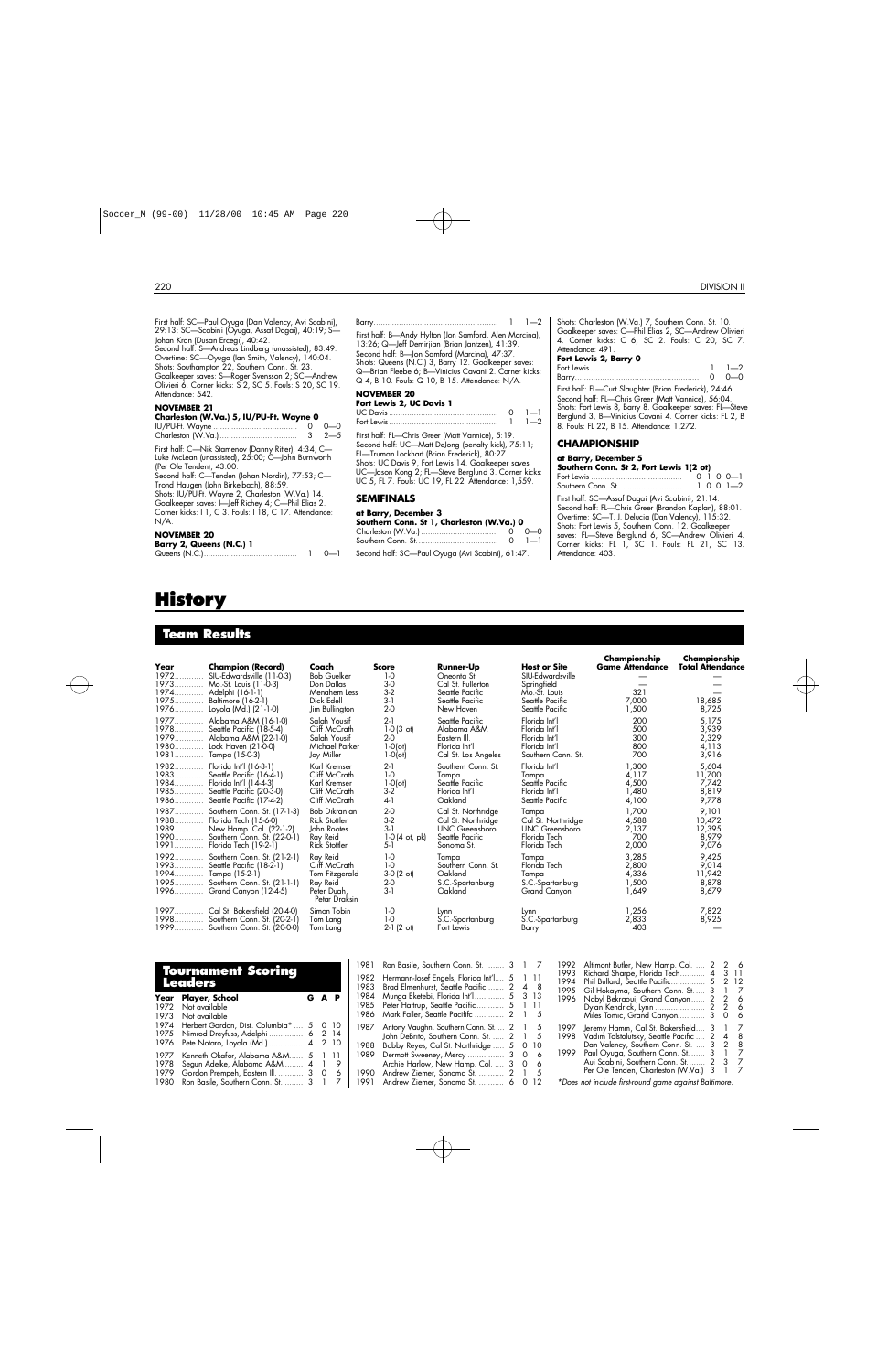First half: SC—Paul Oyuga (Dan Valency, Avi Scabini), 29:13; SC—Scabini (Oyuga, Assaf Dagai), 40:19; S—Johan Kron (Dusan Ercegi), 40:42.
Second half: S—Andreas Lindberg (unassisted), 83:49.
Overtime: SC—Oyuga (Ian Smith, Valency), 140:04.
Shots: Southampton 22, Southern Conn. St. 23.
Goalkeeper saves: S—Roger Svensson 2; SC—Andrew Olivieri 6. Corner kicks: S 2, SC 5. Fouls: S 20, SC 19. Attendance: 542.

**NOVEMBER 21**

**Charleston (W.Va.) 5, IU/PU-Ft. Wayne 0**

| | | |
|---|---|---|
| IU/PU-Ft. Wayne | 0 | 0—0 |
| Charleston (W.Va.) | 3 | 2—5 |

First half: C—Nik Stamenov (Danny Ritter), 4:34; C—Luke McLean (unassisted), 25:00; C—John Burnworth (Per Ole Tenden), 43:00.
Second half: C—Tenden (Johan Nordin), 77:53; C—Trond Haugen (John Birkelbach), 88:59.
Shots: IU/PU-Ft. Wayne 2, Charleston (W.Va.) 14.
Goalkeeper saves: I—Jeff Richey 4; C—Phil Elias 2. Corner kicks: I 1, C 3. Fouls: I 18, C 17. Attendance: N/A.

**NOVEMBER 20**

**Barry 2, Queens (N.C.) 1**

| | | |
|---|---|---|
| Queens (N.C.) | 1 | 0—1 |
| Barry | 1 | 1—2 |

First half: B—Andy Hylton (Jon Samford, Alen Marcina), 13:26; Q—Jeff Demirjian (Brian Jantzen), 41:39.
Second half: B—Jon Samford (Marcina), 47:37.
Shots: Queens (N.C.) 3, Barry 12. Goalkeeper saves: Q—Brian Fleebe 6; B—Vinicius Cavani 2. Corner kicks: Q 4, B 10. Fouls: Q 10, B 15. Attendance: N/A.

**NOVEMBER 20**

**Fort Lewis 2, UC Davis 1**

| | | |
|---|---|---|
| UC Davis | 0 | 1—1 |
| Fort Lewis | 1 | 1—2 |

First half: FL—Chris Greer (Matt Vannice), 5:19.
Second half: UC—Matt DeJong (penalty kick), 75:11; FL—Truman Lockhart (Brian Frederick), 80:27.
Shots: UC Davis 9, Fort Lewis 14. Goalkeeper saves: UC—Jason Kong 2; FL—Steve Berglund 3. Corner kicks: UC 5, FL 7. Fouls: UC 19, FL 22. Attendance: 1,559.

## SEMIFINALS

**at Barry, December 3**

**Southern Conn. St 1, Charleston (W.Va.) 0**

| | | |
|---|---|---|
| Charleston (W.Va.) | 0 | 0—0 |
| Southern Conn. St. | 0 | 1—1 |

Second half: SC—Paul Oyuga (Avi Scabini), 61:47.
Shots: Charleston (W.Va.) 7, Southern Conn. St. 10. Goalkeeper saves: C—Phil Elias 2, SC—Andrew Olivieri 4. Corner kicks: C 6, SC 2. Fouls: C 20, SC 7. Attendance: 491.

**Fort Lewis 2, Barry 0**

| | | |
|---|---|---|
| Fort Lewis | 1 | 1—2 |
| Barry | 0 | 0—0 |

First half: FL—Curt Slaughter (Brian Frederick), 24:46.
Second half: FL—Chris Greer (Matt Vannice), 56:04.
Shots: Fort Lewis 8, Barry 8. Goalkeeper saves: FL—Steve Berglund 3, B—Vinicius Cavani 4. Corner kicks: FL 2, B 8. Fouls: FL 22, B 15. Attendance: 1,272.

## CHAMPIONSHIP

**at Barry, December 5**

**Southern Conn. St 2, Fort Lewis 1(2 ot)**

| | | | | | |
|---|---|---|---|---|---|
| Fort Lewis | 0 | 1 | 0 | 0—1 |
| Southern Conn. St. | 1 | 0 | 0 | 1—2 |

First half: SC—Assaf Dagai (Avi Scabini), 21:14.
Second half: FL—Chris Greer (Brandon Kaplan), 88:01.
Overtime: SC—T. J. Delucia (Dan Valency), 115:32.
Shots: Fort Lewis 5, Southern Conn. St. 2. Goalkeeper saves: FL—Steve Berglund 6, SC—Andrew Olivieri 4. Corner kicks: FL 1, SC 1. Fouls: FL 21, SC 13. Attendance: 403.

# History

## Team Results

| Year | Champion (Record) | Coach | Score | Runner-Up | Host or Site | Championship Game Attendance | Championship Total Attendance |
|---|---|---|---|---|---|---|---|
| 1972 | SIU-Edwardsville (11-0-3) | Bob Guelker | 1-0 | Oneonta St. | SIU-Edwardsville | — | — |
| 1973 | Mo.-St. Louis (11-0-3) | Don Dallas | 3-0 | Cal St. Fullerton | Springfield | — | — |
| 1974 | Adelphi (16-1-1) | Menahem Less | 3-2 | Seattle Pacific | Mo.-St. Louis | 321 | — |
| 1975 | Baltimore (16-2-1) | Dick Edell | 3-1 | Seattle Pacific | Seattle Pacific | 7,000 | 18,685 |
| 1976 | Loyola (Md.) (21-1-0) | Jim Bullington | 2-0 | New Haven | Seattle Pacific | 1,500 | 8,725 |
| 1977 | Alabama A&M (16-1-0) | Salah Yousif | 2-1 | Seattle Pacific | Florida Int'l | 200 | 5,175 |
| 1978 | Seattle Pacific (18-5-4) | Cliff McCrath | 1-0 (3 ot) | Alabama A&M | Florida Int'l | 500 | 3,939 |
| 1979 | Alabama A&M (22-1-0) | Salah Yousif | 2-0 | Eastern Ill. | Florida Int'l | 300 | 2,329 |
| 1980 | Lock Haven (21-0-0) | Michael Parker | 1-0(ot) | Florida Int'l | Florida Int'l | 800 | 4,113 |
| 1981 | Tampa (15-0-3) | Jay Miller | 1-0(ot) | Cal St. Los Angeles | Southern Conn. St. | 700 | 3,916 |
| 1982 | Florida Int'l (16-3-1) | Karl Kremser | 2-1 | Southern Conn. St. | Florida Int'l | 1,300 | 5,604 |
| 1983 | Seattle Pacific (16-4-1) | Cliff McCrath | 1-0 | Tampa | Tampa | 4,117 | 11,700 |
| 1984 | Florida Int'l (14-4-3) | Karl Kremser | 1-0(ot) | Seattle Pacific | Seattle Pacific | 4,500 | 7,742 |
| 1985 | Seattle Pacific (20-3-0) | Cliff McCrath | 3-2 | Florida Int'l | Florida Int'l | 1,480 | 8,819 |
| 1986 | Seattle Pacific (17-4-2) | Cliff McCrath | 4-1 | Oakland | Seattle Pacific | 4,100 | 9,778 |
| 1987 | Southern Conn. St. (17-1-3) | Bob Dikranian | 2-0 | Cal St. Northridge | Tampa | 1,700 | 9,101 |
| 1988 | Florida Tech (15-6-0) | Rick Stottler | 3-2 | Cal St. Northridge | Cal St. Northridge | 4,588 | 10,472 |
| 1989 | New Hamp. Col. (22-1-2) | John Rootes | 3-1 | UNC Greensboro | UNC Greensboro | 2,137 | 12,395 |
| 1990 | Southern Conn. St. (22-0-1) | Ray Reid | 1-0 (4 ot, pk) | Seattle Pacific | Florida Tech | 700 | 8,979 |
| 1991 | Florida Tech (19-2-1) | Rick Stottler | 5-1 | Sonoma St. | Florida Tech | 2,000 | 9,076 |
| 1992 | Southern Conn. St. (21-2-1) | Ray Reid | 1-0 | Tampa | Tampa | 3,285 | 9,425 |
| 1993 | Seattle Pacific (18-2-1) | Cliff McCrath | 1-0 | Southern Conn. St. | Florida Tech | 2,800 | 9,014 |
| 1994 | Tampa (15-2-1) | Tom Fitzgerald | 3-0 (2 ot) | Oakland | Tampa | 4,336 | 11,942 |
| 1995 | Southern Conn. St. (21-1-1) | Ray Reid | 2-0 | S.C.-Spartanburg | S.C.-Spartanburg | 1,500 | 8,878 |
| 1996 | Grand Canyon (12-4-5) | Peter Duah, Petar Draksin | 3-1 | Oakland | Grand Canyon | 1,649 | 8,679 |
| 1997 | Cal St. Bakersfield (20-4-0) | Simon Tobin | 1-0 | Lynn | Lynn | 1,256 | 7,822 |
| 1998 | Southern Conn. St. (20-2-1) | Tom Lang | 1-0 | S.C.-Spartanburg | S.C.-Spartanburg | 2,833 | 8,925 |
| 1999 | Southern Conn. St. (20-0-0) | Tom Lang | 2-1 (2 ot) | Fort Lewis | Barry | 403 | — |

## Tournament Scoring Leaders

| Year | Player, School | G | A | P |
|---|---|---|---|---|
| 1972 | Not available | | | |
| 1973 | Not available | | | |
| 1974 | Herbert Gordon, Dist. Columbia* | 5 | 0 | 10 |
| 1975 | Nimrod Dreyfuss, Adelphi | 6 | 2 | 14 |
| 1976 | Pete Notaro, Loyola (Md.) | 4 | 2 | 10 |
| 1977 | Kenneth Okafor, Alabama A&M | 5 | 1 | 11 |
| 1978 | Segun Adelke, Alabama A&M | 4 | 1 | 9 |
| 1979 | Gordon Prempeh, Eastern Ill. | 3 | 0 | 6 |
| 1980 | Ron Basile, Southern Conn. St. | 3 | 1 | 7 |
| 1981 | Ron Basile, Southern Conn. St. | 3 | 1 | 7 |
| 1982 | Hermann-Josef Engels, Florida Int'l | 5 | 1 | 11 |
| 1983 | Brad Elmenhurst, Seattle Pacific | 2 | 4 | 8 |
| 1984 | Munga Eketebi, Florida Int'l | 5 | 3 | 13 |
| 1985 | Peter Hattrup, Seattle Pacific | 5 | 1 | 11 |
| 1986 | Mark Faller, Seattle Pacific | 2 | 1 | 5 |
| 1987 | Antony Vaughn, Southern Conn. St. | 2 | 1 | 5 |
| | John DeBrito, Southern Conn. St. | 2 | 1 | 5 |
| 1988 | Bobby Reyes, Cal St. Northridge | 5 | 0 | 10 |
| 1989 | Dermott Sweeney, Mercy | 3 | 0 | 6 |
| | Archie Harlow, New Hamp. Col. | 3 | 0 | 6 |
| 1990 | Andrew Ziemer, Sonoma St. | 2 | 1 | 5 |
| 1991 | Andrew Ziemer, Sonoma St. | 6 | 0 | 12 |
| 1992 | Altimont Butler, New Hamp. Col. | 2 | 2 | 6 |
| 1993 | Richard Sharpe, Florida Tech | 4 | 3 | 11 |
| 1994 | Phil Bullard, Seattle Pacific | 5 | 2 | 12 |
| 1995 | Gil Hokayma, Southern Conn. St. | 3 | 1 | 7 |
| 1996 | Nabyl Bekraoui, Grand Canyon | 2 | 2 | 6 |
| | Dylan Kendrick, Lynn | 2 | 2 | 6 |
| | Miles Tomic, Grand Canyon | 3 | 0 | 6 |
| 1997 | Jeremy Hamm, Cal St. Bakersfield | 3 | 1 | 7 |
| 1998 | Vadim Tolstolutsky, Seattle Pacific | 2 | 4 | 8 |
| | Dan Valency, Southern Conn. St. | 3 | 2 | 8 |
| 1999 | Paul Oyuga, Southern Conn. St. | 3 | 1 | 7 |
| | Avi Scabini, Southern Conn. St. | 2 | 3 | 7 |
| | Per Ole Tenden, Charleston (W.Va.) | 3 | 1 | 7 |

*Does not include first-round game against Baltimore.*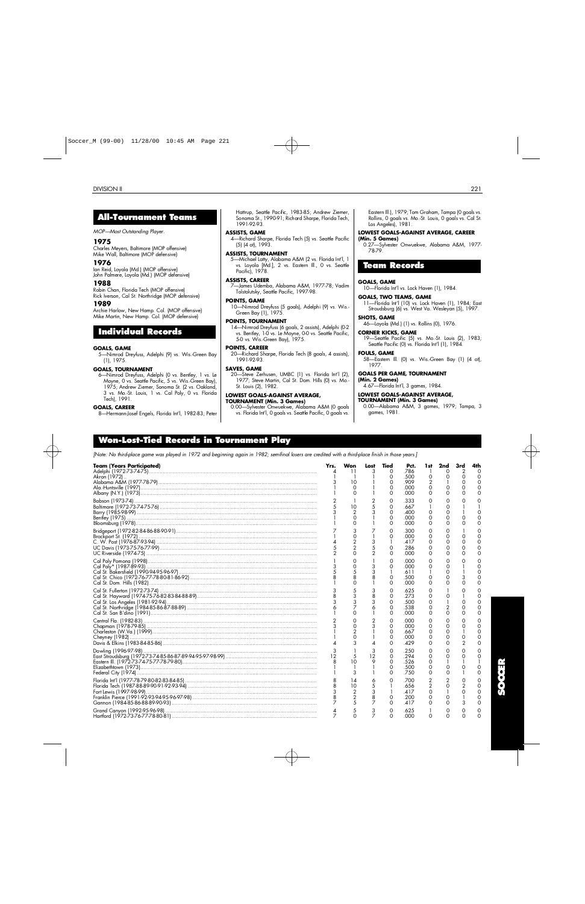## All-Tournament Teams

*MOP—Most Outstanding Player.*

### 1975
Charles Meyers, Baltimore (MOP offensive)
Mike Wall, Baltimore (MOP defensive)

### 1976
Ian Reid, Loyola (Md.) (MOP offensive)
John Palmere, Loyola (Md.) (MOP defensive)

### 1988
Robin Chan, Florida Tech (MOP offensive)
Rick Iverson, Cal St. Northridge (MOP defensive)

### 1989
Archie Harlow, New Hamp. Col. (MOP offensive)
Mike Martin, New Hamp. Col. (MOP defensive)

## Individual Records

**GOALS, GAME**
5—Nimrod Dreyfuss, Adelphi (9) vs. Wis.-Green Bay (1), 1975.

**GOALS, TOURNAMENT**
6—Nimrod Dreyfuss, Adelphi (0 vs. Bentley, 1 vs. Le Moyne, 0 vs. Seattle Pacific, 5 vs. Wis.-Green Bay), 1975; Andrew Ziemer, Sonoma St. (2 vs. Oakland, 3 vs. Mo.-St. Louis, 1 vs. Cal Poly, 0 vs. Florida Tech), 1991.

**GOALS, CAREER**
8—Hermann-Josef Engels, Florida Int'l, 1982-83; Peter Hattrup, Seattle Pacific, 1983-85; Andrew Ziemer, Sonoma St., 1990-91; Richard Sharpe, Florida Tech, 1991-92-93.

**ASSISTS, GAME**
4—Richard Sharpe, Florida Tech (5) vs. Seattle Pacific (5) (4 ot), 1993.

**ASSISTS, TOURNAMENT**
5—Michael Latty, Alabama A&M (2 vs. Florida Int'l, 1 vs. Loyola [Md.], 2 vs. Eastern Ill., 0 vs. Seattle Pacific), 1978.

**ASSISTS, CAREER**
7—James Udemba, Alabama A&M, 1977-78; Vadim Tolstolutsky, Seattle Pacific, 1997-98.

**POINTS, GAME**
10—Nimrod Dreyfuss (5 goals), Adelphi (9) vs. Wis.-Green Bay (1), 1975.

**POINTS, TOURNAMENT**
14—Nimrod Dreyfuss (6 goals, 2 assists), Adelphi (0-2 vs. Bentley, 1-0 vs. Le Moyne, 0-0 vs. Seattle Pacific, 5-0 vs. Wis.-Green Bay), 1975.

**POINTS, CAREER**
20—Richard Sharpe, Florida Tech (8 goals, 4 assists), 1991-92-93.

**SAVES, GAME**
20—Steve Zerhusen, UMBC (1) vs. Florida Int'l (2), 1977; Steve Martin, Cal St. Dom. Hills (0) vs. Mo.-St. Louis (2), 1982.

**LOWEST GOALS-AGAINST AVERAGE, TOURNAMENT (Min. 3 Games)**
0.00—Sylvester Onwuekwe, Alabama A&M (0 goals vs. Florida Int'l, 0 goals vs. Seattle Pacific, 0 goals vs. Eastern Ill.), 1979; Tom Graham, Tampa (0 goals vs. Rollins, 0 goals vs. Mo.-St. Louis, 0 goals vs. Cal St. Los Angeles), 1981.

**LOWEST GOALS-AGAINST AVERAGE, CAREER (Min. 5 Games)**
0.27—Sylvester Onwuekwe, Alabama A&M, 1977-78-79.

## Team Records

**GOALS, GAME**
10—Florida Int'l vs. Lock Haven (1), 1984.

**GOALS, TWO TEAMS, GAME**
11—Florida Int'l (10) vs. Lock Haven (1), 1984; East Stroudsburg (6) vs. West Va. Wesleyan (5), 1997.

**SHOTS, GAME**
46—Loyola (Md.) (1) vs. Rollins (0), 1976.

**CORNER KICKS, GAME**
19—Seattle Pacific (5) vs. Mo.-St. Louis (2), 1983; Seattle Pacific (0) vs. Florida Int'l (1), 1984.

**FOULS, GAME**
58—Eastern Ill. (0) vs. Wis.-Green Bay (1) (4 ot), 1977.

**GOALS PER GAME, TOURNAMENT (Min. 2 Games)**
4.67—Florida Int'l, 3 games, 1984.

**LOWEST GOALS-AGAINST AVERAGE, TOURNAMENT (Min. 3 Games)**
0.00—Alabama A&M, 3 games, 1979; Tampa, 3 games, 1981.

## Won-Lost-Tied Records in Tournament Play

*[Note: No third-place game was played in 1972 and beginning again in 1982; semifinal losers are credited with a third-place finish in those years.]*

| Team (Years Participated) | Yrs. | Won | Lost | Tied | Pct. | 1st | 2nd | 3rd | 4th |
|---|---|---|---|---|---|---|---|---|---|
| Adelphi (1972-73-74-75) | 4 | 11 | 3 | 0 | .786 | 1 | 0 | 2 | 0 |
| Akron (1972) | 1 | 1 | 1 | 0 | .500 | 0 | 0 | 0 | 0 |
| Alabama A&M (1977-78-79) | 3 | 10 | 1 | 0 | .909 | 2 | 1 | 0 | 0 |
| Ala.-Huntsville (1997) | 1 | 0 | 1 | 0 | .000 | 0 | 0 | 0 | 0 |
| Albany (N.Y.) (1973) | 1 | 0 | 1 | 0 | .000 | 0 | 0 | 0 | 0 |
| Babson (1973-74) | 2 | 1 | 2 | 0 | .333 | 0 | 0 | 0 | 0 |
| Baltimore (1972-73-74-75-76) | 5 | 10 | 5 | 0 | .667 | 1 | 0 | 1 | 1 |
| Barry (1985-98-99) | 3 | 2 | 3 | 0 | .400 | 0 | 0 | 1 | 0 |
| Bentley (1975) | 1 | 0 | 1 | 0 | .000 | 0 | 0 | 0 | 0 |
| Bloomsburg (1978) | 1 | 0 | 1 | 0 | .000 | 0 | 0 | 0 | 0 |
| Bridgeport (1972-82-84-86-88-90-91) | 7 | 3 | 7 | 0 | .300 | 0 | 0 | 1 | 0 |
| Brockport St. (1972) | 1 | 0 | 1 | 0 | .000 | 0 | 0 | 0 | 0 |
| C. W. Post (1976-87-93-94) | 4 | 2 | 3 | 1 | .417 | 0 | 0 | 0 | 0 |
| UC Davis (1973-75-76-77-99) | 5 | 2 | 5 | 0 | .286 | 0 | 0 | 0 | 0 |
| UC Riverside (1974-75) | 2 | 0 | 2 | 0 | .000 | 0 | 0 | 0 | 0 |
| Cal Poly Pomona (1998) | 1 | 0 | 1 | 0 | .000 | 0 | 0 | 0 | 0 |
| Cal Poly* (1987-89-93) | 3 | 0 | 3 | 0 | .000 | 0 | 0 | 1 | 0 |
| Cal St. Bakersfield (1990-94-95-96-97) | 5 | 5 | 3 | 1 | .611 | 1 | 0 | 1 | 0 |
| Cal St. Chico (1972-76-77-78-80-81-86-92) | 8 | 8 | 8 | 0 | .500 | 0 | 0 | 3 | 0 |
| Cal St. Dom. Hills (1982) | 1 | 0 | 1 | 0 | .000 | 0 | 0 | 0 | 0 |
| Cal St. Fullerton (1972-73-74) | 3 | 5 | 3 | 0 | .625 | 0 | 1 | 0 | 0 |
| Cal St. Hayward (1974-75-76-82-83-84-88-89) | 8 | 3 | 8 | 0 | .273 | 0 | 0 | 1 | 0 |
| Cal St. Los Angeles (1981-92-94) | 3 | 3 | 3 | 0 | .500 | 0 | 1 | 0 | 0 |
| Cal St. Northridge (1984-85-86-87-88-89) | 6 | 7 | 6 | 0 | .538 | 0 | 2 | 0 | 0 |
| Cal St. San B'dino (1991) | 1 | 0 | 1 | 0 | .000 | 0 | 0 | 0 | 0 |
| Central Fla. (1982-83) | 2 | 0 | 2 | 0 | .000 | 0 | 0 | 0 | 0 |
| Chapman (1978-79-85) | 3 | 0 | 3 | 0 | .000 | 0 | 0 | 0 | 0 |
| Charleston (W.Va.) (1999) | 1 | 2 | 1 | 0 | .667 | 0 | 0 | 1 | 0 |
| Cheyney (1982) | 1 | 0 | 1 | 0 | .000 | 0 | 0 | 0 | 0 |
| Davis & Elkins (1983-84-85-86) | 4 | 3 | 4 | 0 | .429 | 0 | 0 | 2 | 0 |
| Dowling (1996-97-98) | 3 | 1 | 3 | 0 | .250 | 0 | 0 | 0 | 0 |
| East Stroudsburg (1972-73-74-85-86-87-89-94-95-97-98-99) | 12 | 5 | 12 | 0 | .294 | 0 | 0 | 0 | 0 |
| Eastern Ill. (1972-73-74-75-77-78-79-80) | 8 | 10 | 9 | 0 | .526 | 0 | 1 | 1 | 1 |
| Elizabethtown (1973) | 1 | 1 | 1 | 0 | .500 | 0 | 0 | 0 | 0 |
| Federal City (1974) | 1 | 3 | 1 | 0 | .750 | 0 | 0 | 1 | 0 |
| Florida Int'l (1977-78-79-80-82-83-84-85) | 8 | 14 | 6 | 0 | .700 | 2 | 2 | 0 | 0 |
| Florida Tech (1987-88-89-90-91-92-93-94) | 8 | 10 | 5 | 1 | .656 | 2 | 0 | 2 | 0 |
| Fort Lewis (1997-98-99) | 3 | 2 | 3 | 1 | .417 | 0 | 1 | 0 | 0 |
| Franklin Pierce (1991-92-93-94-95-96-97-98) | 8 | 2 | 8 | 0 | .200 | 0 | 0 | 1 | 0 |
| Gannon (1984-85-86-88-89-90-93) | 7 | 5 | 7 | 0 | .417 | 0 | 0 | 3 | 0 |
| Grand Canyon (1992-95-96-98) | 4 | 5 | 3 | 0 | .625 | 1 | 0 | 0 | 0 |
| Hartford (1972-73-76-77-78-80-81) | 7 | 0 | 7 | 0 | .000 | 0 | 0 | 0 | 0 |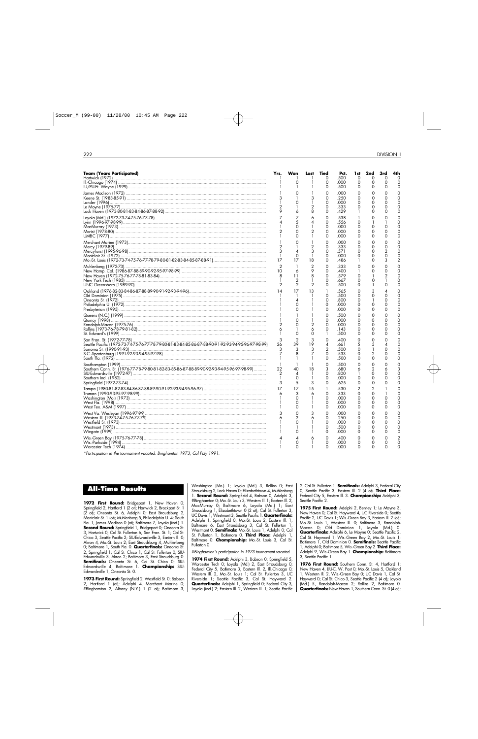| Team (Years Participated) | Yrs. | Won | Lost | Tied | Pct. | 1st | 2nd | 3rd | 4th |
|---|---|---|---|---|---|---|---|---|---|
| Hartwick (1972) | 1 | 1 | 1 | 0 | .500 | 0 | 0 | 0 | 0 |
| Ill.-Chicago (1974) | 1 | 0 | 1 | 0 | .000 | 0 | 0 | 0 | 0 |
| IU/PU-Ft. Wayne (1999) | 1 | 1 | 1 | 0 | .500 | 0 | 0 | 0 | 0 |
| James Madison (1972) | 1 | 0 | 1 | 0 | .000 | 0 | 0 | 0 | 0 |
| Keene St. (1983-85-91) | 3 | 1 | 3 | 0 | .250 | 0 | 0 | 0 | 0 |
| Lander (1996) | 1 | 0 | 1 | 0 | .000 | 0 | 0 | 0 | 0 |
| Le Moyne (1975-77) | 2 | 1 | 2 | 0 | .333 | 0 | 0 | 0 | 0 |
| Lock Haven (1973-80-81-83-84-86-87-88-92) | 9 | 6 | 8 | 0 | .429 | 1 | 0 | 0 | 0 |
| Loyola (Md.) (1972-73-74-75-76-77-78) | 7 | 7 | 6 | 0 | .538 | 1 | 0 | 0 | 0 |
| Lynn (1996-97-98-99) | 4 | 5 | 4 | 0 | .556 | 0 | 1 | 1 | 0 |
| MacMurray (1973) | 1 | 0 | 1 | 0 | .000 | 0 | 0 | 0 | 0 |
| Marist (1978-80) | 2 | 0 | 2 | 0 | .000 | 0 | 0 | 0 | 0 |
| UMBC (1977) | 1 | 0 | 1 | 0 | .000 | 0 | 0 | 0 | 0 |
| Merchant Marine (1973) | 1 | 0 | 1 | 0 | .000 | 0 | 0 | 0 | 0 |
| Mercy (1979-89) | 2 | 1 | 2 | 0 | .333 | 0 | 0 | 0 | 0 |
| Mercyhurst (1995-96-98) | 3 | 4 | 3 | 0 | .571 | 0 | 0 | 2 | 0 |
| Montclair St. (1972) | 1 | 0 | 1 | 0 | .000 | 0 | 0 | 0 | 0 |
| Mo.-St. Louis (1972-73-74-75-76-77-78-79-80-81-82-83-84-85-87-88-91) | 17 | 17 | 18 | 0 | .486 | 1 | 0 | 3 | 2 |
| Muhlenberg (1972-73) | 2 | 1 | 2 | 0 | .333 | 0 | 0 | 0 | 0 |
| New Hamp. Col. (1986-87-88-89-90-92-95-97-98-99) | 10 | 6 | 9 | 0 | .400 | 1 | 0 | 0 | 0 |
| New Haven (1972-75-76-77-78-81-83-84) | 8 | 11 | 8 | 0 | .579 | 0 | 1 | 2 | 0 |
| New York Tech (1985) | 1 | 2 | 1 | 0 | .667 | 0 | 0 | 1 | 0 |
| UNC Greensboro (1989-90) | 2 | 2 | 2 | 0 | .500 | 0 | 1 | 0 | 0 |
| Oakland (1976-82-83-84-86-87-88-89-90-91-92-93-94-96) | 14 | 17 | 13 | 1 | .565 | 0 | 3 | 4 | 0 |
| Old Dominion (1975) | 1 | 1 | 1 | 0 | .500 | 0 | 0 | 0 | 0 |
| Oneonta St. (1972) | 1 | 4 | 1 | 0 | .800 | 0 | 1 | 0 | 0 |
| Philadelphia U. (1972) | 1 | 0 | 1 | 0 | .000 | 0 | 0 | 0 | 0 |
| Presbyterian (1995) | 1 | 0 | 1 | 0 | .000 | 0 | 0 | 0 | 0 |
| Queens (N.C.) (1999) | 1 | 1 | 1 | 0 | .500 | 0 | 0 | 0 | 0 |
| Quincy (1998) | 1 | 0 | 1 | 0 | .000 | 0 | 0 | 0 | 0 |
| Randolph-Macon (1975-76) | 2 | 0 | 2 | 0 | .000 | 0 | 0 | 0 | 0 |
| Rollins (1973-76-78-79-81-82) | 6 | 1 | 6 | 0 | .143 | 0 | 0 | 0 | 0 |
| St. Edward's (1999) | 1 | 0 | 0 | 1 | .500 | 0 | 0 | 0 | 0 |
| San Fran. St. (1972-77-78) | 3 | 2 | 3 | 0 | .400 | 0 | 0 | 0 | 0 |
| Seattle Pacific (1972-73-74-75-76-77-78-79-80-81-83-84-85-86-87-88-90-91-92-93-94-95-96-97-98-99) | 26 | 39 | 19 | 4 | .661 | 5 | 5 | 4 | 0 |
| Sonoma St. (1990-91-93) | 3 | 3 | 3 | 2 | .500 | 0 | 1 | 0 | 0 |
| S.C.-Spartanburg (1991-92-93-94-95-97-98) | 7 | 8 | 7 | 0 | .533 | 0 | 2 | 0 | 0 |
| South Fla. (1972) | 1 | 1 | 1 | 0 | .500 | 0 | 0 | 0 | 0 |
| Southampton (1999) | 1 | 1 | 1 | 0 | .500 | 0 | 0 | 0 | 0 |
| Southern Conn. St. (1976-77-78-79-80-81-82-83-85-86-87-88-89-90-92-93-94-95-96-97-98-99) | 22 | 40 | 18 | 3 | .680 | 6 | 2 | 6 | 3 |
| SIU-Edwardsville (1972-97) | 2 | 4 | 1 | 0 | .800 | 1 | 0 | 0 | 0 |
| Southern Ind. (1982) | 1 | 0 | 1 | 0 | .000 | 0 | 0 | 0 | 0 |
| Springfield (1972-73-74) | 3 | 5 | 3 | 0 | .625 | 0 | 0 | 0 | 0 |
| Tampa (1980-81-82-83-84-86-87-88-89-90-91-92-93-94-95-96-97) | 17 | 17 | 15 | 1 | .530 | 2 | 2 | 1 | 0 |
| Truman (1990-93-95-97-98-99) | 6 | 3 | 6 | 0 | .333 | 0 | 0 | 1 | 0 |
| Washington (Mo.) (1973) | 1 | 0 | 1 | 0 | .000 | 0 | 0 | 0 | 0 |
| West Fla. (1998) | 1 | 0 | 1 | 0 | .000 | 0 | 0 | 0 | 0 |
| West Tex. A&M (1997) | 1 | 0 | 1 | 0 | .000 | 0 | 0 | 0 | 0 |
| West Va. Wesleyan (1996-97-99) | 3 | 0 | 3 | 0 | .000 | 0 | 0 | 0 | 0 |
| Western Ill. (1973-74-75-76-77-79) | 6 | 2 | 6 | 0 | .250 | 0 | 0 | 0 | 0 |
| Westfield St. (1973) | 1 | 0 | 1 | 0 | .000 | 0 | 0 | 0 | 0 |
| Westmont (1973) | 1 | 1 | 1 | 0 | .500 | 0 | 0 | 0 | 0 |
| Wingate (1999) | 1 | 0 | 1 | 0 | .000 | 0 | 0 | 0 | 0 |
| Wis.-Green Bay (1975-76-77-78) | 4 | 4 | 6 | 0 | .400 | 0 | 0 | 0 | 2 |
| Wis.-Parkside (1994) | 1 | 0 | 1 | 0 | .000 | 0 | 0 | 0 | 0 |
| Worcester Tech (1974) | 1 | 0 | 1 | 0 | .000 | 0 | 0 | 0 | 0 |

*Participation in the tournament vacated: Binghamton 1973; Cal Poly 1991.

## All-Time Results

**1972 First Round:** Bridgeport 1, New Haven 0; Springfield 2, Hartford 1 (2 ot); Hartwick 2, Brockport St. 1 (2 ot); Oneonta St. 6, Adelphi 0; East Stroudsburg 2, Montclair St. 1 (ot); Muhlenberg 5, Philadelphia U. 4; South Fla. 1, James Madison 0 (ot); Baltimore 7, Loyola (Md.) 1. **Second Round:** Springfield 1, Bridgeport 0; Oneonta St. 3, Hartwick 0; Cal St. Fullerton 6, San Fran. St. 1; Cal St. Chico 3, Seattle Pacific 2; SIU-Edwardsville 3, Eastern Ill. 0; Akron 4, Mo.-St. Louis 2; East Stroudsburg 4, Muhlenberg 0; Baltimore 1, South Fla. 0. **Quarterfinals:** Oneonta St. 2, Springfield 1; Cal St. Chico 1, Cal St. Fullerton 0; SIU-Edwardsville 3, Akron 2; Baltimore 3, East Stroudsburg 0. **Semifinals:** Oneonta St. 6, Cal St. Chico 0; SIU-Edwardsville 4, Baltimore 1. **Championship:** SIU-Edwardsville 1, Oneonta St. 0.

**1973 First Round:** Springfield 2, Westfield St. 0; Babson 2, Hartford 1 (ot); Adelphi 4, Merchant Marine 0; #Binghamton 2, Albany (N.Y.) 1 (2 ot); Baltimore 3, Washington (Mo.) 1; Loyola (Md.) 3, Rollins 0; East Stroudsburg 2, Lock Haven 0; Elizabethtown 4, Muhlenberg 1. **Second Round:** Springfield 4, Babson 0; Adelphi 3, #Binghamton 0; Mo.-St. Louis 3, Western Ill. 1; Eastern Ill. 2, MacMurray 0; Baltimore 6, Loyola (Md.) 1; East Stroudsburg 1, Elizabethtown 0 (2 ot); Cal St. Fullerton 3, UC Davis 1; Westmont 3, Seattle Pacific 1. **Quarterfinals:** Adelphi 1, Springfield 0; Mo.-St. Louis 2, Eastern Ill. 1; Baltimore 6, East Stroudsburg 2; Cal St. Fullerton 1, Westmont 0. **Semifinals:** Mo.-St. Louis 1, Adelphi 0; Cal St. Fullerton 1, Baltimore 0. **Third Place:** Adelphi 1, Baltimore 0. **Championship:** Mo.-St. Louis 3, Cal St. Fullerton 0.

*#Binghamton's participation in 1973 tournament vacated.*

**1974 First Round:** Adelphi 3, Babson 0; Springfield 5, Worcester Tech 0; Loyola (Md.) 2, East Stroudsburg 0; Federal City 5, Baltimore 3; Eastern Ill. 2, Ill.-Chicago 0; Western Ill. 2, Mo.-St. Louis 1; Cal St. Fullerton 3, UC Riverside 1; Seattle Pacific 3, Cal St. Hayward 2. **Quarterfinals:** Adelphi 1, Springfield 0; Federal City 3, Loyola (Md.) 2; Eastern Ill. 2, Western Ill. 1; Seattle Pacific 2, Cal St. Fullerton 1. **Semifinals:** Adelphi 3, Federal City 0; Seattle Pacific 3, Eastern Ill. 2 (4 ot). **Third Place:** Federal City 5, Eastern Ill. 3. **Championship:** Adelphi 3, Seattle Pacific 2.

**1975 First Round:** Adelphi 2, Bentley 1; Le Moyne 3, New Haven 0; Cal St. Hayward 4, UC Riverside 0; Seattle Pacific 2, UC Davis 1; Wis.-Green Bay 3, Eastern Ill. 2 (ot); Mo.-St. Louis 1, Western Ill. 0; Baltimore 3, Randolph-Macon 0; Old Dominion 1, Loyola (Md.) 0. **Quarterfinals:** Adelphi 6, Le Moyne 0; Seattle Pacific 2, Cal St. Hayward 1; Wis.-Green Bay 2, Mo.-St. Louis 1; Baltimore 1, Old Dominion 0. **Semifinals:** Seattle Pacific 1, Adelphi 0; Baltimore 5, Wis.-Green Bay 2. **Third Place:** Adelphi 9, Wis.-Green Bay 1. **Championship:** Baltimore 3, Seattle Pacific 1.

**1976 First Round:** Southern Conn. St. 4, Hartford 1; New Haven 4, LIU-C. W. Post 0; Mo.-St. Louis 5, Oakland 1; Western Ill. 2, Wis.-Green Bay 0; UC Davis 1, Cal St. Hayward 0; Cal St. Chico 3, Seattle Pacific 2 (4 ot); Loyola (Md.) 5, Randolph-Macon 2; Rollins 2, Baltimore 0. **Quarterfinals:** New Haven 1, Southern Conn. St. 0 (4 ot);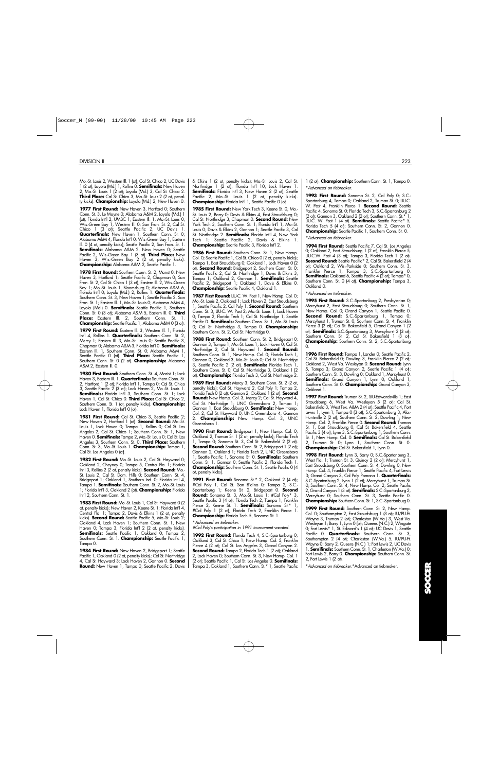Mo.-St. Louis 2, Western Ill. 1 (ot); Cal St. Chico 2, UC Davis 1 (2 ot); Loyola (Md.) 1, Rollins 0. **Semifinals:** New Haven 2, Mo.-St. Louis 1 (2 ot); Loyola (Md.) 3, Cal St. Chico 2. **Third Place:** Cal St. Chico 3, Mo.-St. Louis 2 (2 ot, penalty kicks). **Championship:** Loyola (Md.) 2, New Haven 0.

**1977 First Round:** New Haven 3, Hartford 0; Southern Conn. St. 3, Le Moyne 0; Alabama A&M 2, Loyola (Md.) 1 (ot); Florida Int'l 2, UMBC 1; Eastern Ill. 1, Mo.-St. Louis 0; Wis.-Green Bay 1, Western Ill. 0; San Fran. St. 2, Cal St. Chico 1 (3 ot); Seattle Pacific 2, UC Davis 1. **Quarterfinals:** New Haven 1, Southern Conn. St. 0; Alabama A&M 4, Florida Int'l 0; Wis.-Green Bay 1, Eastern Ill. 0 (4 ot, penalty kicks); Seattle Pacific 2, San Fran. St. 1. **Semifinals:** Alabama A&M 2, New Haven 0; Seattle Pacific 2, Wis.-Green Bay 1 (3 ot). **Third Place:** New Haven 3, Wis.-Green Bay 2 (2 ot, penalty kicks). **Championship:** Alabama A&M 2, Seattle Pacific 1.

**1978 First Round:** Southern Conn. St. 2, Marist 0; New Haven 3, Hartford 0; Seattle Pacific 2, Chapman 0; San Fran. St. 2, Cal St. Chico 1 (3 ot); Eastern Ill. 2, Wis.-Green Bay 1; Mo.-St. Louis 1, Bloomsburg 0; Alabama A&M 6, Florida Int'l 0; Loyola (Md.) 2, Rollins 1. **Quarterfinals:** Southern Conn. St. 3, New Haven 1; Seattle Pacific 2, San Fran. St. 1; Eastern Ill. 1, Mo.-St. Louis 0; Alabama A&M 4, Loyola (Md.) 0. **Semifinals:** Seattle Pacific 1, Southern Conn. St. 0 (3 ot); Alabama A&M 5, Eastern Ill. 0. **Third Place:** Eastern Ill. 2, Southern Conn. St. 1. **Championship:** Seattle Pacific 1, Alabama A&M 0 (3 ot).

**1979 First Round:** Eastern Ill. 3, Western Ill. 1; Florida Int'l 4, Rollins 1. **Quarterfinals:** Southern Conn. St. 2, Mercy 1; Eastern Ill. 3, Mo.-St. Louis 0; Seattle Pacific 3, Chapman 0; Alabama A&M 3, Florida Int'l 0. **Semifinals:** Eastern Ill. 1, Southern Conn. St. 0; Alabama A&M 1, Seattle Pacific 0 (ot). **Third Place:** Seattle Pacific 1, Southern Conn. St. 0 (2 ot). **Championship:** Alabama A&M 2, Eastern Ill. 0.

**1980 First Round:** Southern Conn. St. 4, Marist 1; Lock Haven 3, Eastern Ill. 1. **Quarterfinals:** Southern Conn. St. 2, Hartford 1 (2 ot); Florida Int'l 1, Tampa 0; Cal St. Chico 3, Seattle Pacific 2 (3 ot); Lock Haven 2, Mo.-St. Louis 1. **Semifinals:** Florida Int'l 3, Southern Conn. St. 1; Lock Haven 1, Cal St. Chico 0. **Third Place:** Cal St. Chico 2, Southern Conn. St. 1 (ot, penalty kicks). **Championship:** Lock Haven 1, Florida Int'l 0 (ot).

**1981 First Round:** Cal St. Chico 3, Seattle Pacific 2; New Haven 2, Hartford 1 (ot). **Second Round:** Mo.-St. Louis 1, Lock Haven 0; Tampa 1, Rollins 0; Cal St. Los Angeles 2, Cal St. Chico 1; Southern Conn. St. 1, New Haven 0. **Semifinals:** Tampa 2, Mo.-St. Louis 0; Cal St. Los Angeles 3, Southern Conn. St. 0. **Third Place:** Southern Conn. St. 3, Mo.-St. Louis 1. **Championship:** Tampa 1, Cal St. Los Angeles 0 (ot).

**1982 First Round:** Mo.-St. Louis 2, Cal St. Hayward 0; Oakland 2, Cheyney 0; Tampa 5, Central Fla. 1; Florida Int'l 3, Rollins 2 (2 ot, penalty kicks). **Second Round:** Mo.-St. Louis 2, Cal St. Dom. Hills 0; Southern Conn. St. 4, Bridgeport 1; Oakland 1, Southern Ind. 0; Florida Int'l 4, Tampa 1. **Semifinals:** Southern Conn. St. 2, Mo.-St. Louis 1; Florida Int'l 3, Oakland 2 (ot). **Championship:** Florida Int'l 2, Southern Conn. St. 1.

**1983 First Round:** Mo.-St. Louis 1, Cal St. Hayward 0 (2 ot, penalty kicks); New Haven 2, Keene St. 1; Florida Int'l 4, Central Fla. 1; Tampa 2, Davis & Elkins 1 (2 ot, penalty kicks). **Second Round:** Seattle Pacific 5, Mo.-St. Louis 2; Oakland 4, Lock Haven 1; Southern Conn. St. 1, New Haven 0; Tampa 3, Florida Int'l 2 (2 ot, penalty kicks). **Semifinals:** Seattle Pacific 1, Oakland 0; Tampa 2, Southern Conn. St. 1. **Championship:** Seattle Pacific 1, Tampa 0.

**1984 First Round:** New Haven 2, Bridgeport 1; Seattle Pacific 1, Oakland 0 (2 ot, penalty kicks); Cal St. Northridge 4, Cal St. Hayward 3; Lock Haven 2, Gannon 0. **Second Round:** New Haven 1, Tampa 0; Seattle Pacific 2, Davis & Elkins 1 (2 ot, penalty kicks); Mo.-St. Louis 2, Cal St. Northridge 1 (2 ot); Florida Int'l 10, Lock Haven 1. **Semifinals:** Florida Int'l 3, New Haven 2 (2 ot); Seattle Pacific 2, Mo.-St. Louis 1 (2 ot, penalty kicks). **Championship:** Florida Int'l 1, Seattle Pacific 0 (ot).

**1985 First Round:** New York Tech 3, Keene St. 0; Mo.-St. Louis 2, Barry 0; Davis & Elkins 4, East Stroudsburg 0; Cal St. Northridge 3, Chapman 0. **Second Round:** New York Tech 3, Southern Conn. St. 1; Florida Int'l 1, Mo.-St. Louis 0; Davis & Elkins 2, Gannon 1; Seattle Pacific 3, Cal St. Northridge 2. **Semifinals:** Florida Int'l 4, New York Tech 1; Seattle Pacific 2, Davis & Elkins 1. **Championship:** Seattle Pacific 3, Florida Int'l 2.

**1986 First Round:** Southern Conn. St. 1, New Hamp. Col. 0; Seattle Pacific 1, Cal St. Chico 0 (2 ot, penalty kicks); Tampa 1, East Stroudsburg 0; Oakland 1, Lock Haven 0 (2 ot). **Second Round:** Bridgeport 2, Southern Conn. St. 0; Seattle Pacific 2, Cal St. Northridge 1; Davis & Elkins 3, Tampa 1; Oakland 2, Gannon 1. **Semifinals:** Seattle Pacific 2, Bridgeport 1; Oakland 1, Davis & Elkins 0. **Championship:** Seattle Pacific 4, Oakland 1.

**1987 First Round:** LIU-C. W. Post 1, New Hamp. Col. 0; Mo.-St. Louis 2, Oakland 1; Lock Haven 2, East Stroudsburg 1; Seattle Pacific 2, Cal Poly 1. **Second Round:** Southern Conn. St. 3, LIU-C. W. Post 2; Mo.-St. Louis 1, Lock Haven 0; Tampa 2, Florida Tech 1; Cal St. Northridge 1, Seattle Pacific 0. **Semifinals:** Southern Conn. St. 1, Mo.-St. Louis 0; Cal St. Northridge 3, Tampa 0. **Championship:** Southern Conn. St. 2, Cal St. Northridge 0.

**1988 First Round:** Southern Conn. St. 2, Bridgeport 0; Gannon 3, Tampa 1; Mo.-St. Louis 1, Lock Haven 0; Cal St. Northridge 2, Cal St. Hayward 1. **Second Round:** Southern Conn. St. 1, New Hamp. Col. 0; Florida Tech 1, Gannon 0; Oakland 3, Mo.-St. Louis 0; Cal St. Northridge 3, Seattle Pacific 2 (2 ot). **Semifinals:** Florida Tech 1, Southern Conn. St. 0; Cal St. Northridge 3, Oakland 1 (2 ot). **Championship:** Florida Tech 3, Cal St. Northridge 2.

**1989 First Round:** Mercy 3, Southern Conn. St. 2 (2 ot, penalty kicks); Cal St. Hayward 2, Cal Poly 1; Tampa 2, Florida Tech 0 (2 ot); Gannon 2, Oakland 1 (2 ot). **Second Round:** New Hamp. Col. 3, Mercy 2; Cal St. Hayward 4, Cal St. Northridge 1; UNC Greensboro 2, Tampa 1; Gannon 1, East Stroudsburg 0. **Semifinals:** New Hamp. Col. 2, Cal St. Hayward 0; UNC Greensboro 4, Gannon 2. **Championship:** New Hamp. Col. 3, UNC Greensboro 1.

**1990 First Round:** Bridgeport 1, New Hamp. Col. 0; Oakland 2, Truman St. 1 (2 ot, penalty kicks); Florida Tech 1, Tampa 0; Sonoma St. 3, Cal St. Bakersfield 2 (2 ot). **Second Round:** Southern Conn. St. 2, Bridgeport 1 (2 ot); Gannon 2, Oakland 1; Florida Tech 2, UNC Greensboro 1; Seattle Pacific 1, Sonoma St. 0. **Semifinals:** Southern Conn. St. 1, Gannon 0; Seattle Pacific 2, Florida Tech 1. **Championship:** Southern Conn. St. 1, Seattle Pacific 0 (4 ot, penalty kicks).

**1991 First Round:** Sonoma St.* 2, Oakland 2 (4 ot); #Cal Poly 1, Cal St. San B'dino 0; Tampa 2, S.C.-Spartanburg 1; Keene St. 2, Bridgeport 0. **Second Round:** Sonoma St. 3, Mo.-St. Louis 1; #Cal Poly* 3, Seattle Pacific 3 (4 ot); Florida Tech 2, Tampa 1; Franklin Pierce 2, Keene St. 1. **Semifinals:** Sonoma St.* 1, #Cal Poly 1 (2 ot); Florida Tech 2, Franklin Pierce 1. **Championship:** Florida Tech 5, Sonoma St. 1.

*Advanced on tiebreaker.*
*#Cal Poly's participation in 1991 tournament vacated.*

**1992 First Round:** Florida Tech 4, S.C.-Spartanburg 0; Oakland 3, Cal St. Chico 1; New Hamp. Col. 5, Franklin Pierce 4 (2 ot); Cal St. Los Angeles 3, Grand Canyon 2. **Second Round:** Tampa 2, Florida Tech 1 (2 ot); Oakland 2, Lock Haven 0; Southern Conn. St. 3, New Hamp. Col. 1 (2 ot); Seattle Pacific 1, Cal St. Los Angeles 0. **Semifinals:** Tampa 3, Oakland 1; Southern Conn. St.* 1, Seattle Pacific 1 (2 ot). **Championship:** Southern Conn. St. 1, Tampa 0.

*Advanced on tiebreaker.*

**1993 First Round:** Sonoma St. 2, Cal Poly 0; S.C.-Spartanburg 4, Tampa 0; Oakland 2, Truman St. 0; LIU-C. W. Post 4, Franklin Pierce 1. **Second Round:** Seattle Pacific 4, Sonoma St. 0; Florida Tech 3, S.C.-Spartanburg 2 (2 ot); Gannon 3, Oakland 2 (2 ot); Southern Conn. St.* 1, LIU-C. W. Post 1 (4 ot). **Semifinals:** Seattle Pacific* 5, Florida Tech 5 (4 ot); Southern Conn. St. 2, Gannon 0. **Championship:** Seattle Pacific 1, Southern Conn. St. 0.

*Advanced on tiebreaker.*

**1994 First Round:** Seattle Pacific 7, Cal St. Los Angeles 0; Oakland 2, East Stroudsburg 1 (2 ot); Franklin Pierce 5, LIU-C.W. Post 4 (3 ot); Tampa 3, Florida Tech 1 (2 ot). **Second Round:** Seattle Pacific* 2, Cal St. Bakersfield 2 (4 ot); Oakland 2, Wis.-Parkside 0; Southern Conn. St. 3, Franklin Pierce 1; Tampa 3, S.C.-Spartanburg 0. **Semifinals:** Oakland 6, Seattle Pacific 4 (2 ot); Tampa* 0, Southern Conn. St. 0 (4 ot). **Championship:** Tampa 3, Oakland 0.

*Advanced on tiebreaker.*

**1995 First Round:** S.C.-Spartanburg 2, Presbyterian 0; Mercyhurst 2, East Stroudsburg 0; Southern Conn. St. 1, New Hamp. Col. 0; Grand Canyon 1, Seattle Pacific 0. **Second Round:** S.C.-Spartanburg 1, Tampa 0; Mercyhurst 1, Truman St. 0; Southern Conn. St. 4, Franklin Pierce 3 (2 ot); Cal St. Bakersfield 5, Grand Canyon 1 (2 ot). **Semifinals:** S.C.-Spartanburg 3, Mercyhurst 2 (3 ot); Southern Conn. St. 2, Cal St. Bakersfield 1 (3 ot). **Championship:** Southern Conn. St. 2, S.C.-Spartanburg 0.

**1996 First Round:** Tampa 1, Lander 0; Seattle Pacific 2, Cal St. Bakersfield 0; Dowling 3, Franklin Pierce 2 (2 ot); Oakland 2, West Va. Wesleyan 0. **Second Round:** Lynn 5, Tampa 3; Grand Canyon 2, Seattle Pacific 1 (4 ot); Southern Conn. St. 3, Dowling 0; Oakland 1, Mercyhurst 0. **Semifinals:** Grand Canyon 1, Lynn 0; Oakland 1, Southern Conn. St. 0. **Championship:** Grand Canyon 3, Oakland 1.

**1997 First Round:** Truman St. 2, SIU-Edwardsville 1; East Stroudsburg 6, West Va. Wesleyan 5 (2 ot); Cal St. Bakersfield 3, West Tex. A&M 2 (4 ot); Seattle Pacific 4, Fort Lewis 1; Lynn 1, Tampa 0 (3 ot); S.C.-Spartanburg 3, Ala.-Huntsville 2 (2 ot); Southern Conn. St. 2, Dowling 1; New Hamp. Col. 2, Franklin Pierce 0. **Second Round:** Truman St. 1, East Stroudsburg 0; Cal St. Bakersfield 4, Seattle Pacific 3 (4 ot); Lynn 3, S.C.-Spartanburg 1; Southern Conn. St. 1, New Hamp. Col. 0. **Semifinals:** Cal St. Bakersfield 2, Truman St. 0; Lynn 1, Southern Conn. St. 0. **Championship:** Cal St. Bakersfield 1, Lynn 0.

**1998 First Round:** Lynn 3, Barry 0; S.C.-Spartanburg 3, West Fla. 1; Truman St. 3, Quincy 2 (2 ot); Mercyhurst 1, East Stroudsburg 0; Southern Conn. St. 4, Dowling 0; New Hamp. Col. 4, Franklin Pierce 1; Seattle Pacific 4, Fort Lewis 3; Grand Canyon 3, Cal Poly Pomona 1. **Quarterfinals:** S.C.-Spartanburg 2, Lynn 1 (2 ot); Mercyhurst 1, Truman St. 0; Southern Conn. St. 4, New Hamp. Col. 2; Seattle Pacific 2, Grand Canyon 1 (3 ot). **Semifinals:** S.C.-Spartanburg 2, Mercyhurst 0; Southern Conn. St. 3, Seattle Pacific 0. **Championship:** Southern Conn. St. 1, S.C.-Spartanburg 0.

**1999 First Round:** Southern Conn. St. 2, New Hamp. Col. 0; Southampton 2, East Stroudsburg 1 (3 ot); IU/PU-Ft. Wayne 3, Truman 2 (ot); Charleston (W.Va.) 3, West Va. Wesleyan 1; Barry 1, Lynn 0 (ot); Queens (N.C.) 2, Wingate 0; Fort Lewis* 1, St. Edward's 1 (4 ot); UC Davis 1, Seattle Pacific 0. **Quarterfinals:** Southern Conn. St. 3, Southampton 2 (4 ot); Charleston (W.Va.) 5, IU/PU-Ft. Wayne 0; Barry 2, Queens (N.C.) 1; Fort Lewis 2, UC Davis 1. **Semifinals:** Southern Conn. St. 1, Charleston (W.Va.) 0; Fort Lewis 2, Barry 0. **Championship:** Southern Conn. St. 2, Fort Lewis 1 (2 ot).

*Advanced on tiebreaker.*Advanced on tiebreaker.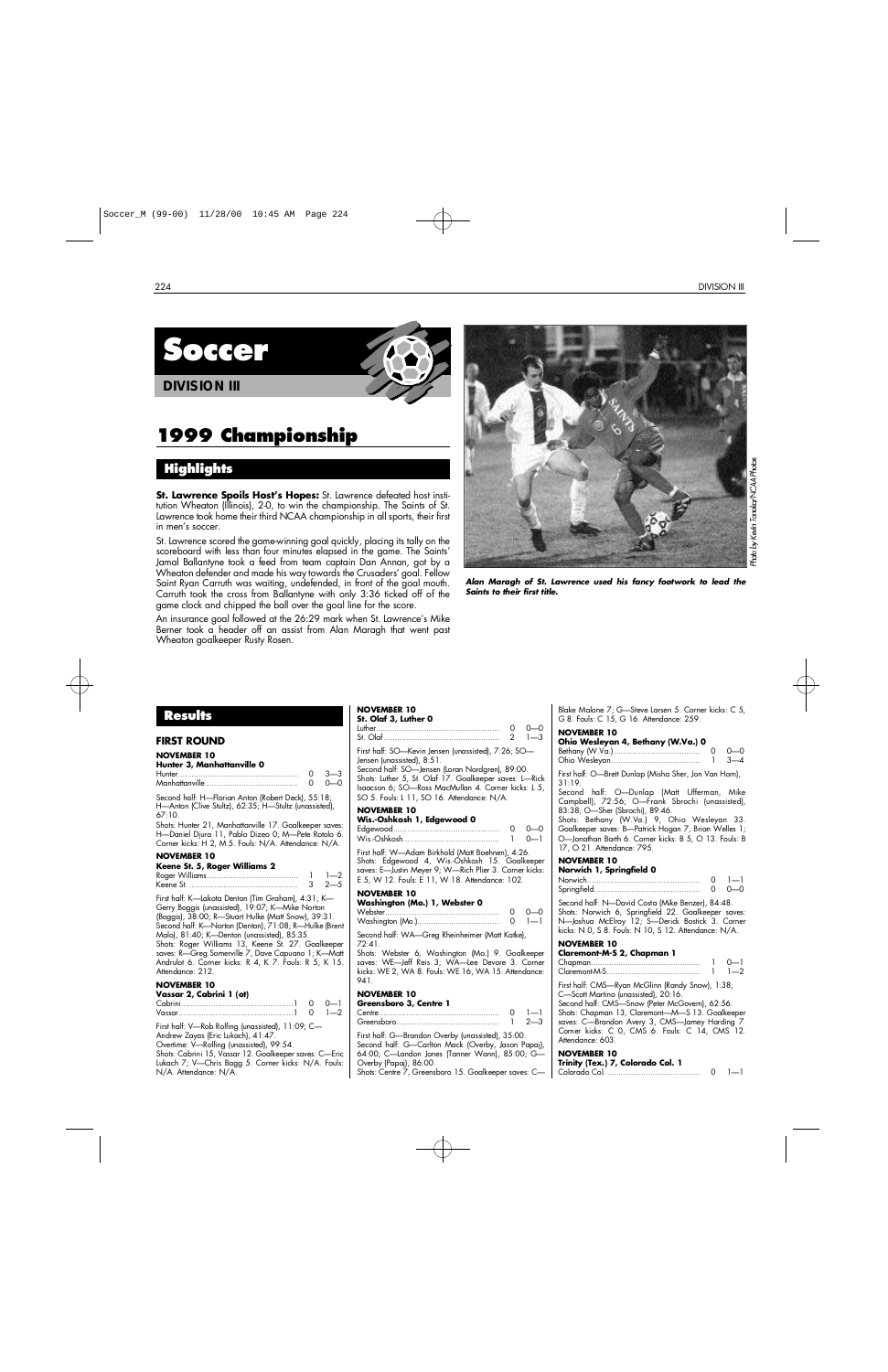# Soccer

## DIVISION III

# 1999 Championship

## Highlights

**St. Lawrence Spoils Host's Hopes:** St. Lawrence defeated host institution Wheaton (Illinois), 2-0, to win the championship. The Saints of St. Lawrence took home their third NCAA championship in all sports, their first in men's soccer.

St. Lawrence scored the game-winning goal quickly, placing its tally on the scoreboard with less than four minutes elapsed in the game. The Saints' Jamal Ballantyne took a feed from team captain Dan Annan, got by a Wheaton defender and made his way towards the Crusaders' goal. Fellow Saint Ryan Carruth was waiting, undefended, in front of the goal mouth. Carruth took the cross from Ballantyne with 3:36 ticked off of the game clock and chipped the ball over the goal line for the score.

An insurance goal followed at the 26:29 mark when St. Lawrence's Mike Berner took a header off an assist from Alan Maragh that went past Wheaton goalkeeper Rusty Rosen.

*Photo by Kevin Tanaka/NCAA Photos*

***Alan Maragh of St. Lawrence used his fancy footwork to lead the Saints to their first title.***

## Results

### FIRST ROUND

**NOVEMBER 10**
**Hunter 3, Manhattanville 0**

| | | |
|---|---|---|
| Hunter | 0 | 3—3 |
| Manhattanville | 0 | 0—0 |

Second half: H—Florian Anton (Robert Deck), 55:18; H—Anton (Clive Stultz), 62:35; H—Stultz (unassisted), 67:10.
Shots: Hunter 21, Manhattanville 17. Goalkeeper saves: H—Daniel Djura 11, Pablo Dizeo 0; M—Pete Rotolo 6. Corner kicks: H 2, M 5. Fouls: N/A. Attendance: N/A.

**NOVEMBER 10**
**Keene St. 5, Roger Williams 2**

| | | |
|---|---|---|
| Roger Williams | 1 | 1—2 |
| Keene St. | 3 | 2—5 |

First half: K—Lakota Denton (Tim Graham), 4:31; K—Gerry Boggis (unassisted), 19:07; K—Mike Norton (Boggis), 38:00; R—Stuart Hulke (Matt Snow), 39:31.
Second half: K—Norton (Denton), 71:08; R—Hulke (Brent Malo), 81:40; K—Denton (unassisted), 85:35.
Shots: Roger Williams 13, Keene St. 27. Goalkeeper saves: R—Greg Somerville 7, Dave Capuano 1; K—Matt Andrulot 6. Corner kicks: R 4, K 7. Fouls: R 5, K 15. Attendance: 212.

**NOVEMBER 10**
**Vassar 2, Cabrini 1 (ot)**

| | | | |
|---|---|---|---|
| Cabrini | 1 | 0 | 0—1 |
| Vassar | 1 | 0 | 1—2 |

First half: V—Rob Rolfing (unassisted), 11:09; C—Andrew Zayas (Eric Lukach), 41:47.
Overtime: V—Rolfing (unassisted), 99:54.
Shots: Cabrini 15, Vassar 12. Goalkeeper saves: C—Eric Lukach 7; V—Chris Bagg 5. Corner kicks: N/A. Fouls: N/A. Attendance: N/A.

**NOVEMBER 10**
**St. Olaf 3, Luther 0**

| | | |
|---|---|---|
| Luther | 0 | 0—0 |
| St. Olaf | 2 | 1—3 |

First half: SO—Kevin Jensen (unassisted), 7:26; SO—Jensen (unassisted), 8:51.
Second half: SO—Jensen (Loran Nordgren), 89:00.
Shots: Luther 5, St. Olaf 17. Goalkeeper saves: L—Rick Isaacson 6; SO—Ross MacMullan 4. Corner kicks: L 5, SO 5. Fouls: L 11, SO 16. Attendance: N/A.

**NOVEMBER 10**
**Wis.-Oshkosh 1, Edgewood 0**

| | | |
|---|---|---|
| Edgewood | 0 | 0—0 |
| Wis.-Oshkosh | 1 | 0—1 |

First half: W—Adam Birkhold (Matt Boehnen), 4:26.
Shots: Edgewood 4, Wis.-Oshkosh 15. Goalkeeper saves: E—Justin Meyer 9; W—Rich Plier 3. Corner kicks: E 5, W 12. Fouls: E 11, W 18. Attendance: 102.

**NOVEMBER 10**
**Washington (Mo.) 1, Webster 0**

| | | |
|---|---|---|
| Webster | 0 | 0—0 |
| Washington (Mo.) | 0 | 1—1 |

Second half: WA—Greg Rheinheimer (Matt Katke), 72:41.
Shots: Webster 6, Washington (Mo.) 9. Goalkeeper saves: WE—Jeff Reis 3; WA—Lee Devore 3. Corner kicks: WE 2, WA 8. Fouls: WE 16, WA 15. Attendance: 941.

**NOVEMBER 10**
**Greensboro 3, Centre 1**

| | | |
|---|---|---|
| Centre | 0 | 1—1 |
| Greensboro | 1 | 2—3 |

First half: G—Brandon Overby (unassisted), 35:00.
Second half: G—Carlton Mack (Overby, Jason Papaj), 64:00; C—Landon Jones (Tanner Wann), 85:00; G—Overby (Papaj), 86:00.
Shots: Centre 7, Greensboro 15. Goalkeeper saves: C—Blake Malone 7; G—Steve Larsen 5. Corner kicks: C 5, G 8. Fouls: C 15, G 16. Attendance: 259.

**NOVEMBER 10**
**Ohio Wesleyan 4, Bethany (W.Va.) 0**

| | | |
|---|---|---|
| Bethany (W.Va.) | 0 | 0—0 |
| Ohio Wesleyan | 1 | 3—4 |

First half: O—Brett Dunlap (Misha Sher, Jon Van Horn), 31:19.
Second half: O—Dunlap (Matt Ufferman, Mike Campbell), 72:56; O—Frank Sbrochi (unassisted), 83:38; O—Sher (Sbrochi), 89:46.
Shots: Bethany (W.Va.) 9, Ohio Wesleyan 33. Goalkeeper saves: B—Patrick Hogan 7, Brian Welles 1; O—Jonathan Barth 6. Corner kicks: B 5, O 13. Fouls: B 17, O 21. Attendance: 795.

**NOVEMBER 10**
**Norwich 1, Springfield 0**

| | | |
|---|---|---|
| Norwich | 0 | 1—1 |
| Springfield | 0 | 0—0 |

Second half: N—David Costa (Mike Benzer), 84:48.
Shots: Norwich 6, Springfield 22. Goalkeeper saves: N—Joshua McElroy 12; S—Derick Bostick 3. Corner kicks: N 0, S 8. Fouls: N 10, S 12. Attendance: N/A.

**NOVEMBER 10**
**Claremont-M-S 2, Chapman 1**

| | | |
|---|---|---|
| Chapman | 1 | 0—1 |
| Claremont-M-S | 1 | 1—2 |

First half: CMS—Ryan McGlinn (Randy Snow), 1:38; C—Scott Martino (unassisted), 20:16.
Second half: CMS—Snow (Peter McGovern), 62:56.
Shots: Chapman 13, Claremont—M—S 13. Goalkeeper saves: C—Brandon Avery 3, CMS—Jamey Harding 7. Corner kicks: C 0, CMS 6. Fouls: C 14, CMS 12. Attendance: 603.

**NOVEMBER 10**
**Trinity (Tex.) 7, Colorado Col. 1**

| | | |
|---|---|---|
| Colorado Col. | 0 | 1—1 |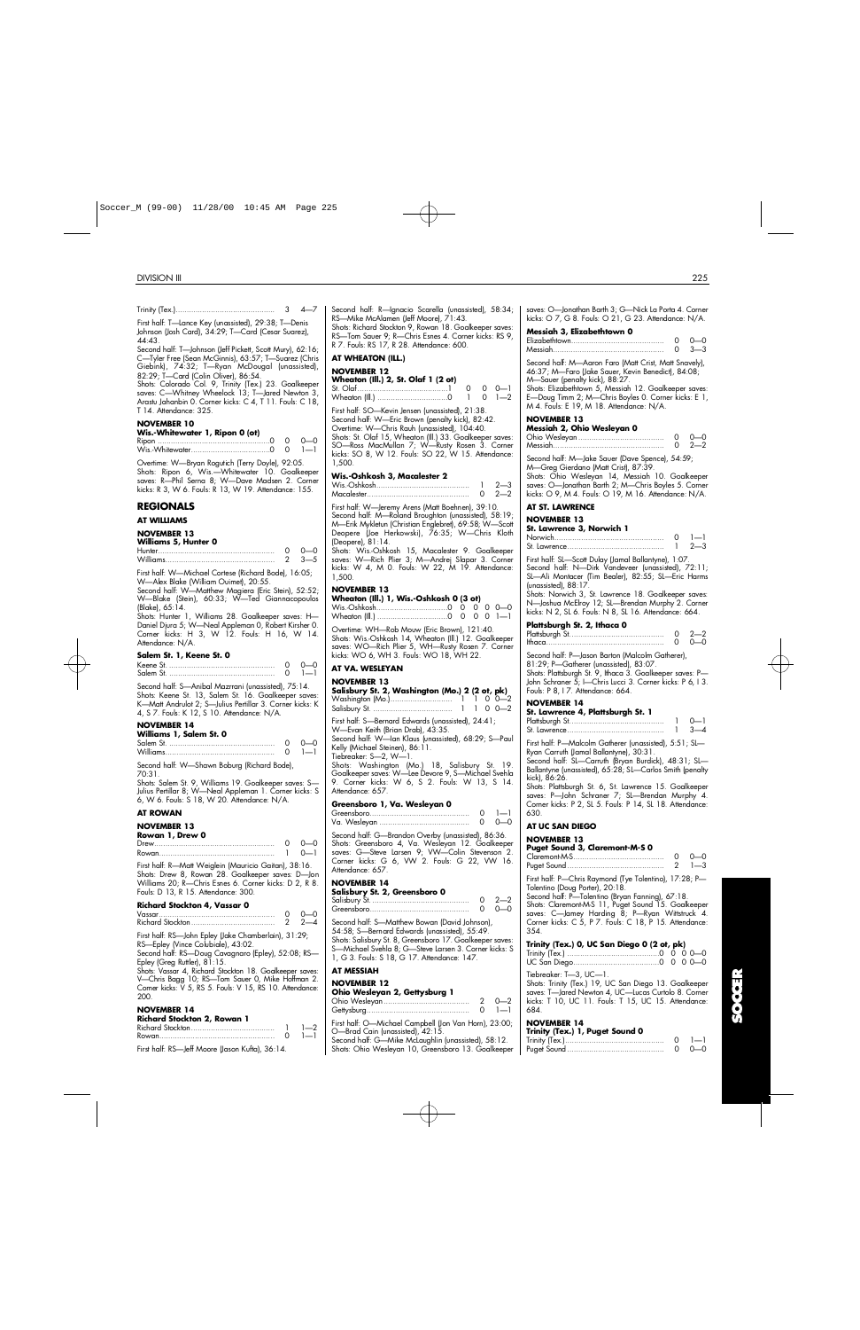| | | |
|---|---|---|
| Trinity (Tex.) | 3 | 4—7 |

First half: T—Lance Key (unassisted), 29:38; T—Denis Johnson (Josh Card), 34:29; T—Card (Cesar Suarez), 44:43.
Second half: T—Johnson (Jeff Pickett, Scott Mury), 62:16; C—Tyler Free (Sean McGinnis), 63:57; T—Suarez (Chris Giebink), 74:32; T—Ryan McDougal (unassisted), 82:29; T—Card (Colin Oliver), 86:54.
Shots: Colorado Col. 9, Trinity (Tex.) 23. Goalkeeper saves: C—Whitney Wheelock 13; T—Jared Newton 3, Arastu Jahanbin 0. Corner kicks: C 4, T 11. Fouls: C 18, T 14. Attendance: 325.

**NOVEMBER 10**

**Wis.-Whitewater 1, Ripon 0 (ot)**

| | | | |
|---|---|---|---|
| Ripon | 0 | 0 | 0—0 |
| Wis.-Whitewater | 0 | 0 | 1—1 |

Overtime: W—Bryan Rogutich (Terry Doyle), 92:05.
Shots: Ripon 6, Wis.—Whitewater 10. Goalkeeper saves: R—Phil Serna 8; W—Dave Madsen 2. Corner kicks: R 3, W 6. Fouls: R 13, W 19. Attendance: 155.

## REGIONALS

### AT WILLIAMS

**NOVEMBER 13**

**Williams 5, Hunter 0**

| | | |
|---|---|---|
| Hunter | 0 | 0—0 |
| Williams | 2 | 3—5 |

First half: W—Michael Cortese (Richard Bode), 16:05; W—Alex Blake (William Ouimet), 20:55.
Second half: W—Matthew Magiera (Eric Stein), 52:52; W—Blake (Stein), 60:33; W—Ted Giannacopoulos (Blake), 65:14.
Shots: Hunter 1, Williams 28. Goalkeeper saves: H—Daniel Djura 5; W—Neal Appleman 0, Robert Kirsher 0. Corner kicks: H 3, W 12. Fouls: H 16, W 14. Attendance: N/A.

**Salem St. 1, Keene St. 0**

| | | |
|---|---|---|
| Keene St. | 0 | 0—0 |
| Salem St. | 0 | 1—1 |

Second half: S—Anibal Mazzrani (unassisted), 75:14.
Shots: Keene St. 13, Salem St. 16. Goalkeeper saves: K—Matt Andrulot 2; S—Julius Pertillar 3. Corner kicks: K 4, S 7. Fouls: K 12, S 10. Attendance: N/A.

**NOVEMBER 14**

**Williams 1, Salem St. 0**

| | | |
|---|---|---|
| Salem St. | 0 | 0—0 |
| Williams | 0 | 1—1 |

Second half: W—Shawn Boburg (Richard Bode), 70:31.
Shots: Salem St. 9, Williams 19. Goalkeeper saves: S—Julius Pertillar 8; W—Neal Appleman 1. Corner kicks: S 6, W 6. Fouls: S 18, W 20. Attendance: N/A.

### AT ROWAN

**NOVEMBER 13**

**Rowan 1, Drew 0**

| | | |
|---|---|---|
| Drew | 0 | 0—0 |
| Rowan | 1 | 0—1 |

First half: R—Matt Weiglein (Mauricio Gaitan), 38:16.
Shots: Drew 8, Rowan 28. Goalkeeper saves: D—Jon Williams 20; R—Chris Esnes 6. Corner kicks: D 2, R 8. Fouls: D 13, R 15. Attendance: 300.

**Richard Stockton 4, Vassar 0**

| | | |
|---|---|---|
| Vassar | 0 | 0—0 |
| Richard Stockton | 2 | 2—4 |

First half: RS—John Epley (Jake Chamberlain), 31:29; RS—Epley (Vince Colubiale), 43:02.
Second half: RS—Doug Cavagnaro (Epley), 52:08; RS—Epley (Greg Ruttler), 81:15.
Shots: Vassar 4, Richard Stockton 18. Goalkeeper saves: V—Chris Bagg 10; RS—Tom Sauer 0, Mike Hoffman 2. Corner kicks: V 5, RS 5. Fouls: V 15, RS 10. Attendance: 200.

**NOVEMBER 14**

**Richard Stockton 2, Rowan 1**

| | | |
|---|---|---|
| Richard Stockton | 1 | 1—2 |
| Rowan | 0 | 1—1 |

First half: RS—Jeff Moore (Jason Kufta), 36:14.
Second half: R—Ignacio Scarella (unassisted), 58:34; RS—Mike McAlamen (Jeff Moore), 71:43.
Shots: Richard Stockton 9, Rowan 18. Goalkeeper saves: RS—Tom Sauer 9; R—Chris Esnes 4. Corner kicks: RS 9, R 7. Fouls: RS 17, R 28. Attendance: 600.

### AT WHEATON (ILL.)

**NOVEMBER 12**

**Wheaton (Ill.) 2, St. Olaf 1 (2 ot)**

| | | | | |
|---|---|---|---|---|
| St. Olaf | 1 | 0 | 0 | 0—1 |
| Wheaton (Ill.) | 0 | 1 | 0 | 1—2 |

First half: SO—Kevin Jensen (unassisted), 21:38.
Second half: W—Eric Brown (penalty kick), 82:42.
Overtime: W—Chris Rauh (unassisted), 104:40.
Shots: St. Olaf 15, Wheaton (Ill.) 33. Goalkeeper saves: SO—Ross MacMullan 7; W—Rusty Rosen 3. Corner kicks: SO 8, W 12. Fouls: SO 22, W 15. Attendance: 1,500.

**Wis.-Oshkosh 3, Macalester 2**

| | | |
|---|---|---|
| Wis.-Oshkosh | 1 | 2—3 |
| Macalester | 0 | 2—2 |

First half: W—Jeremy Arens (Matt Boehnen), 39:10.
Second half: M—Roland Broughton (unassisted), 58:19; M—Erik Mykletun (Christian Englebret), 69:58; W—Scott Deopere (Joe Herkowski), 76:35; W—Chris Kloth (Deopere), 81:14.
Shots: Wis.-Oshkosh 15, Macalester 9. Goalkeeper saves: W—Rich Plier 3; M—Andrej Slapar 3. Corner kicks: W 4, M 0. Fouls: W 22, M 19. Attendance: 1,500.

**NOVEMBER 13**

**Wheaton (Ill.) 1, Wis.-Oshkosh 0 (3 ot)**

| | | | | | |
|---|---|---|---|---|---|
| Wis.-Oshkosh | 0 | 0 | 0 | 0 | 0—0 |
| Wheaton (Ill.) | 0 | 0 | 0 | 0 | 1—1 |

Overtime: WH—Rob Mouw (Eric Brown), 121:40.
Shots: Wis.-Oshkosh 14, Wheaton (Ill.) 12. Goalkeeper saves: WO—Rich Plier 5, WH—Rusty Rosen 7. Corner kicks: WO 6, WH 3. Fouls: WO 18, WH 22.

### AT VA. WESLEYAN

**NOVEMBER 13**

**Salisbury St. 2, Washington (Mo.) 2 (2 ot, pk)**

| | | | | |
|---|---|---|---|---|
| Washington (Mo.) | 1 | 1 | 0 | 0—2 |
| Salisbury St. | 1 | 1 | 0 | 0—2 |

First half: S—Bernard Edwards (unassisted), 24:41; W—Evan Keith (Brian Drab), 43:35.
Second half: W—Ian Klaus (unassisted), 68:29; S—Paul Kelly (Michael Steinen), 86:11.
Tiebreaker: S—2, W—1.
Shots: Washington (Mo.) 18, Salisbury St. 19. Goalkeeper saves: W—Lee Devore 9, S—Michael Svehla 9. Corner kicks: W 6, S 2. Fouls: W 13, S 14. Attendance: 657.

**Greensboro 1, Va. Wesleyan 0**

| | | |
|---|---|---|
| Greensboro | 0 | 1—1 |
| Va. Wesleyan | 0 | 0—0 |

Second half: G—Brandon Overby (unassisted), 86:36.
Shots: Greensboro 4, Va. Wesleyan 12. Goalkeeper saves: G—Steve Larsen 9; VW—Colin Stevenson 2. Corner kicks: G 6, VW 2. Fouls: G 22, VW 16. Attendance: 657.

**NOVEMBER 14**

**Salisbury St. 2, Greensboro 0**

| | | |
|---|---|---|
| Salisbury St. | 0 | 2—2 |
| Greensboro | 0 | 0—0 |

Second half: S—Matthew Bowan (David Johnson), 54:58; S—Bernard Edwards (unassisted), 55:49.
Shots: Salisbury St. 8, Greensboro 17. Goalkeeper saves: S—Michael Svehla 8; G—Steve Larsen 3. Corner kicks: S 1, G 3. Fouls: S 18, G 17. Attendance: 147.

### AT MESSIAH

**NOVEMBER 12**

**Ohio Wesleyan 2, Gettysburg 1**

| | | |
|---|---|---|
| Ohio Wesleyan | 2 | 0—2 |
| Gettysburg | 0 | 1—1 |

First half: O—Michael Campbell (Jon Van Horn), 23:00; O—Brad Cain (unassisted), 42:15.
Second half: G—Mike McLaughlin (unassisted), 58:12.
Shots: Ohio Wesleyan 10, Greensboro 13. Goalkeeper saves: O—Jonathan Barth 3; G—Nick La Porta 4. Corner kicks: O 7, G 8. Fouls: O 21, G 23. Attendance: N/A.

**Messiah 3, Elizabethtown 0**

| | | |
|---|---|---|
| Elizabethtown | 0 | 0—0 |
| Messiah | 0 | 3—3 |

Second half: M—Aaron Faro (Matt Crist, Matt Snavely), 46:37; M—Faro (Jake Sauer, Kevin Benedict), 84:08; M—Sauer (penalty kick), 88:27.
Shots: Elizabethtown 5, Messiah 12. Goalkeeper saves: E—Doug Timm 2; M—Chris Boyles 0. Corner kicks: E 1, M 4. Fouls: E 19, M 18. Attendance: N/A.

**NOVEMBER 13**

**Messiah 2, Ohio Wesleyan 0**

| | | |
|---|---|---|
| Ohio Wesleyan | 0 | 0—0 |
| Messiah | 0 | 2—2 |

Second half: M—Jake Sauer (Dave Spence), 54:59; M—Greg Gierdano (Matt Crist), 87:39.
Shots: Ohio Wesleyan 14, Messiah 10. Goalkeeper saves: O—Jonathan Barth 2; M—Chris Boyles 5. Corner kicks: O 9, M 4. Fouls: O 19, M 16. Attendance: N/A.

### AT ST. LAWRENCE

**NOVEMBER 13**

**St. Lawrence 3, Norwich 1**

| | | |
|---|---|---|
| Norwich | 0 | 1—1 |
| St. Lawrence | 1 | 2—3 |

First half: SL—Scott Dulay (Jamal Ballantyne), 1:07.
Second half: N—Dirk Vandeveer (unassisted), 72:11; SL—Ali Montacer (Tim Bealer), 82:55; SL—Eric Harms (unassisted), 88:17.
Shots: Norwich 3, St. Lawrence 18. Goalkeeper saves: N—Joshua McElroy 12; SL—Brendan Murphy 2. Corner kicks: N 2, SL 6. Fouls: N 8, SL 16. Attendance: 664.

**Plattsburgh St. 2, Ithaca 0**

| | | |
|---|---|---|
| Plattsburgh St. | 0 | 2—2 |
| Ithaca | 0 | 0—0 |

Second half: P—Jason Barton (Malcolm Gatherer), 81:29; P—Gatherer (unassisted), 83:07.
Shots: Plattsburgh St. 9, Ithaca 3. Goalkeeper saves: P—John Schraner 5; I—Chris Lucci 3. Corner kicks: P 6, I 3. Fouls: P 8, I 7. Attendance: 664.

**NOVEMBER 14**

**St. Lawrence 4, Plattsburgh St. 1**

| | | |
|---|---|---|
| Plattsburgh St. | 1 | 0—1 |
| St. Lawrence | 1 | 3—4 |

First half: P—Malcolm Gatherer (unassisted), 5:51; SL—Ryan Carruth (Jamal Ballantyne), 30:31.
Second half: SL—Carruth (Bryan Burdick), 48:31; SL—Ballantyne (unassisted), 65:28; SL—Carlos Smith (penalty kick), 86:26.
Shots: Plattsburgh St. 6, St. Lawrence 15. Goalkeeper saves: P—John Schraner 7; SL—Brendan Murphy 4. Corner kicks: P 2, SL 5. Fouls: P 14, SL 18. Attendance: 630.

### AT UC SAN DIEGO

**NOVEMBER 13**

**Puget Sound 3, Claremont-M-S 0**

| | | |
|---|---|---|
| Claremont-M-S | 0 | 0—0 |
| Puget Sound | 2 | 1—3 |

First half: P—Chris Raymond (Tye Tolentino), 17:28; P—Tolentino (Doug Porter), 20:18.
Second half: P—Tolentino (Bryan Fanning), 67:18.
Shots: Claremont-M-S 11, Puget Sound 15. Goalkeeper saves: C—Jamey Harding 8; P—Ryan Wittstruck 4. Corner kicks: C 5, P 7. Fouls: C 18, P 15. Attendance: 354.

**Trinity (Tex.) 0, UC San Diego 0 (2 ot, pk)**

| | | | | |
|---|---|---|---|---|
| Trinity (Tex.) | 0 | 0 | 0 | 0—0 |
| UC San Diego | 0 | 0 | 0 | 0—0 |

Tiebreaker: T—3, UC—1.
Shots: Trinity (Tex.) 19, UC San Diego 13. Goalkeeper saves: T—Jared Newton 4, UC—Lucas Curtolo 8. Corner kicks: T 10, UC 11. Fouls: T 15, UC 15. Attendance: 684.

**NOVEMBER 14**

**Trinity (Tex.) 1, Puget Sound 0**

| | | |
|---|---|---|
| Trinity (Tex.) | 0 | 1—1 |
| Puget Sound | 0 | 0—0 |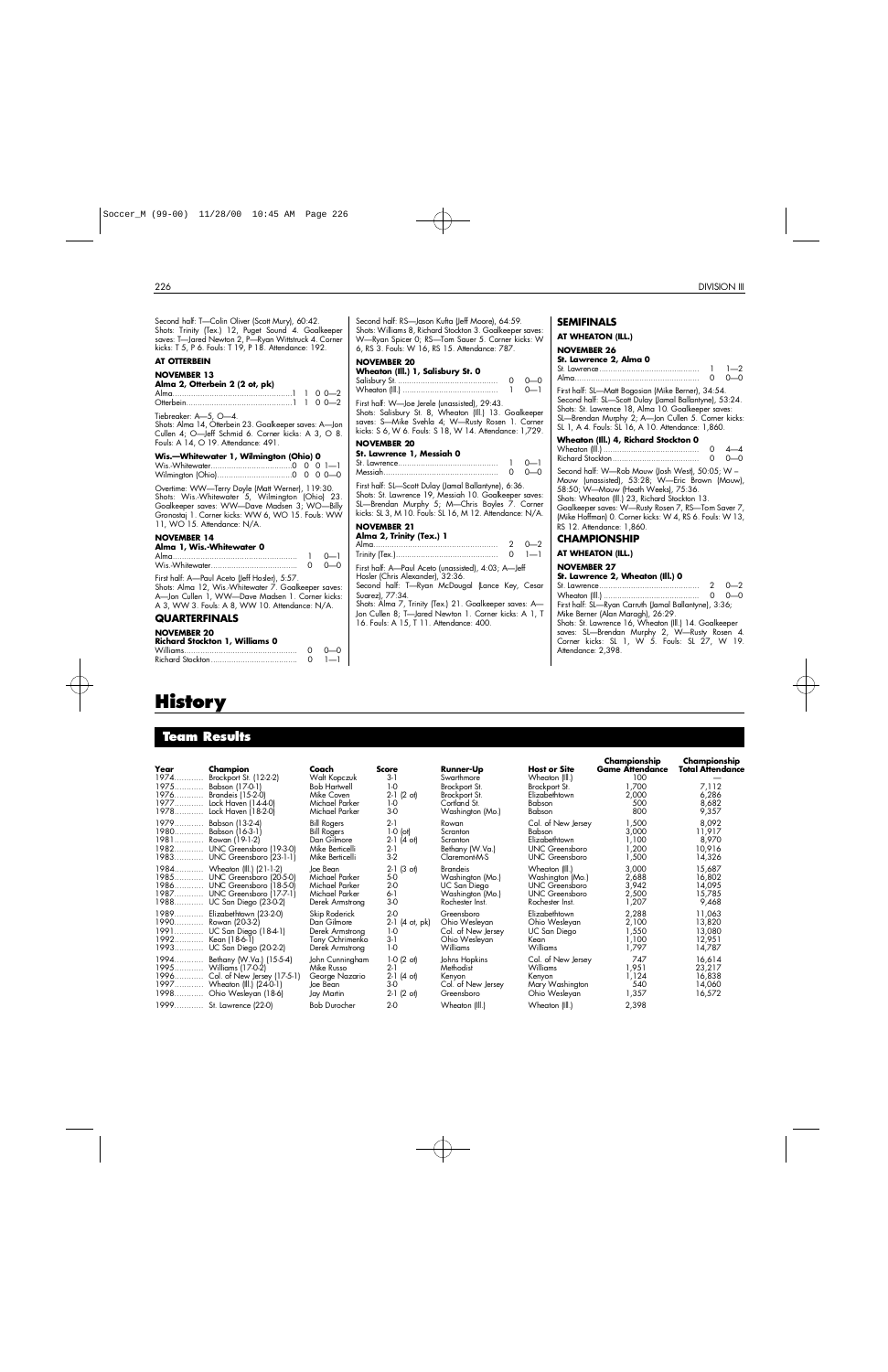Second half: T—Colin Oliver (Scott Mury), 60:42.
Shots: Trinity (Tex.) 12, Puget Sound 4. Goalkeeper saves: T—Jared Newton 2, P—Ryan Wittstruck 4. Corner kicks: T 5, P 6. Fouls: T 19, P 18. Attendance: 192.

**AT OTTERBEIN**

**NOVEMBER 13**
**Alma 2, Otterbein 2 (2 ot, pk)**

| | | | | | |
|---|---|---|---|---|---|
| Alma | 1 | 1 | 0 | 0 | —2 |
| Otterbein | 1 | 1 | 0 | 0 | —2 |

Tiebreaker: A—5, O—4.
Shots: Alma 14, Otterbein 23. Goalkeeper saves: A—Jon Cullen 4, O—Jeff Schmid 6. Corner kicks: A 3, O 8. Fouls: A 14, O 19. Attendance: 491.

**Wis.-Whitewater 1, Wilmington (Ohio) 0**

| | | | | | |
|---|---|---|---|---|---|
| Wis.-Whitewater | 0 | 0 | 0 | 1 | —1 |
| Wilmington (Ohio) | 0 | 0 | 0 | 0 | —0 |

Overtime: WW—Terry Doyle (Matt Werner), 119:30.
Shots: Wis.-Whitewater 5, Wilmington (Ohio) 23. Goalkeeper saves: WW—Dave Madsen 3; WO—Billy Gronostaj 1. Corner kicks: WW 6, WO 15. Fouls: WW 11, WO 15. Attendance: N/A.

**NOVEMBER 14**
**Alma 1, Wis.-Whitewater 0**

| | | | |
|---|---|---|---|
| Alma | 1 | 0 | —1 |
| Wis.-Whitewater | 0 | 0 | —0 |

First half: A—Paul Aceto (Jeff Hosler), 5:57.
Shots: Alma 12, Wis.-Whitewater 7. Goalkeeper saves: A—Jon Cullen 1, WW—Dave Madsen 1. Corner kicks: A 3, WW 3. Fouls: A 8, WW 10. Attendance: N/A.

## QUARTERFINALS

**NOVEMBER 20**
**Richard Stockton 1, Williams 0**

| | | | |
|---|---|---|---|
| Williams | 0 | 0 | —0 |
| Richard Stockton | 0 | 1 | —1 |

Second half: RS—Jason Kufta (Jeff Moore), 64:59.
Shots: Williams 8, Richard Stockton 3. Goalkeeper saves: W—Ryan Spicer 0; RS—Tom Sauer 5. Corner kicks: W 6, RS 3. Fouls: W 16, RS 15. Attendance: 787.

**NOVEMBER 20**
**Wheaton (Ill.) 1, Salisbury St. 0**

| | | | |
|---|---|---|---|
| Salisbury St. | 0 | 0 | —0 |
| Wheaton (Ill.) | 1 | 0 | —1 |

First half: W—Joe Jerele (unassisted), 29:43.
Shots: Salisbury St. 8, Wheaton (Ill.) 13. Goalkeeper saves: S—Mike Svehla 4; W—Rusty Rosen 1. Corner kicks: S 6, W 6. Fouls: S 18, W 14. Attendance: 1,729.

**NOVEMBER 20**
**St. Lawrence 1, Messiah 0**

| | | | |
|---|---|---|---|
| St. Lawrence | 1 | 0 | —1 |
| Messiah | 0 | 0 | —0 |

First half: SL—Scott Dulay (Jamal Ballantyne), 6:36.
Shots: St. Lawrence 19, Messiah 10. Goalkeeper saves: SL—Brendan Murphy 5, M—Chris Boyles 7. Corner kicks: SL 3, M 10. Fouls: SL 16, M 12. Attendance: N/A.

**NOVEMBER 21**
**Alma 2, Trinity (Tex.) 1**

| | | | |
|---|---|---|---|
| Alma | 2 | 0 | —2 |
| Trinity (Tex.) | 0 | 1 | —1 |

First half: A—Paul Aceto (unassisted), 4:03; A—Jeff Hosler (Chris Alexander), 32:36.
Second half: T—Ryan McDougal (Lance Key, Cesar Suarez), 77:34.
Shots: Alma 7, Trinity (Tex.) 21. Goalkeeper saves: A—Jon Cullen 8; T—Jared Newton 1. Corner kicks: A 1, T 16. Fouls: A 15, T 11. Attendance: 400.

## SEMIFINALS

**AT WHEATON (ILL.)**

**NOVEMBER 26**
**St. Lawrence 2, Alma 0**

| | | | |
|---|---|---|---|
| St. Lawrence | 1 | 1 | —2 |
| Alma | 0 | 0 | —0 |

First half: SL—Matt Bogosian (Mike Berner), 34:54.
Second half: SL—Scott Dulay (Jamal Ballantyne), 53:24.
Shots: St. Lawrence 18, Alma 10. Goalkeeper saves: SL—Brendan Murphy 2; A—Jon Cullen 5. Corner kicks: SL 1, A 4. Fouls: SL 16, A 10. Attendance: 1,860.

**Wheaton (Ill.) 4, Richard Stockton 0**

| | | | |
|---|---|---|---|
| Wheaton (Ill.) | 0 | 4 | —4 |
| Richard Stockton | 0 | 0 | —0 |

Second half: W—Rob Mouw (Josh West), 50:05; W—Mouw (unassisted), 53:28; W—Eric Brown (Mouw), 58:50; W—Mouw (Heath Weeks), 75:36.
Shots: Wheaton (Ill.) 23, Richard Stockton 13.
Goalkeeper saves: W—Rusty Rosen 7, RS—Tom Saver 7, (Mike Hoffman) 0. Corner kicks: W 4, RS 6. Fouls: W 13, RS 12. Attendance: 1,860.

## CHAMPIONSHIP

**AT WHEATON (ILL.)**

**NOVEMBER 27**
**St. Lawrence 2, Wheaton (Ill.) 0**

| | | | |
|---|---|---|---|
| St. Lawrence | 2 | 0 | —2 |
| Wheaton (Ill.) | 0 | 0 | —0 |

First half: SL—Ryan Carruth (Jamal Ballantyne), 3:36; Mike Berner (Alan Maragh), 26:29.
Shots: St. Lawrence 16, Wheaton (Ill.) 14. Goalkeeper saves: SL—Brendan Murphy 2, W—Rusty Rosen 4. Corner kicks: SL 1, W 5. Fouls: SL 27, W 19. Attendance: 2,398.

# History

## Team Results

| Year | Champion | Coach | Score | Runner-Up | Host or Site | Championship Game Attendance | Championship Total Attendance |
|---|---|---|---|---|---|---|---|
| 1974 | Brockport St. (12-2-2) | Walt Kopczuk | 3-1 | Swarthmore | Wheaton (Ill.) | 100 | — |
| 1975 | Babson (17-0-1) | Bob Hartwell | 1-0 | Brockport St. | Brockport St. | 1,700 | 7,112 |
| 1976 | Brandeis (15-2-0) | Mike Coven | 2-1 (2 ot) | Brockport St. | Elizabethtown | 2,000 | 6,286 |
| 1977 | Lock Haven (14-4-0) | Michael Parker | 1-0 | Cortland St. | Babson | 500 | 8,682 |
| 1978 | Lock Haven (18-2-0) | Michael Parker | 3-0 | Washington (Mo.) | Babson | 800 | 9,357 |
| 1979 | Babson (13-2-4) | Bill Rogers | 2-1 | Rowan | Col. of New Jersey | 1,500 | 8,092 |
| 1980 | Babson (16-3-1) | Bill Rogers | 1-0 (ot) | Scranton | Babson | 3,000 | 11,917 |
| 1981 | Rowan (19-1-2) | Dan Gilmore | 2-1 (4 ot) | Scranton | Elizabethtown | 1,100 | 8,970 |
| 1982 | UNC Greensboro (19-3-0) | Mike Berticelli | 2-1 | Bethany (W.Va.) | UNC Greensboro | 1,200 | 10,916 |
| 1983 | UNC Greensboro (23-1-1) | Mike Berticelli | 3-2 | Claremont-M-S | UNC Greensboro | 1,500 | 14,326 |
| 1984 | Wheaton (Ill.) (21-1-2) | Joe Bean | 2-1 (3 ot) | Brandeis | Wheaton (Ill.) | 3,000 | 15,687 |
| 1985 | UNC Greensboro (20-5-0) | Michael Parker | 5-0 | Washington (Mo.) | Washington (Mo.) | 2,688 | 16,802 |
| 1986 | UNC Greensboro (18-5-0) | Michael Parker | 2-0 | UC San Diego | UNC Greensboro | 3,942 | 14,095 |
| 1987 | UNC Greensboro (17-7-1) | Michael Parker | 6-1 | Washington (Mo.) | UNC Greensboro | 2,500 | 15,785 |
| 1988 | UC San Diego (23-0-2) | Derek Armstrong | 3-0 | Rochester Inst. | Rochester Inst. | 1,207 | 9,468 |
| 1989 | Elizabethtown (23-2-0) | Skip Roderick | 2-0 | Greensboro | Elizabethtown | 2,288 | 11,063 |
| 1990 | Rowan (20-3-2) | Dan Gilmore | 2-1 (4 ot, pk) | Ohio Wesleyan | Ohio Wesleyan | 2,100 | 13,820 |
| 1991 | UC San Diego (18-4-1) | Derek Armstrong | 1-0 | Col. of New Jersey | UC San Diego | 1,550 | 13,080 |
| 1992 | Kean (18-6-1) | Tony Ochrimenko | 3-1 | Ohio Wesleyan | Kean | 1,100 | 12,951 |
| 1993 | UC San Diego (20-2-2) | Derek Armstrong | 1-0 | Williams | Williams | 1,797 | 14,787 |
| 1994 | Bethany (W.Va.) (15-5-4) | John Cunningham | 1-0 (2 ot) | Johns Hopkins | Col. of New Jersey | 747 | 16,614 |
| 1995 | Williams (17-0-2) | Mike Russo | 2-1 | Methodist | Williams | 1,951 | 23,217 |
| 1996 | Col. of New Jersey (17-5-1) | George Nazario | 2-1 (4 ot) | Kenyon | Kenyon | 1,124 | 16,838 |
| 1997 | Wheaton (Ill.) (24-0-1) | Joe Bean | 3-0 | Col. of New Jersey | Mary Washington | 540 | 14,060 |
| 1998 | Ohio Wesleyan (18-6) | Jay Martin | 2-1 (2 ot) | Greensboro | Ohio Wesleyan | 1,357 | 16,572 |
| 1999 | St. Lawrence (22-0) | Bob Durocher | 2-0 | Wheaton (Ill.) | Wheaton (Ill.) | 2,398 | |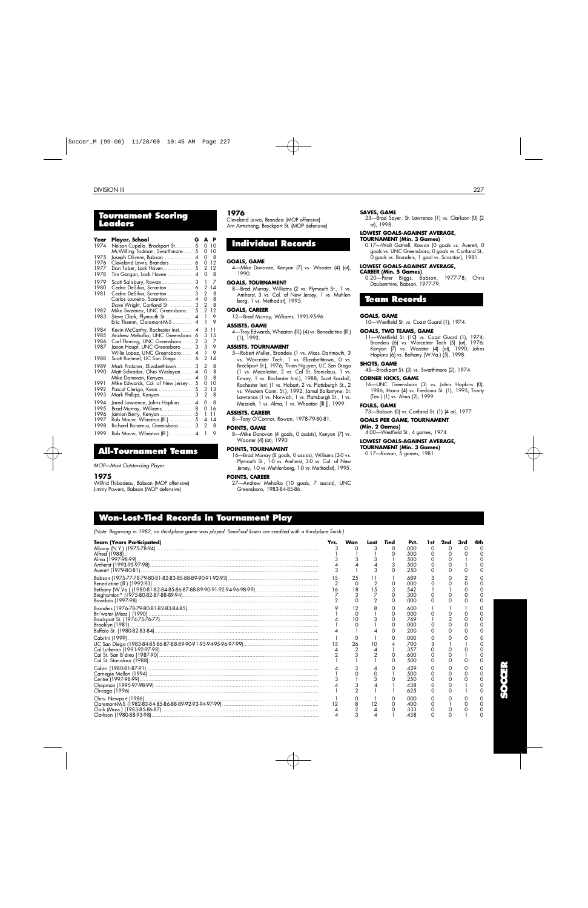## Tournament Scoring Leaders

| Year | Player, School | G | A | P |
|---|---|---|---|---|
| 1974 | Nelson Cupello, Brockport St. | 5 | 0 | 10 |
| | McWilling Todman, Swarthmore | 5 | 0 | 10 |
| 1975 | Joseph Olivere, Babson | 4 | 0 | 8 |
| 1976 | Cleveland Lewis, Brandeis | 6 | 0 | 12 |
| 1977 | Dan Taber, Lock Haven | 5 | 2 | 12 |
| 1978 | Tim Gargan, Lock Haven | 4 | 0 | 8 |
| 1979 | Scott Salisbury, Rowan | 3 | 1 | 7 |
| 1980 | Cedric DeSilva, Scranton | 6 | 2 | 14 |
| 1981 | Cedric DeSilva, Scranton | 3 | 2 | 8 |
| | Carlos Loureiro, Scranton | 4 | 0 | 8 |
| | Dave Wright, Cortland St. | 3 | 2 | 8 |
| 1982 | Mike Sweeney, UNC Greensboro | 5 | 2 | 12 |
| 1983 | Steve Clark, Plymouth St. | 4 | 1 | 9 |
| | Eric Themm, Claremont-M-S | 4 | 1 | 9 |
| 1984 | Kevin McCarthy, Rochester Inst. | 4 | 3 | 11 |
| 1985 | Andrew Mehalko, UNC Greensboro | 6 | 3 | 15 |
| 1986 | Carl Fleming, UNC Greensboro | 2 | 3 | 7 |
| 1987 | Jason Haupt, UNC Greensboro | 3 | 3 | 9 |
| | Willie Lopez, UNC Greensboro | 4 | 1 | 9 |
| 1988 | Scott Rommel, UC San Diego | 6 | 2 | 14 |
| 1989 | Mark Pratzner, Elizabethtown | 3 | 2 | 8 |
| 1990 | Matt Schrader, Ohio Wesleyan | 4 | 0 | 8 |
| | Mike Donavan, Kenyon | 4 | 0 | 8 |
| 1991 | Mike Edwards, Col. of New Jersey | 5 | 0 | 10 |
| 1992 | Pascal Clerigo, Kean | 5 | 3 | 13 |
| 1993 | Mark Phillips, Kenyon | 3 | 2 | 8 |
| 1994 | Jared Lawrence, Johns Hopkins | 4 | 0 | 8 |
| 1995 | Brad Murray, Williams | 8 | 0 | 16 |
| 1996 | Jamion Berry, Kenyon | 5 | 1 | 11 |
| 1997 | Rob Mouw, Wheaton (Ill.) | 5 | 4 | 14 |
| 1998 | Richard Ronemus, Greensboro | 3 | 2 | 8 |
| 1999 | Rob Mouw, Wheaton (Ill.) | 4 | 1 | 9 |

## All-Tournament Teams

*MOP—Most Outstanding Player.*

### 1975
Willfrid Thibodeau, Babson (MOP offensive)
Jimmy Powers, Babson (MOP defensive)

### 1976
Cleveland Lewis, Brandeis (MOP offensive)
Arn Armstrong, Brockport St. (MOP defensive)

## Individual Records

**GOALS, GAME**
4—Mike Donovan, Kenyon (7) vs. Wooster (4) (ot), 1990.

**GOALS, TOURNAMENT**
8—Brad Murray, Williams (2 vs. Plymouth St., 1 vs. Amherst, 3 vs. Col. of New Jersey, 1 vs. Muhlenberg, 1 vs. Methodist), 1995.

**GOALS, CAREER**
12—Brad Murray, Williams, 1993-95-96.

**ASSISTS, GAME**
4—Troy Edwards, Wheaton (Ill.) (4) vs. Benedictine (Ill.) (1), 1993.

**ASSISTS, TOURNAMENT**
5—Robert Muller, Brandeis (1 vs. Mass.-Dartmouth, 3 vs. Worcester Tech, 1 vs. Elizabethtown, 0 vs. Brockport St.), 1976; Thien Nguyen, UC San Diego (1 vs. Macalester, 2 vs. Cal St. Stanislaus, 1 vs. Emory, 1 vs. Rochester Inst.), 1988; Scott Randall, Rochester Inst. (1 vs. Hobart, 2 vs. Plattsburgh St., 2 vs. Western Conn. St.), 1992; Jamal Ballantyne, St. Lawrence (1 vs. Norwich, 1 vs. Plattsburgh St., 1 vs. Messiah, 1 vs. Alma, 1 vs. Wheaton [Ill.]), 1999.

**ASSISTS, CAREER**
8—Tony O'Connor, Rowan, 1978-79-80-81.

**POINTS, GAME**
8—Mike Donovan (4 goals, 0 assists), Kenyon (7) vs. Wooster (4) (ot), 1990.

**POINTS, TOURNAMENT**
16—Brad Murray (8 goals, 0 assists), Williams (2-0 vs. Plymouth St., 1-0 vs. Amherst, 3-0 vs. Col. of New Jersey, 1-0 vs. Muhlenberg, 1-0 vs. Methodist), 1995.

**POINTS, CAREER**
27—Andrew Mehalko (10 goals, 7 assists), UNC Greensboro, 1983-84-85-86.

**SAVES, GAME**
23—Brad Sayer, St. Lawrence (1) vs. Clarkson (0) (2 ot), 1998.

**LOWEST GOALS-AGAINST AVERAGE, TOURNAMENT (Min. 3 Games)**
0.17—Walt Gottrell, Rowan (0 goals vs. Averett, 0 goals vs. UNC Greensboro, 0 goals vs. Cortland St., 0 goals vs. Brandeis, 1 goal vs. Scranton), 1981.

**LOWEST GOALS-AGAINST AVERAGE, CAREER (Min. 5 Games)**
0.20—Peter Biggs, Babson, 1977-78; Chris Daubenmire, Babson, 1977-79.

## Team Records

**GOALS, GAME**
10—Westfield St. vs. Coast Guard (1), 1974.

**GOALS, TWO TEAMS, GAME**
11—Westfield St. (10) vs. Coast Guard (1), 1974; Brandeis (6) vs. Worcester Tech (5) (ot), 1976; Kenyon (7) vs. Wooster (4) (ot), 1990; Johns Hopkins (6) vs. Bethany (W.Va.) (5), 1998.

**SHOTS, GAME**
45—Brockport St. (3) vs. Swarthmore (2), 1974.

**CORNER KICKS, GAME**
16—UNC Greensboro (3) vs. Johns Hopkins (0), 1986; Ithaca (4) vs. Fredonia St. (1), 1995; Trinity (Tex.) (1) vs. Alma (2), 1999.

**FOULS, GAME**
73—Babson (0) vs. Cortland St. (1) (4 ot), 1977.

**GOALS PER GAME, TOURNAMENT (Min. 2 Games)**
4.00—Westfield St., 4 games, 1974.

**LOWEST GOALS-AGAINST AVERAGE, TOURNAMENT (Min. 3 Games)**
0.17—Rowan, 5 games, 1981.

## Won-Lost-Tied Records in Tournament Play

*(Note: Beginning in 1982, no third-place game was played. Semifinal losers are credited with a third-place finish.)*

| Team (Years Participated) | Yrs. | Won | Lost | Tied | Pct. | 1st | 2nd | 3rd | 4th |
|---|---|---|---|---|---|---|---|---|---|
| Albany (N.Y.) (1975-78-94) | 3 | 0 | 3 | 0 | .000 | 0 | 0 | 0 | 0 |
| Alfred (1988) | 1 | 1 | 1 | 0 | .500 | 0 | 0 | 0 | 0 |
| Alma (1997-98-99) | 3 | 3 | 3 | 1 | .500 | 0 | 0 | 1 | 0 |
| Amherst (1993-95-97-98) | 4 | 4 | 4 | 3 | .500 | 0 | 0 | 1 | 0 |
| Averett (1979-80-81) | 3 | 1 | 3 | 0 | .250 | 0 | 0 | 0 | 0 |
| Babson (1975-77-78-79-80-81-82-83-85-88-89-90-91-92-93) | 15 | 25 | 11 | 1 | .689 | 3 | 0 | 2 | 0 |
| Benedictine (Ill.) (1992-93) | 2 | 0 | 2 | 0 | .000 | 0 | 0 | 0 | 0 |
| Bethany (W.Va.) (1980-81-82-84-85-86-87-88-89-90-91-92-94-96-98-99) | 16 | 18 | 15 | 3 | .542 | 1 | 1 | 0 | 0 |
| Binghamton* (1975-80-82-87-88-89-94) | 7 | 3 | 7 | 0 | .300 | 0 | 0 | 0 | 0 |
| Bowdoin (1997-98) | 2 | 0 | 2 | 0 | .000 | 0 | 0 | 0 | 0 |
| Brandeis (1976-78-79-80-81-82-83-84-85) | 9 | 12 | 8 | 0 | .600 | 1 | 1 | 1 | 0 |
| Bri'water (Mass.) (1990) | 1 | 0 | 1 | 0 | .000 | 0 | 0 | 0 | 0 |
| Brockport St. (1974-75-76-77) | 4 | 10 | 3 | 0 | .769 | 1 | 2 | 0 | 0 |
| Brooklyn (1981) | 1 | 0 | 1 | 0 | .000 | 0 | 0 | 0 | 0 |
| Buffalo St. (1980-82-83-84) | 4 | 1 | 4 | 0 | .200 | 0 | 0 | 0 | 0 |
| Cabrini (1999) | 1 | 0 | 1 | 0 | .000 | 0 | 0 | 0 | 0 |
| UC San Diego (1983-84-85-86-87-88-89-90-91-93-94-95-96-97-99) | 15 | 26 | 10 | 4 | .700 | 3 | 1 | 1 | 0 |
| Cal Lutheran (1991-92-97-98) | 4 | 2 | 4 | 1 | .357 | 0 | 0 | 0 | 0 |
| Cal St. San B'dino (1987-90) | 2 | 3 | 2 | 0 | .600 | 0 | 0 | 1 | 0 |
| Cal St. Stanislaus (1988) | 1 | 1 | 1 | 0 | .500 | 0 | 0 | 0 | 0 |
| Calvin (1980-81-87-91) | 4 | 3 | 4 | 0 | .429 | 0 | 0 | 0 | 0 |
| Carnegie Mellon (1994) | 1 | 0 | 0 | 1 | .500 | 0 | 0 | 0 | 0 |
| Centre (1997-98-99) | 3 | 1 | 3 | 0 | .250 | 0 | 0 | 0 | 0 |
| Chapman (1995-97-98-99) | 4 | 3 | 4 | 1 | .438 | 0 | 0 | 1 | 0 |
| Chicago (1996) | 1 | 2 | 1 | 1 | .625 | 0 | 0 | 1 | 0 |
| Chris. Newport (1986) | 1 | 0 | 1 | 0 | .000 | 0 | 0 | 0 | 0 |
| Claremont-M-S (1982-83-84-85-86-88-89-92-93-94-97-99) | 12 | 8 | 12 | 0 | .400 | 0 | 1 | 0 | 0 |
| Clark (Mass.) (1983-85-86-87) | 4 | 2 | 4 | 0 | .333 | 0 | 0 | 0 | 0 |
| Clarkson (1980-88-93-98) | 4 | 3 | 4 | 1 | .438 | 0 | 0 | 1 | 0 |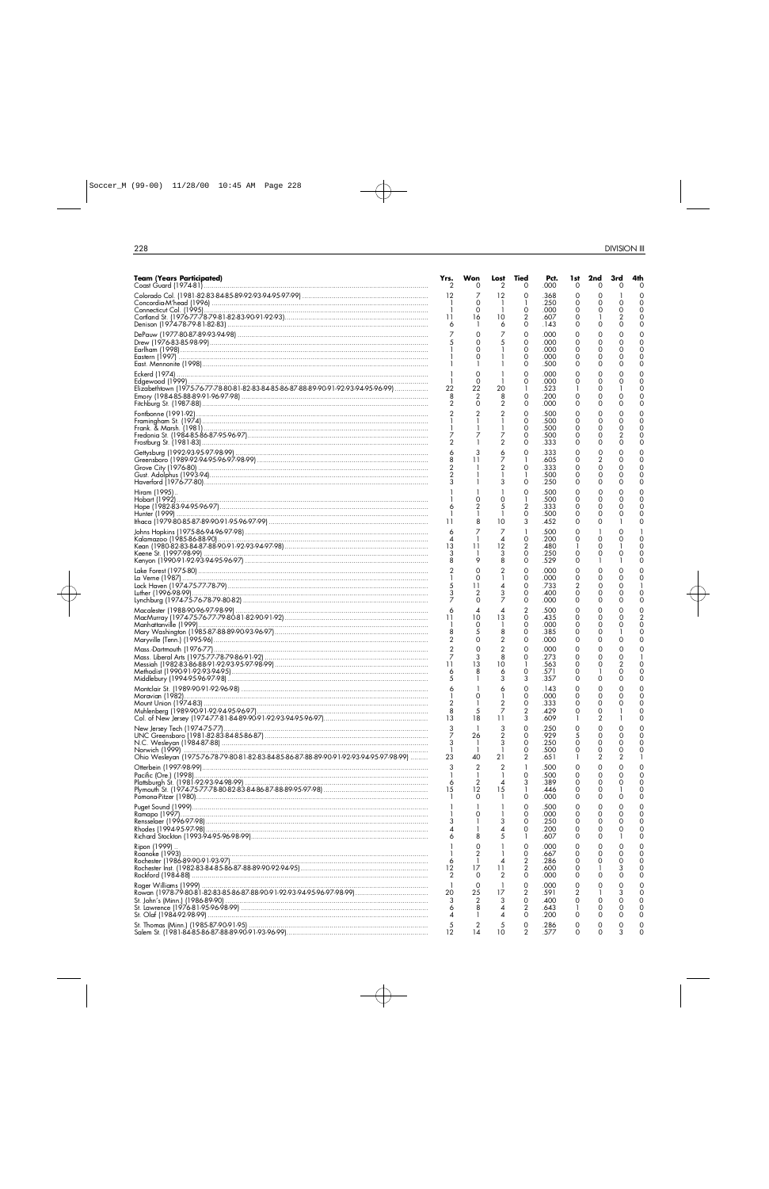| Team (Years Participated) | Yrs. | Won | Lost | Tied | Pct. | 1st | 2nd | 3rd | 4th |
|---|---|---|---|---|---|---|---|---|---|
| Coast Guard (1974-81) | 2 | 0 | 2 | 0 | .000 | 0 | 0 | 0 | 0 |
| Colorado Col. (1981-82-83-84-85-89-92-93-94-95-97-99) | 12 | 7 | 12 | 0 | .368 | 0 | 0 | 1 | 0 |
| Concordia-M'head (1996) | 1 | 0 | 1 | 1 | .250 | 0 | 0 | 0 | 0 |
| Connecticut Col. (1995) | 1 | 0 | 1 | 0 | .000 | 0 | 0 | 0 | 0 |
| Cortland St. (1976-77-78-79-81-82-83-90-91-92-93) | 11 | 16 | 10 | 2 | .607 | 0 | 1 | 2 | 0 |
| Denison (1974-78-79-81-82-83) | 6 | 1 | 6 | 0 | .143 | 0 | 0 | 0 | 0 |
| DePauw (1977-80-87-89-93-94-98) | 7 | 0 | 7 | 0 | .000 | 0 | 0 | 0 | 0 |
| Drew (1976-83-85-98-99) | 5 | 0 | 5 | 0 | .000 | 0 | 0 | 0 | 0 |
| Earlham (1998) | 1 | 0 | 1 | 0 | .000 | 0 | 0 | 0 | 0 |
| Eastern (1997) | 1 | 0 | 1 | 0 | .000 | 0 | 0 | 0 | 0 |
| East. Mennonite (1998) | 1 | 1 | 1 | 0 | .500 | 0 | 0 | 0 | 0 |
| Eckerd (1974) | 1 | 0 | 1 | 0 | .000 | 0 | 0 | 0 | 0 |
| Edgewood (1999) | 1 | 0 | 1 | 0 | .000 | 0 | 0 | 0 | 0 |
| Elizabethtown (1975-76-77-78-80-81-82-83-84-85-86-87-88-89-90-91-92-93-94-95-96-99) | 22 | 22 | 20 | 1 | .523 | 1 | 0 | 1 | 0 |
| Emory (1984-85-88-89-91-96-97-98) | 8 | 2 | 8 | 0 | .200 | 0 | 0 | 0 | 0 |
| Fitchburg St. (1987-88) | 2 | 0 | 2 | 0 | .000 | 0 | 0 | 0 | 0 |
| Fontbonne (1991-92) | 2 | 2 | 2 | 0 | .500 | 0 | 0 | 0 | 0 |
| Framingham St. (1974) | 1 | 1 | 1 | 0 | .500 | 0 | 0 | 0 | 0 |
| Frank. & Marsh. (1981) | 1 | 1 | 1 | 0 | .500 | 0 | 0 | 0 | 0 |
| Fredonia St. (1984-85-86-87-95-96-97) | 7 | 7 | 7 | 0 | .500 | 0 | 0 | 2 | 0 |
| Frostburg St. (1981-83) | 2 | 1 | 2 | 0 | .333 | 0 | 0 | 0 | 0 |
| Gettysburg (1992-93-95-97-98-99) | 6 | 3 | 6 | 0 | .333 | 0 | 0 | 0 | 0 |
| Greensboro (1989-92-94-95-96-97-98-99) | 8 | 11 | 7 | 1 | .605 | 0 | 2 | 0 | 0 |
| Grove City (1976-80) | 2 | 1 | 2 | 0 | .333 | 0 | 0 | 0 | 0 |
| Gust. Adolphus (1993-94) | 2 | 1 | 1 | 1 | .500 | 0 | 0 | 0 | 0 |
| Haverford (1976-77-80) | 3 | 1 | 3 | 0 | .250 | 0 | 0 | 0 | 0 |
| Hiram (1995) | 1 | 1 | 1 | 0 | .500 | 0 | 0 | 0 | 0 |
| Hobart (1992) | 1 | 0 | 0 | 1 | .500 | 0 | 0 | 0 | 0 |
| Hope (1982-83-94-95-96-97) | 6 | 2 | 5 | 2 | .333 | 0 | 0 | 0 | 0 |
| Hunter (1999) | 1 | 1 | 1 | 0 | .500 | 0 | 0 | 0 | 0 |
| Ithaca (1979-80-85-87-89-90-91-95-96-97-99) | 11 | 8 | 10 | 3 | .452 | 0 | 0 | 1 | 0 |
| Johns Hopkins (1975-86-94-96-97-98) | 6 | 7 | 7 | 1 | .500 | 0 | 1 | 0 | 1 |
| Kalamazoo (1985-86-88-90) | 4 | 1 | 4 | 0 | .200 | 0 | 0 | 0 | 0 |
| Kean (1980-82-83-84-87-88-90-91-92-93-94-97-98) | 13 | 11 | 12 | 2 | .480 | 1 | 0 | 1 | 0 |
| Keene St. (1997-98-99) | 3 | 1 | 3 | 0 | .250 | 0 | 0 | 0 | 0 |
| Kenyon (1990-91-92-93-94-95-96-97) | 8 | 9 | 8 | 0 | .529 | 0 | 1 | 1 | 0 |
| Lake Forest (1975-80) | 2 | 0 | 2 | 0 | .000 | 0 | 0 | 0 | 0 |
| La Verne (1987) | 1 | 0 | 1 | 0 | .000 | 0 | 0 | 0 | 0 |
| Lock Haven (1974-75-77-78-79) | 5 | 11 | 4 | 0 | .733 | 2 | 0 | 0 | 1 |
| Luther (1996-98-99) | 3 | 2 | 3 | 0 | .400 | 0 | 0 | 0 | 0 |
| Lynchburg (1974-75-76-78-79-80-82) | 7 | 0 | 7 | 0 | .000 | 0 | 0 | 0 | 0 |
| Macalester (1988-90-96-97-98-99) | 6 | 4 | 4 | 2 | .500 | 0 | 0 | 0 | 0 |
| MacMurray (1974-75-76-77-79-80-81-82-90-91-92) | 11 | 10 | 13 | 0 | .435 | 0 | 0 | 0 | 2 |
| Manhattanville (1999) | 1 | 0 | 1 | 0 | .000 | 0 | 0 | 0 | 0 |
| Mary Washington (1985-87-88-89-90-93-96-97) | 8 | 5 | 8 | 0 | .385 | 0 | 0 | 1 | 0 |
| Maryville (Tenn.) (1995-96) | 2 | 0 | 2 | 0 | .000 | 0 | 0 | 0 | 0 |
| Mass.-Dartmouth (1976-77) | 2 | 0 | 2 | 0 | .000 | 0 | 0 | 0 | 0 |
| Mass. Liberal Arts (1975-77-78-79-86-91-92) | 7 | 3 | 8 | 0 | .273 | 0 | 0 | 0 | 1 |
| Messiah (1982-83-86-88-91-92-93-95-97-98-99) | 11 | 13 | 10 | 1 | .563 | 0 | 0 | 2 | 0 |
| Methodist (1990-91-92-93-94-95) | 6 | 8 | 6 | 0 | .571 | 0 | 1 | 0 | 0 |
| Middlebury (1994-95-96-97-98) | 5 | 1 | 3 | 3 | .357 | 0 | 0 | 0 | 0 |
| Montclair St. (1989-90-91-92-96-98) | 6 | 1 | 6 | 0 | .143 | 0 | 0 | 0 | 0 |
| Moravian (1982) | 1 | 0 | 1 | 0 | .000 | 0 | 0 | 0 | 0 |
| Mount Union (1974-83) | 2 | 1 | 2 | 0 | .333 | 0 | 0 | 0 | 0 |
| Muhlenberg (1989-90-91-92-94-95-96-97) | 8 | 5 | 7 | 2 | .429 | 0 | 0 | 1 | 0 |
| Col. of New Jersey (1974-77-81-84-89-90-91-92-93-94-95-96-97) | 13 | 18 | 11 | 3 | .609 | 1 | 2 | 1 | 0 |
| New Jersey Tech (1974-75-77) | 3 | 1 | 3 | 0 | .250 | 0 | 0 | 0 | 0 |
| UNC Greensboro (1981-82-83-84-85-86-87) | 7 | 26 | 2 | 0 | .929 | 5 | 0 | 0 | 0 |
| N.C. Wesleyan (1984-87-88) | 3 | 1 | 3 | 0 | .250 | 0 | 0 | 0 | 0 |
| Norwich (1999) | 1 | 1 | 1 | 0 | .500 | 0 | 0 | 0 | 0 |
| Ohio Wesleyan (1975-76-78-79-80-81-82-83-84-85-86-87-88-89-90-91-92-93-94-95-97-98-99) | 23 | 40 | 21 | 2 | .651 | 1 | 2 | 2 | 1 |
| Otterbein (1997-98-99) | 3 | 2 | 2 | 1 | .500 | 0 | 0 | 0 | 0 |
| Pacific (Ore.) (1998) | 1 | 1 | 1 | 0 | .500 | 0 | 0 | 0 | 0 |
| Plattsburgh St. (1981-92-93-94-98-99) | 6 | 2 | 4 | 3 | .389 | 0 | 0 | 0 | 0 |
| Plymouth St. (1974-75-77-78-80-82-83-84-86-87-88-89-95-97-98) | 15 | 12 | 15 | 1 | .446 | 0 | 0 | 1 | 0 |
| Pomona-Pitzer (1980) | 1 | 0 | 1 | 0 | .000 | 0 | 0 | 0 | 0 |
| Puget Sound (1999) | 1 | 1 | 1 | 0 | .500 | 0 | 0 | 0 | 0 |
| Ramapo (1997) | 1 | 0 | 1 | 0 | .000 | 0 | 0 | 0 | 0 |
| Rensselaer (1996-97-98) | 3 | 1 | 3 | 0 | .250 | 0 | 0 | 0 | 0 |
| Rhodes (1994-95-97-98) | 4 | 1 | 4 | 0 | .200 | 0 | 0 | 0 | 0 |
| Richard Stockton (1993-94-95-96-98-99) | 6 | 8 | 5 | 1 | .607 | 0 | 0 | 1 | 0 |
| Ripon (1999) | 1 | 0 | 1 | 0 | .000 | 0 | 0 | 0 | 0 |
| Roanoke (1993) | 1 | 2 | 1 | 0 | .667 | 0 | 0 | 0 | 0 |
| Rochester (1986-89-90-91-93-97) | 6 | 1 | 4 | 2 | .286 | 0 | 0 | 0 | 0 |
| Rochester Inst. (1982-83-84-85-86-87-88-89-90-92-94-95) | 12 | 17 | 11 | 2 | .600 | 0 | 1 | 3 | 0 |
| Rockford (1984-88) | 2 | 0 | 2 | 0 | .000 | 0 | 0 | 0 | 0 |
| Roger Williams (1999) | 1 | 0 | 1 | 0 | .000 | 0 | 0 | 0 | 0 |
| Rowan (1978-79-80-81-82-83-85-86-87-88-90-91-92-93-94-95-96-97-98-99) | 20 | 25 | 17 | 2 | .591 | 2 | 1 | 3 | 0 |
| St. John's (Minn.) (1986-89-90) | 3 | 2 | 3 | 0 | .400 | 0 | 0 | 0 | 0 |
| St. Lawrence (1976-81-95-96-98-99) | 6 | 8 | 4 | 2 | .643 | 1 | 0 | 0 | 0 |
| St. Olaf (1984-92-98-99) | 4 | 1 | 4 | 0 | .200 | 0 | 0 | 0 | 0 |
| St. Thomas (Minn.) (1985-87-90-91-95) | 5 | 2 | 5 | 0 | .286 | 0 | 0 | 0 | 0 |
| Salem St. (1981-84-85-86-87-88-89-90-91-93-96-99) | 12 | 14 | 10 | 2 | .577 | 0 | 0 | 3 | 0 |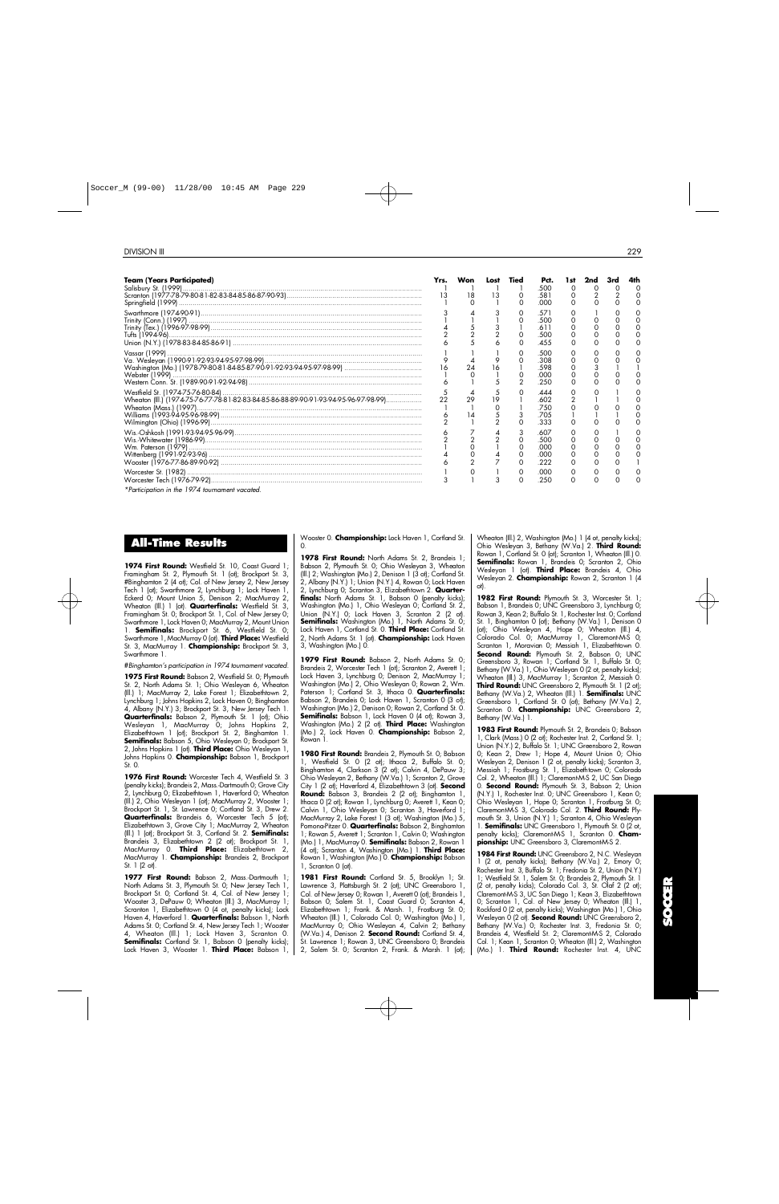| Team (Years Participated) | Yrs. | Won | Lost | Tied | Pct. | 1st | 2nd | 3rd | 4th |
|---|---|---|---|---|---|---|---|---|---|
| Salisbury St. (1999) | 1 | 1 | 1 | 1 | .500 | 0 | 0 | 0 | 0 |
| Scranton (1977-78-79-80-81-82-83-84-85-86-87-90-93) | 13 | 18 | 13 | 0 | .581 | 0 | 2 | 2 | 0 |
| Springfield (1999) | 1 | 0 | 1 | 0 | .000 | 0 | 0 | 0 | 0 |
| Swarthmore (1974-90-91) | 3 | 4 | 3 | 0 | .571 | 0 | 1 | 0 | 0 |
| Trinity (Conn.) (1997) | 1 | 1 | 1 | 0 | .500 | 0 | 0 | 0 | 0 |
| Trinity (Tex.) (1996-97-98-99) | 4 | 5 | 3 | 1 | .611 | 0 | 0 | 0 | 0 |
| Tufts (1994-96) | 2 | 2 | 2 | 0 | .500 | 0 | 0 | 0 | 0 |
| Union (N.Y.) (1978-83-84-85-86-91) | 6 | 5 | 6 | 0 | .455 | 0 | 0 | 0 | 0 |
| Vassar (1999) | 1 | 1 | 1 | 0 | .500 | 0 | 0 | 0 | 0 |
| Va. Wesleyan (1990-91-92-93-94-95-97-98-99) | 9 | 4 | 9 | 0 | .308 | 0 | 0 | 0 | 0 |
| Washington (Mo.) (1978-79-80-81-84-85-87-90-91-92-93-94-95-97-98-99) | 16 | 24 | 16 | 1 | .598 | 0 | 3 | 1 | 1 |
| Webster (1999) | 1 | 0 | 1 | 0 | .000 | 0 | 0 | 0 | 0 |
| Western Conn. St. (1989-90-91-92-94-98) | 6 | 1 | 5 | 2 | .250 | 0 | 0 | 0 | 0 |
| Westfield St. (1974-75-76-80-84) | 5 | 4 | 5 | 0 | .444 | 0 | 0 | 1 | 0 |
| Wheaton (Ill.) (1974-75-76-77-78-81-82-83-84-85-86-88-89-90-91-93-94-95-96-97-98-99) | 22 | 29 | 19 | 1 | .602 | 2 | 1 | 1 | 0 |
| Wheaton (Mass.) (1997) | 1 | 1 | 0 | 1 | .750 | 0 | 0 | 0 | 0 |
| Williams (1993-94-95-96-98-99) | 6 | 14 | 5 | 3 | .705 | 1 | 1 | 1 | 0 |
| Wilmington (Ohio) (1996-99) | 2 | 1 | 2 | 0 | .333 | 0 | 0 | 0 | 0 |
| Wis.-Oshkosh (1991-93-94-95-96-99) | 6 | 7 | 4 | 3 | .607 | 0 | 0 | 1 | 0 |
| Wis.-Whitewater (1986-99) | 2 | 2 | 2 | 0 | .500 | 0 | 0 | 0 | 0 |
| Wm. Paterson (1979) | 1 | 0 | 1 | 0 | .000 | 0 | 0 | 0 | 0 |
| Wittenberg (1991-92-93-96) | 4 | 0 | 4 | 0 | .000 | 0 | 0 | 0 | 0 |
| Wooster (1976-77-86-89-90-92) | 6 | 2 | 7 | 0 | .222 | 0 | 0 | 0 | 1 |
| Worcester St. (1982) | 1 | 0 | 1 | 0 | .000 | 0 | 0 | 0 | 0 |
| Worcester Tech (1976-79-92) | 3 | 1 | 3 | 0 | .250 | 0 | 0 | 0 | 0 |

*Participation in the 1974 tournament vacated.

## All-Time Results

**1974 First Round:** Westfield St. 10, Coast Guard 1; Framingham St. 2, Plymouth St. 1 (ot); Brockport St. 3, #Binghamton 2 (4 ot); Col. of New Jersey 2, New Jersey Tech 1 (ot); Swarthmore 2, Lynchburg 1; Lock Haven 1, Eckerd 0; Mount Union 5, Denison 2; MacMurray 2, Wheaton (Ill.) 1 (ot). **Quarterfinals:** Westfield St. 3, Framingham St. 0; Brockport St. 1, Col. of New Jersey 0; Swarthmore 1, Lock Haven 0; MacMurray 2, Mount Union 1. **Semifinals:** Brockport St. 6, Westfield St. 0; Swarthmore 1, MacMurray 0 (ot). **Third Place:** Westfield St. 3, MacMurray 1. **Championship:** Brockport St. 3, Swarthmore 1.

*#Binghamton's participation in 1974 tournament vacated.*

**1975 First Round:** Babson 2, Westfield St. 0; Plymouth St. 2, North Adams St. 1; Ohio Wesleyan 6, Wheaton (Ill.) 1; MacMurray 2, Lake Forest 1; Elizabethtown 2, Lynchburg 1; Johns Hopkins 2, Lock Haven 0; Binghamton 4, Albany (N.Y.) 3; Brockport St. 3, New Jersey Tech 1. **Quarterfinals:** Babson 2, Plymouth St. 1 (ot); Ohio Wesleyan 1, MacMurray 0; Johns Hopkins 2, Elizabethtown 1 (ot); Brockport St. 2, Binghamton 1. **Semifinals:** Babson 5, Ohio Wesleyan 0; Brockport St. 2, Johns Hopkins 1 (ot). **Third Place:** Ohio Wesleyan 1, Johns Hopkins 0. **Championship:** Babson 1, Brockport St. 0.

**1976 First Round:** Worcester Tech 4, Westfield St. 3 (penalty kicks); Brandeis 2, Mass.-Dartmouth 0; Grove City 2, Lynchburg 0; Elizabethtown 1, Haverford 0; Wheaton (Ill.) 2, Ohio Wesleyan 1 (ot); MacMurray 2, Wooster 1; Brockport St. 1, St. Lawrence 0; Cortland St. 3, Drew 2. **Quarterfinals:** Brandeis 6, Worcester Tech 5 (ot); Elizabethtown 3, Grove City 1; MacMurray 2, Wheaton (Ill.) 1 (ot); Brockport St. 3, Cortland St. 2. **Semifinals:** Brandeis 3, Elizabethtown 2 (2 ot); Brockport St. 1, MacMurray 0. **Third Place:** Elizabethtown 2, MacMurray 1. **Championship:** Brandeis 2, Brockport St. 1 (2 ot).

**1977 First Round:** Babson 2, Mass.-Dartmouth 1; North Adams St. 3, Plymouth St. 0; New Jersey Tech 1; Brockport St. 0; Cortland St. 4, Col. of New Jersey 1; Wooster 3, DePauw 0; Wheaton (Ill.) 3, MacMurray 1; Scranton 1, Elizabethtown 0 (4 ot, penalty kicks); Lock Haven 4, Haverford 1. **Quarterfinals:** Babson 1, North Adams St. 0; Cortland St. 4, New Jersey Tech 1; Wooster 4, Wheaton (Ill.) 1; Lock Haven 3, Scranton 0. **Semifinals:** Cortland St. 1, Babson 0 (penalty kicks); Lock Haven 3, Wooster 1. **Third Place:** Babson 1, Wooster 0. **Championship:** Lock Haven 1, Cortland St. 0.

**1978 First Round:** North Adams St. 2, Brandeis 1; Babson 2, Plymouth St. 0; Ohio Wesleyan 3, Wheaton (Ill.) 2; Washington (Mo.) 2, Denison 1 (3 ot); Cortland St. 2, Albany (N.Y.) 1; Union (N.Y.) 4, Rowan 0; Lock Haven 2, Lynchburg 0; Scranton 3, Elizabethtown 2. **Quarterfinals:** North Adams St. 1, Babson 0 (penalty kicks); Washington (Mo.) 1, Ohio Wesleyan 0; Cortland St. 2, Union (N.Y.) 0; Lock Haven 3, Scranton 2 (2 ot). **Semifinals:** Washington (Mo.) 1, North Adams St. 0; Lock Haven 1, Cortland St. 0. **Third Place:** Cortland St. 2, North Adams St. 1 (ot). **Championship:** Lock Haven 3, Washington (Mo.) 0.

**1979 First Round:** Babson 2, North Adams St. 0; Brandeis 2, Worcester Tech 1 (ot); Scranton 2, Averett 1; Lock Haven 3, Lynchburg 0; Denison 2, MacMurray 1; Washington (Mo.) 2, Ohio Wesleyan 0; Rowan 2, Wm. Paterson 1; Cortland St. 3, Ithaca 0. **Quarterfinals:** Babson 2, Brandeis 0; Lock Haven 1, Scranton 0 (3 ot); Washington (Mo.) 2, Denison 0; Rowan 2, Cortland St. 0. **Semifinals:** Babson 1, Lock Haven 0 (4 ot); Rowan 3, Washington (Mo.) 2 (2 ot). **Third Place:** Washington (Mo.) 2, Lock Haven 0. **Championship:** Babson 2, Rowan 1.

**1980 First Round:** Brandeis 2, Plymouth St. 0; Babson 1, Westfield St. 0 (2 ot); Ithaca 2, Buffalo St. 0; Binghamton 4, Clarkson 3 (2 ot); Calvin 4, DePauw 3; Ohio Wesleyan 2, Bethany (W.Va.) 1; Scranton 2, Grove City 1 (2 ot); Haverford 4, Elizabethtown 3 (ot). **Second Round:** Babson 3, Brandeis 2 (2 ot); Binghamton 1, Ithaca 0 (2 ot); Rowan 1, Lynchburg 0; Averett 1, Kean 0; Calvin 1, Ohio Wesleyan 0; Scranton 3, Haverford 1; MacMurray 2, Lake Forest 1 (3 ot); Washington (Mo.) 5, Pomona-Pitzer 0. **Quarterfinals:** Babson 2, Binghamton 1; Rowan 5, Averett 1; Scranton 1, Calvin 0; Washington (Mo.) 1, MacMurray 0. **Semifinals:** Babson 2, Rowan 1 (4 ot); Scranton 4, Washington (Mo.) 1. **Third Place:** Rowan 1, Washington (Mo.) 0. **Championship:** Babson 1, Scranton 0 (ot).

**1981 First Round:** Cortland St. 5, Brooklyn 1; St. Lawrence 3, Plattsburgh St. 2 (ot); UNC Greensboro 1, Col. of New Jersey 0; Rowan 1, Averett 0 (ot); Brandeis 1, Babson 0; Salem St. 1, Coast Guard 0; Scranton 4, Elizabethtown 1; Frank. & Marsh. 1, Frostburg St. 0; Wheaton (Ill.) 1, Colorado Col. 0; Washington (Mo.) 1, MacMurray 0; Ohio Wesleyan 4, Calvin 2; Bethany (W.Va.) 4, Denison 2. **Second Round:** Cortland St. 4, St. Lawrence 1; Rowan 3, UNC Greensboro 0; Brandeis 2, Salem St. 0; Scranton 2, Frank. & Marsh. 1 (ot); Wheaton (Ill.) 2, Washington (Mo.) 1 (4 ot, penalty kicks); Ohio Wesleyan 3, Bethany (W.Va.) 2. **Third Round:** Rowan 1, Cortland St. 0 (ot); Scranton 1, Wheaton (Ill.) 0. **Semifinals:** Rowan 1, Brandeis 0; Scranton 2, Ohio Wesleyan 1 (ot). **Third Place:** Brandeis 4, Ohio Wesleyan 2. **Championship:** Rowan 2, Scranton 1 (4 ot).

**1982 First Round:** Plymouth St. 3, Worcester St. 1; Babson 1, Brandeis 0; UNC Greensboro 3, Lynchburg 0; Rowan 3, Kean 2; Buffalo St. 1, Rochester Inst. 0; Cortland St. 1, Binghamton 0 (ot); Bethany (W.Va.) 1, Denison 0 (ot); Ohio Wesleyan 4, Hope 0; Wheaton (Ill.) 4, Colorado Col. 0; MacMurray 1, Claremont-M-S 0; Scranton 1, Moravian 0; Messiah 1, Elizabethtown 0. **Second Round:** Plymouth St. 2, Babson 0; UNC Greensboro 3, Rowan 1; Cortland St. 1, Buffalo St. 0; Bethany (W.Va.) 1, Ohio Wesleyan 0 (2 ot, penalty kicks); Wheaton (Ill.) 3, MacMurray 1; Scranton 2, Messiah 0. **Third Round:** UNC Greensboro 2, Plymouth St. 1 (2 ot); Bethany (W.Va.) 2, Wheaton (Ill.) 1. **Semifinals:** UNC Greensboro 1, Cortland St. 0 (ot); Bethany (W.Va.) 2, Scranton 0. **Championship:** UNC Greensboro 2, Bethany (W.Va.) 1.

**1983 First Round:** Plymouth St. 2, Brandeis 0; Babson 1, Clark (Mass.) 0 (2 ot); Rochester Inst. 2, Cortland St. 1; Union (N.Y.) 2, Buffalo St. 1; UNC Greensboro 2, Rowan 0; Kean 2, Drew 1; Hope 4, Mount Union 0; Ohio Wesleyan 2, Denison 1 (2 ot, penalty kicks); Scranton 3, Messiah 1; Frostburg St. 1, Elizabethtown 0; Colorado Col. 2, Wheaton (Ill.) 1; Claremont-M-S 2, UC San Diego 0. **Second Round:** Plymouth St. 3, Babson 2; Union (N.Y.) 1, Rochester Inst. 0; UNC Greensboro 1, Kean 0; Ohio Wesleyan 1, Hope 0; Scranton 1, Frostburg St. 0; Claremont-M-S 3, Colorado Col. 2. **Third Round:** Plymouth St. 3, Union (N.Y.) 1; Scranton 4, Ohio Wesleyan 1. **Semifinals:** UNC Greensboro 1, Plymouth St. 0 (2 ot, penalty kicks); Claremont-M-S 1, Scranton 0. **Championship:** UNC Greensboro 3, Claremont-M-S 2.

**1984 First Round:** UNC Greensboro 2, N.C. Wesleyan 1 (2 ot, penalty kicks); Bethany (W.Va.) 2, Emory 0; Rochester Inst. 3, Buffalo St. 1; Fredonia St. 2, Union (N.Y.) 1; Westfield St. 1, Salem St. 0; Brandeis 2, Plymouth St. 1 (2 ot, penalty kicks); Colorado Col. 3, St. Olaf 2 (2 ot); Claremont-M-S 3, UC San Diego 1; Kean 3, Elizabethtown 0; Scranton 1, Col. of New Jersey 0; Wheaton (Ill.) 1, Rockford 0 (2 ot, penalty kicks); Washington (Mo.) 1, Ohio Wesleyan 0 (2 ot). **Second Round:** UNC Greensboro 2, Bethany (W.Va.) 0; Rochester Inst. 3, Fredonia St. 0; Brandeis 4, Westfield St. 2; Claremont-M-S 2, Colorado Col. 1; Kean 1, Scranton 0; Wheaton (Ill.) 2, Washington (Mo.) 1. **Third Round:** Rochester Inst. 4, UNC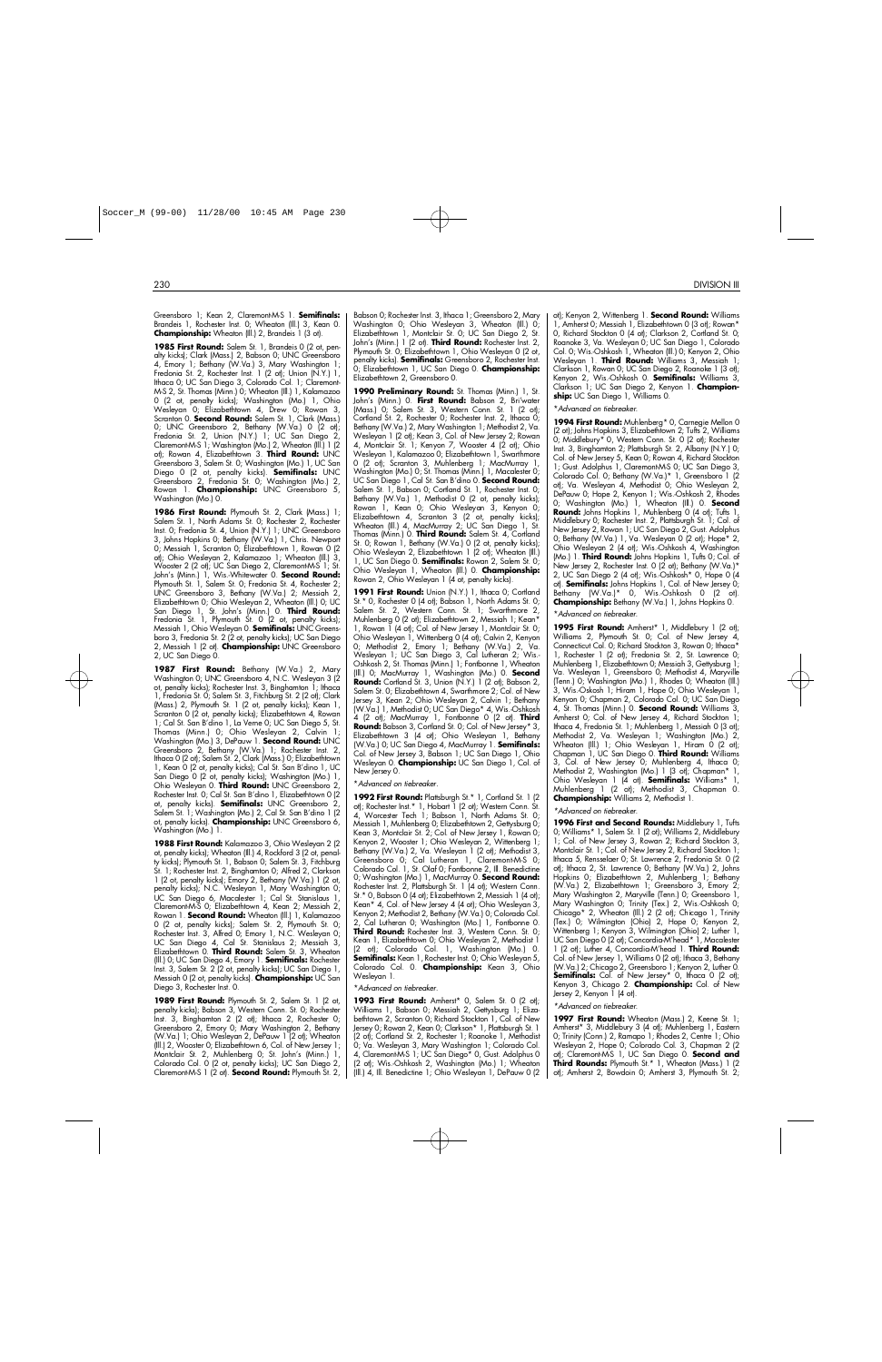Greensboro 1; Kean 2, Claremont-M-S 1. **Semifinals:** Brandeis 1, Rochester Inst. 0; Wheaton (Ill.) 3, Kean 0. **Championship:** Wheaton (Ill.) 2, Brandeis 1 (3 ot).

**1985 First Round:** Salem St. 1, Brandeis 0 (2 ot, penalty kicks); Clark (Mass.) 2, Babson 0; UNC Greensboro 4, Emory 1; Bethany (W.Va.) 3, Mary Washington 1; Fredonia St. 2, Rochester Inst. 1 (2 ot); Union (N.Y.) 1, Ithaca 0; UC San Diego 3, Colorado Col. 1; Claremont-M-S 2, St. Thomas (Minn.) 0; Wheaton (Ill.) 1, Kalamazoo 0 (2 ot, penalty kicks); Washington (Mo.) 1, Ohio Wesleyan 0; Elizabethtown 4, Drew 0; Rowan 3, Scranton 0. **Second Round:** Salem St. 1, Clark (Mass.) 0; UNC Greensboro 2, Bethany (W.Va.) 0 (2 ot); Fredonia St. 2, Union (N.Y.) 1; UC San Diego 2, Claremont-M-S 1; Washington (Mo.) 2, Wheaton (Ill.) 1 (2 ot); Rowan 4, Elizabethtown 3. **Third Round:** UNC Greensboro 3, Salem St. 0; Washington (Mo.) 1, UC San Diego 0 (2 ot, penalty kicks). **Semifinals:** UNC Greensboro 2, Fredonia St. 0; Washington (Mo.) 2, Rowan 1. **Championship:** UNC Greensboro 5, Washington (Mo.) 0.

**1986 First Round:** Plymouth St. 2, Clark (Mass.) 1; Salem St. 1, North Adams St. 0; Rochester 2, Rochester Inst. 0; Fredonia St. 4, Union (N.Y.) 1; UNC Greensboro 3, Johns Hopkins 0; Bethany (W.Va.) 1, Chris. Newport 0; Messiah 1, Scranton 0; Elizabethtown 1, Rowan 0 (2 ot); Ohio Wesleyan 2, Kalamazoo 1; Wheaton (Ill.) 3, Wooster 2 (2 ot); UC San Diego 2, Claremont-M-S 1; St. John's (Minn.) 1, Wis.-Whitewater 0. **Second Round:** Plymouth St. 1, Salem St. 0; Fredonia St. 4, Rochester 2; UNC Greensboro 3, Bethany (W.Va.) 2; Messiah 2, Elizabethtown 0; Ohio Wesleyan 2, Wheaton (Ill.) 0; UC San Diego 1, St. John's (Minn.) 0. **Third Round:** Fredonia St. 1, Plymouth St. 0 (2 ot, penalty kicks); Messiah 1, Ohio Wesleyan 0. **Semifinals:** UNC Greensboro 3, Fredonia St. 2 (2 ot, penalty kicks); UC San Diego 2, Messiah 1 (2 ot). **Championship:** UNC Greensboro 2, UC San Diego 0.

**1987 First Round:** Bethany (W.Va.) 2, Mary Washington 0; UNC Greensboro 4, N.C. Wesleyan 3 (2 ot, penalty kicks); Rochester Inst. 3, Binghamton 1; Ithaca 1, Fredonia St. 0; Salem St. 3, Fitchburg St. 2 (2 ot); Clark (Mass.) 2, Plymouth St. 1 (2 ot, penalty kicks); Kean 1, Scranton 0 (2 ot, penalty kicks); Elizabethtown 4, Rowan 1; Cal St. San B'dino 1, La Verne 0; UC San Diego 5, St. Thomas (Minn.) 0; Ohio Wesleyan 2, Calvin 1; Washington (Mo.) 3, DePauw 1. **Second Round:** UNC Greensboro 2, Bethany (W.Va.) 1; Rochester Inst. 2, Ithaca 0 (2 ot); Salem St. 2, Clark (Mass.) 0; Elizabethtown 1, Kean 0 (2 ot, penalty kicks); Cal St. San B'dino 1, UC San Diego 0 (2 ot, penalty kicks); Washington (Mo.) 1, Ohio Wesleyan 0. **Third Round:** UNC Greensboro 2, Rochester Inst. 0; Cal St. San B'dino 1, Elizabethtown 0 (2 ot, penalty kicks). **Semifinals:** UNC Greensboro 2, Salem St. 1; Washington (Mo.) 2, Cal St. San B'dino 1 (2 ot, penalty kicks). **Championship:** UNC Greensboro 6, Washington (Mo.) 1.

**1988 First Round:** Kalamazoo 3, Ohio Wesleyan 2 (2 ot, penalty kicks); Wheaton (Ill.) 4, Rockford 3 (2 ot, penalty kicks); Plymouth St. 1, Babson 0; Salem St. 3, Fitchburg St. 1; Rochester Inst. 2, Binghamton 0; Alfred 2, Clarkson 1 (2 ot, penalty kicks); Emory 2, Bethany (W.Va.) 1 (2 ot, penalty kicks); N.C. Wesleyan 1, Mary Washington 0; UC San Diego 6, Macalester 1; Cal St. Stanislaus 1, Claremont-M-S 0; Elizabethtown 4, Kean 2; Messiah 2, Rowan 1. **Second Round:** Wheaton (Ill.) 1, Kalamazoo 0 (2 ot, penalty kicks); Salem St. 2, Plymouth St. 0; Rochester Inst. 3, Alfred 0; Emory 1, N.C. Wesleyan 0; UC San Diego 4, Cal St. Stanislaus 2; Messiah 3, Elizabethtown 0. **Third Round:** Salem St. 3, Wheaton (Ill.) 0; UC San Diego 4, Emory 1. **Semifinals:** Rochester Inst. 3, Salem St. 2 (2 ot, penalty kicks); UC San Diego 1, Messiah 0 (2 ot, penalty kicks). **Championship:** UC San Diego 3, Rochester Inst. 0.

**1989 First Round:** Plymouth St. 2, Salem St. 1 (2 ot, penalty kicks); Babson 3, Western Conn. St. 0; Rochester Inst. 3, Binghamton 2 (2 ot); Ithaca 2, Rochester 0; Greensboro 2, Emory 0; Mary Washington 2, Bethany (W.Va.) 1; Ohio Wesleyan 2, DePauw 1 (2 ot); Wheaton (Ill.) 2, Wooster 0; Elizabethtown 6, Col. of New Jersey 1; Montclair St. 2, Muhlenberg 0; St. John's (Minn.) 1, Colorado Col. 0 (2 ot, penalty kicks); UC San Diego 2, Claremont-M-S 1 (2 ot). **Second Round:** Plymouth St. 2, Babson 0; Rochester Inst. 3, Ithaca 1; Greensboro 2, Mary Washington 0; Ohio Wesleyan 3, Wheaton (Ill.) 0; Elizabethtown 1, Montclair St. 0; UC San Diego 2, St. John's (Minn.) 1 (2 ot). **Third Round:** Rochester Inst. 2, Plymouth St. 0; Elizabethtown 1, Ohio Wesleyan 0 (2 ot, penalty kicks). **Semifinals:** Greensboro 2, Rochester Inst. 0; Elizabethtown 1, UC San Diego 0. **Championship:** Elizabethtown 2, Greensboro 0.

**1990 Preliminary Round:** St. Thomas (Minn.) 1, St. John's (Minn.) 0. **First Round:** Babson 2, Bri'water (Mass.) 0; Salem St. 3, Western Conn. St. 1 (2 ot); Cortland St. 2, Rochester 0; Rochester Inst. 2, Ithaca 0; Bethany (W.Va.) 2, Mary Washington 1; Methodist 2, Va. Wesleyan 1 (2 ot); Kean 3, Col. of New Jersey 2; Rowan 4, Montclair St. 1; Kenyon 7, Wooster 4 (2 ot), Ohio Wesleyan 1, Kalamazoo 0; Elizabethtown 1, Swarthmore 0 (2 ot); Scranton 3, Muhlenberg 1; MacMurray 1, Washington (Mo.) 0; St. Thomas (Minn.) 1, Macalester 0; UC San Diego 1, Cal St. San B'dino 0. **Second Round:** Salem St. 1, Babson 0; Cortland St. 1, Rochester Inst. 0; Bethany (W.Va.) 1, Methodist 0 (2 ot, penalty kicks); Rowan 1, Kean 0; Ohio Wesleyan 3, Kenyon 0; Elizabethtown 4, Scranton 3 (2 ot, penalty kicks); Wheaton (Ill.) 4, MacMurray 2; UC San Diego 1, St. Thomas (Minn.) 0. **Third Round:** Salem St. 4, Cortland St. 0; Rowan 1, Bethany (W.Va.) 0 (2 ot, penalty kicks); Ohio Wesleyan 2, Elizabethtown 1 (2 ot); Wheaton (Ill.) 1, UC San Diego 0. **Semifinals:** Rowan 2, Salem St. 0; Ohio Wesleyan 1, Wheaton (Ill.) 0. **Championship:** Rowan 2, Ohio Wesleyan 1 (4 ot, penalty kicks).

**1991 First Round:** Union (N.Y.) 1, Ithaca 0; Cortland St.* 0, Rochester 0 (4 ot); Babson 1, North Adams St. 0; Salem St. 2, Western Conn. St. 1; Swarthmore 2, Muhlenberg 0 (2 ot); Elizabethtown 2, Messiah 1; Kean* 1, Rowan 1 (4 ot); Col. of New Jersey 1, Montclair St. 0; Ohio Wesleyan 1, Wittenberg 0 (4 ot); Calvin 2, Kenyon 0; Methodist 2, Emory 1; Bethany (W.Va.) 2, Va. Wesleyan 1; UC San Diego 3, Cal Lutheran 2; Wis.-Oshkosh 2, St. Thomas (Minn.) 1; Fontbonne 1, Wheaton (Ill.) 0; MacMurray 1, Washington (Mo.) 0. **Second Round:** Cortland St. 3, Union (N.Y.) 1 (2 ot); Babson 2, Salem St. 0; Elizabethtown 4, Swarthmore 2; Col. of New Jersey 3, Kean 2; Ohio Wesleyan 2, Calvin 1; Bethany (W.Va.) 1, Methodist 0; UC San Diego* 4, Wis.-Oshkosh 4 (2 ot); MacMurray 1, Fontbonne 0 (2 ot). **Third Round:** Babson 3, Cortland St. 0; Col. of New Jersey* 3, Elizabethtown 3 (4 ot); Ohio Wesleyan 1, Bethany (W.Va.) 0; UC San Diego 4, MacMurray 1. **Semifinals:** Col. of New Jersey 3, Babson 1; UC San Diego 1, Ohio Wesleyan 0. **Championship:** UC San Diego 1, Col. of New Jersey 0.

*Advanced on tiebreaker.*

**1992 First Round:** Plattsburgh St.* 1, Cortland St. 1 (2 ot); Rochester Inst.* 1, Hobart 1 (2 ot); Western Conn. St. 4, Worcester Tech 1; Babson 1, North Adams St. 0; Messiah 1, Muhlenberg 0; Elizabethtown 2, Gettysburg 0; Kean 3, Montclair St. 2; Col. of New Jersey 1, Rowan 0; Kenyon 2, Wooster 1; Ohio Wesleyan 2, Wittenberg 1; Bethany (W.Va.) 2, Va. Wesleyan 1 (2 ot); Methodist 3, Greensboro 0; Cal Lutheran 1, Claremont-M-S 0; Colorado Col. 1, St. Olaf 0; Fontbonne 2, Ill. Benedictine 0; Washington (Mo.) 1, MacMurray 0. **Second Round:** Rochester Inst. 2, Plattsburgh St. 1 (4 ot); Western Conn. St.* 0, Babson 0 (4 ot); Elizabethtown 2, Messiah 1 (4 ot); Kean* 4, Col. of New Jersey 4 (4 ot); Ohio Wesleyan 3, Kenyon 2; Methodist 2, Bethany (W.Va.) 0; Colorado Col. 2, Cal Lutheran 0; Washington (Mo.) 1, Fontbonne 0. **Third Round:** Rochester Inst. 3, Western Conn. St. 0; Kean 1, Elizabethtown 0; Ohio Wesleyan 2, Methodist 1 (2 ot); Colorado Col. 1, Washington (Mo.) 0. **Semifinals:** Kean 1, Rochester Inst. 0; Ohio Wesleyan 5, Colorado Col. 0. **Championship:** Kean 3, Ohio Wesleyan 1.

*Advanced on tiebreaker.*

**1993 First Round:** Amherst* 0, Salem St. 0 (2 ot); Williams 1, Babson 0; Messiah 2, Gettysburg 1; Elizabethtown 2, Scranton 0; Richard Stockton 1, Col. of New Jersey 0; Rowan 2, Kean 0; Clarkson* 1, Plattsburgh St. 1 (2 ot); Cortland St. 2, Rochester 1; Roanoke 1, Methodist 0; Va. Wesleyan 3, Mary Washington 1; Colorado Col. 4, Claremont-M-S 1; UC San Diego* 0, Gust. Adolphus 0 (2 ot); Wis.-Oshkosh 2, Washington (Mo.) 1; Wheaton (Ill.) 4, Ill. Benedictine 1; Ohio Wesleyan 1, DePauw 0 (2 ot); Kenyon 2, Wittenberg 1. **Second Round:** Williams 1, Amherst 0; Messiah 1, Elizabethtown 0 (3 ot); Rowan* 0, Richard Stockton 0 (4 ot); Clarkson 2, Cortland St. 0; Roanoke 3, Va. Wesleyan 0; UC San Diego 1, Colorado Col. 0; Wis.-Oshkosh 1, Wheaton (Ill.) 0; Kenyon 2, Ohio Wesleyan 1. **Third Round:** Williams 3, Messiah 1; Clarkson 1, Rowan 0; UC San Diego 2, Roanoke 1 (3 ot); Kenyon 2, Wis.-Oshkosh 0. **Semifinals:** Williams 3, Clarkson 1; UC San Diego 2, Kenyon 1. **Championship:** UC San Diego 1, Williams 0.

*Advanced on tiebreaker.*

**1994 First Round:** Muhlenberg* 0, Carnegie Mellon 0 (2 ot); Johns Hopkins 3, Elizabethtown 2; Tufts 2, Williams 0; Middlebury* 0, Western Conn. St. 0 (2 ot); Rochester Inst. 3, Binghamton 2; Plattsburgh St. 2, Albany (N.Y.) 0; Col. of New Jersey 5, Kean 0; Rowan 4, Richard Stockton 1; Gust. Adolphus 1, Claremont-M-S 0; UC San Diego 3, Colorado Col. 0; Bethany (W.Va.)* 1, Greensboro 1 (2 ot); Va. Wesleyan 4, Methodist 0; Ohio Wesleyan 2, DePauw 0; Hope 2, Kenyon 1; Wis.-Oshkosh 2, Rhodes 0; Washington (Mo.) 1, Wheaton (Ill.) 0. **Second Round:** Johns Hopkins 1, Muhlenberg 0 (4 ot); Tufts 1, Middlebury 0; Rochester Inst. 2, Plattsburgh St. 1; Col. of New Jersey 2, Rowan 1; UC San Diego 2, Gust. Adolphus 0; Bethany (W.Va.) 1, Va. Wesleyan 0 (2 ot); Hope* 2, Ohio Wesleyan 2 (4 ot); Wis.-Oshkosh 4, Washington (Mo.) 1. **Third Round:** Johns Hopkins 1, Tufts 0; Col. of New Jersey 2, Rochester Inst. 0 (2 ot); Bethany (W.Va.)* 2, UC San Diego 2 (4 ot); Wis.-Oshkosh* 0, Hope 0 (4 ot). **Semifinals:** Johns Hopkins 1, Col. of New Jersey 0; Bethany (W.Va.)* 0, Wis.-Oshkosh 0 (2 ot). **Championship:** Bethany (W.Va.) 1, Johns Hopkins 0.

*Advanced on tiebreaker.*

**1995 First Round:** Amherst* 1, Middlebury 1 (2 ot); Williams 2, Plymouth St. 0; Col. of New Jersey 4, Connecticut Col. 0; Richard Stockton 3, Rowan 0; Ithaca* 1, Rochester 1 (2 ot); Fredonia St. 2, St. Lawrence 0; Muhlenberg 1, Elizabethtown 0; Messiah 3, Gettysburg 1; Va. Wesleyan 1, Greensboro 0; Methodist 4, Maryville (Tenn.) 0; Washington (Mo.) 1, Rhodes 0; Wheaton (Ill.) 3, Wis.-Oskosh 1; Hiram 1, Hope 0; Ohio Wesleyan 1, Kenyon 0; Chapman 2, Colorado Col. 0; UC San Diego 4, St. Thomas (Minn.) 0. **Second Round:** Williams 3, Amherst 0; Col. of New Jersey 4, Richard Stockton 1; Ithaca 4, Fredonia St. 1; Muhlenberg 1, Messiah 0 (3 ot); Methodist 2, Va. Wesleyan 1; Washington (Mo.) 2, Wheaton (Ill.) 1; Ohio Wesleyan 1, Hiram 0 (2 ot); Chapman 1, UC San Diego 0. **Third Round:** Williams 3, Col. of New Jersey 0; Muhlenberg 4, Ithaca 0; Methodist 2, Washington (Mo.) 1 (3 ot); Chapman* 1, Ohio Wesleyan 1 (4 ot). **Semifinals:** Williams* 1, Muhlenberg 1 (2 ot); Methodist 3, Chapman 0. **Championship:** Williams 2, Methodist 1.

*Advanced on tiebreaker.*

**1996 First and Second Rounds:** Middlebury 1, Tufts 0; Williams* 1, Salem St. 1 (2 ot); Williams 2, Middlebury 1; Col. of New Jersey 3, Rowan 2; Richard Stockton 3, Montclair St. 1; Col. of New Jersey 2, Richard Stockton 1; Ithaca 5, Rensselaer 0; St. Lawrence 2, Fredonia St. 0 (2 ot); Ithaca 2, St. Lawrence 0; Bethany (W.Va.) 2, Johns Hopkins 0; Elizabethtown 2, Muhlenberg 1; Bethany (W.Va.) 2, Elizabethtown 1; Greensboro 3, Emory 2; Mary Washington 2, Maryville (Tenn.) 0; Greensboro 1, Mary Washington 0; Trinity (Tex.) 2, Wis.-Oshkosh 0; Chicago* 2, Wheaton (Ill.) 2 (2 ot); Chicago 1, Trinity (Tex.) 0; Wilmington (Ohio) 2, Hope 0; Kenyon 2, Wittenberg 1; Kenyon 3, Wilmington (Ohio) 2; Luther 1, UC San Diego 0 (2 ot); Concordia-M'head* 1, Macalester 1 (2 ot); Luther 4, Concordia-M'head 1. **Third Round:** Col. of New Jersey 1, Williams 0 (2 ot); Ithaca 3, Bethany (W.Va.) 2; Chicago 2, Greensboro 1; Kenyon 2, Luther 0. **Semifinals:** Col. of New Jersey* 0, Ithaca 0 (2 ot); Kenyon 3, Chicago 2. **Championship:** Col. of New Jersey 2, Kenyon 1 (4 ot).

*Advanced on tiebreaker.*

**1997 First Round:** Wheaton (Mass.) 2, Keene St. 1; Amherst* 3, Middlebury 3 (4 ot); Muhlenberg 1, Eastern 0; Trinity (Conn.) 2, Ramapo 1; Rhodes 2, Centre 1; Ohio Wesleyan 2, Hope 0; Colorado Col. 3, Chapman 2 (2 ot); Claremont-M-S 1, UC San Diego 0. **Second and Third Rounds:** Plymouth St.* 1, Wheaton (Mass.) 1 (2 ot); Amherst 2, Bowdoin 0; Amherst 3, Plymouth St. 2;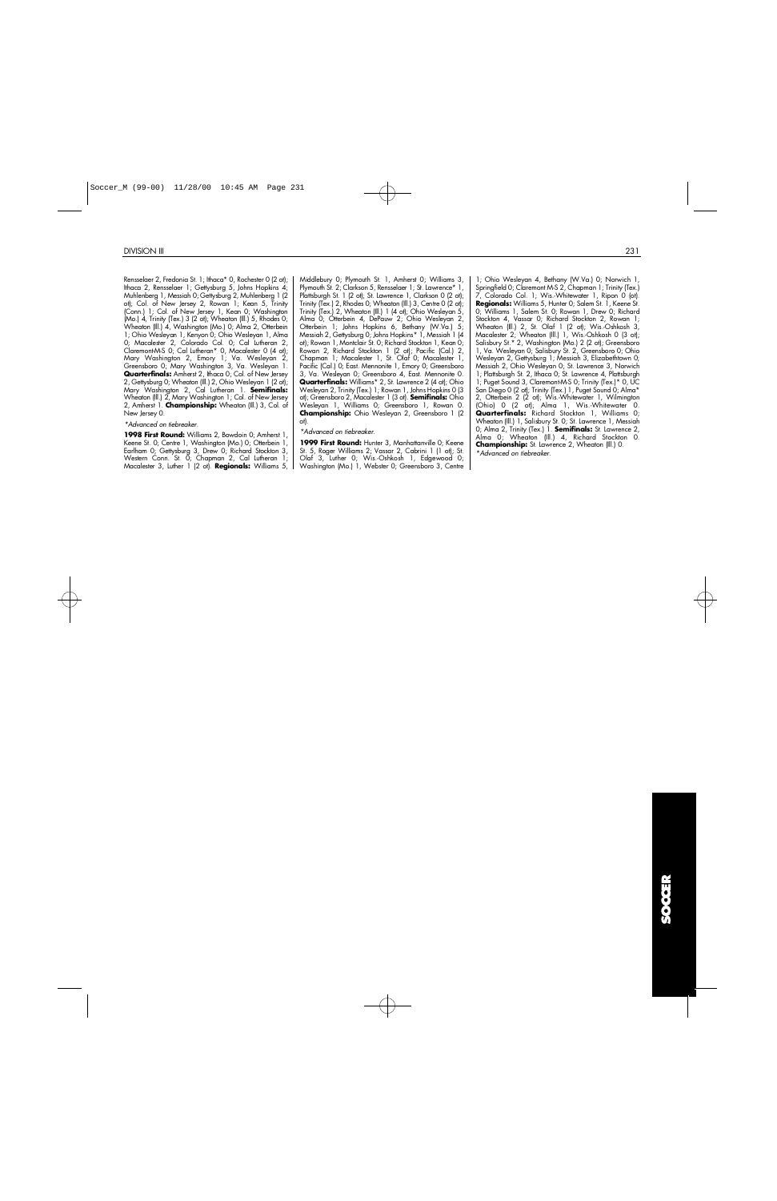Rensselaer 2, Fredonia St. 1; Ithaca* 0, Rochester 0 (2 ot); Ithaca 2, Rensselaer 1; Gettysburg 5, Johns Hopkins 4; Muhlenberg 1, Messiah 0; Gettysburg 2, Muhlenberg 1 (2 ot); Col. of New Jersey 2, Rowan 1; Kean 5, Trinity (Conn.) 1; Col. of New Jersey 1, Kean 0; Washington (Mo.) 4, Trinity (Tex.) 3 (2 ot); Wheaton (Ill.) 5, Rhodes 0; Wheaton (Ill.) 4, Washington (Mo.) 0; Alma 2, Otterbein 1; Ohio Wesleyan 1, Kenyon 0; Ohio Wesleyan 1, Alma 0; Macalester 2, Colorado Col. 0; Cal Lutheran 2, Claremont-M-S 0; Cal Lutheran* 0, Macalester 0 (4 ot); Mary Washington 2, Emory 1; Va. Wesleyan 2, Greensboro 0; Mary Washington 3, Va. Wesleyan 1. **Quarterfinals:** Amherst 2, Ithaca 0; Col. of New Jersey 2, Gettysburg 0; Wheaton (Ill.) 2, Ohio Wesleyan 1 (2 ot); Mary Washington 2, Cal Lutheran 1. **Semifinals:** Wheaton (Ill.) 2, Mary Washington 1; Col. of New Jersey 2, Amherst 1. **Championship:** Wheaton (Ill.) 3, Col. of New Jersey 0.

*Advanced on tiebreaker.

**1998 First Round:** Williams 2, Bowdoin 0; Amherst 1, Keene St. 0; Centre 1, Washington (Mo.) 0; Otterbein 1, Earlham 0; Gettysburg 3, Drew 0; Richard Stockton 3, Western Conn. St. 0; Chapman 2, Cal Lutheran 1; Macalester 3, Luther 1 (2 ot). **Regionals:** Williams 5, Middlebury 0; Plymouth St. 1, Amherst 0; Williams 3, Plymouth St. 2; Clarkson 5, Rensselaer 1; St. Lawrence* 1, Plattsburgh St. 1 (2 ot); St. Lawrence 1, Clarkson 0 (2 ot); Trinity (Tex.) 2, Rhodes 0; Wheaton (Ill.) 3, Centre 0 (2 ot); Trinity (Tex.) 2, Wheaton (Ill.) 1 (4 ot); Ohio Wesleyan 5, Alma 0; Otterbein 4, DePauw 2; Ohio Wesleyan 2, Otterbein 1; Johns Hopkins 6, Bethany (W.Va.) 5; Messiah 2, Gettysburg 0; Johns Hopkins* 1, Messiah 1 (4 ot); Rowan 1, Montclair St. 0; Richard Stockton 1, Kean 0; Rowan 2, Richard Stockton 1 (2 ot); Pacific (Cal.) 2, Chapman 1; Macalester 1, St. Olaf 0; Macalester 1, Pacific (Cal.) 0; East. Mennonite 1, Emory 0; Greensboro 3, Va. Wesleyan 0; Greensboro 4, East. Mennonite 0. **Quarterfinals:** Williams* 2, St. Lawrence 2 (4 ot); Ohio Wesleyan 2, Trinity (Tex.) 1; Rowan 1, Johns Hopkins 0 (3 ot); Greensboro 2, Macalester 1 (3 ot). **Semifinals:** Ohio Wesleyan 1, Williams 0; Greensboro 1, Rowan 0. **Championship:** Ohio Wesleyan 2, Greensboro 1 (2 ot).

*Advanced on tiebreaker.

**1999 First Round:** Hunter 3, Manhattanville 0; Keene St. 5, Roger Williams 2; Vassar 2, Cabrini 1 (1 ot); St. Olaf 3, Luther 0; Wis.-Oshkosh 1, Edgewood 0; Washington (Mo.) 1, Webster 0; Greensboro 3, Centre 1; Ohio Wesleyan 4, Bethany (W.Va.) 0; Norwich 1, Springfield 0; Claremont-M-S 2, Chapman 1; Trinity (Tex.) 7, Colorado Col. 1; Wis.-Whitewater 1, Ripon 0 (ot). **Regionals:** Williams 5, Hunter 0; Salem St. 1, Keene St. 0; Williams 1, Salem St. 0; Rowan 1, Drew 0; Richard Stockton 4, Vassar 0; Richard Stockton 2, Rowan 1; Wheaton (Ill.) 2, St. Olaf 1 (2 ot); Wis.-Oshkosh 3, Macalester 2; Wheaton (Ill.) 1, Wis.-Oshkosh 0 (3 ot); Salisbury St.* 2, Washington (Mo.) 2 (2 ot); Greensboro 1, Va. Wesleyan 0; Salisbury St. 2, Greensboro 0; Ohio Wesleyan 2, Gettysburg 1; Messiah 3, Elizabethtown 0; Messiah 2, Ohio Wesleyan 0; St. Lawrence 3, Norwich 1; Plattsburgh St. 2, Ithaca 0; St. Lawrence 4, Plattsburgh 1; Puget Sound 3, Claremont-M-S 0; Trinity (Tex.)* 0, UC San Diego 0 (2 ot); Trinity (Tex.) 1, Puget Sound 0; Alma* 2, Otterbein 2 (2 ot); Wis.-Whitewater 1, Wilmington (Ohio) 0 (2 ot); Alma 1, Wis.-Whitewater 0. **Quarterfinals:** Richard Stockton 1, Williams 0; Wheaton (Ill.) 1, Salisbury St. 0; St. Lawrence 1, Messiah 0; Alma 2, Trinity (Tex.) 1. **Semifinals:** St. Lawrence 2, Alma 0; Wheaton (Ill.) 4, Richard Stockton 0. **Championship:** St. Lawrence 2, Wheaton (Ill.) 0.

*Advanced on tiebreaker.